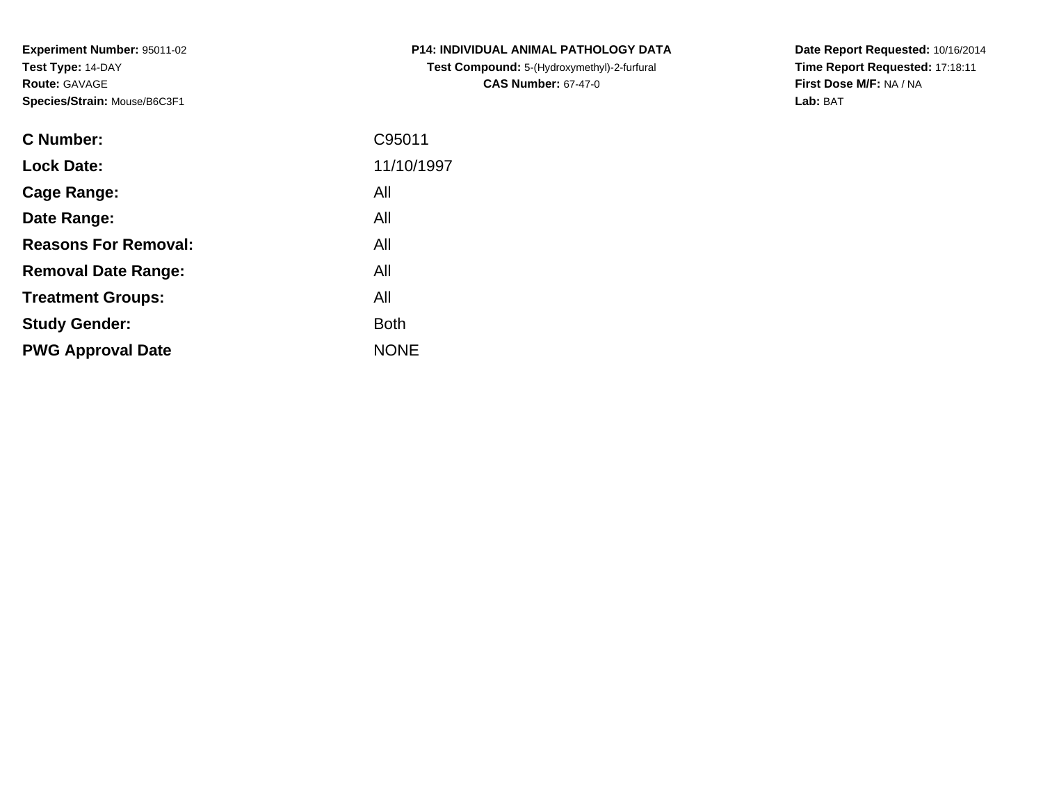**Experiment Number:** 95011-02
**Test Type:** 14-DAY
**Route:** GAVAGE
**Species/Strain:** Mouse/B6C3F1

**P14: INDIVIDUAL ANIMAL PATHOLOGY DATA**
**Test Compound:** 5-(Hydroxymethyl)-2-furfural
**CAS Number:** 67-47-0

**Date Report Requested:** 10/16/2014
**Time Report Requested:** 17:18:11
**First Dose M/F:** NA / NA
**Lab:** BAT

| | |
|---|---|
| **C Number:** | C95011 |
| **Lock Date:** | 11/10/1997 |
| **Cage Range:** | All |
| **Date Range:** | All |
| **Reasons For Removal:** | All |
| **Removal Date Range:** | All |
| **Treatment Groups:** | All |
| **Study Gender:** | Both |
| **PWG Approval Date** | NONE |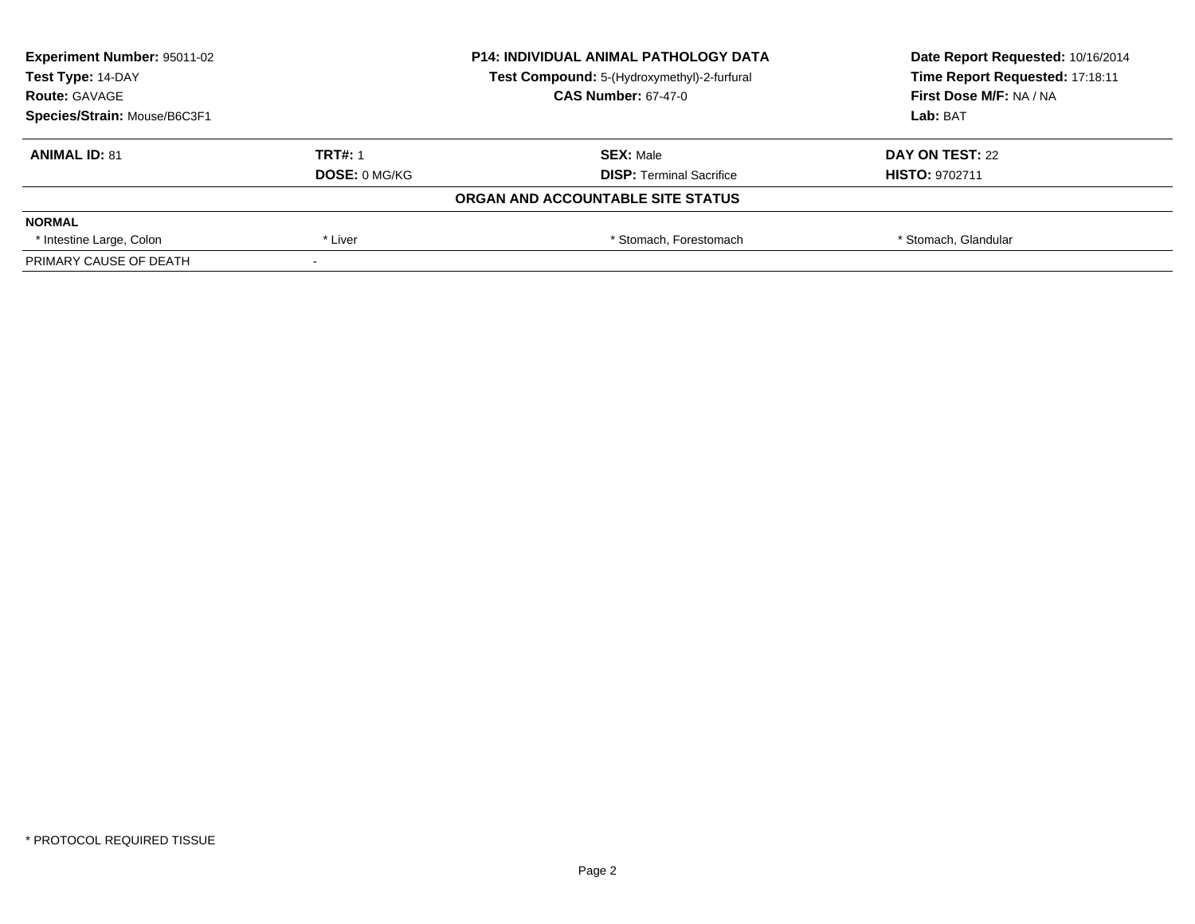**Experiment Number:** 95011-02
**Test Type:** 14-DAY
**Route:** GAVAGE
**Species/Strain:** Mouse/B6C3F1

**P14: INDIVIDUAL ANIMAL PATHOLOGY DATA**
**Test Compound:** 5-(Hydroxymethyl)-2-furfural
**CAS Number:** 67-47-0

**Date Report Requested:** 10/16/2014
**Time Report Requested:** 17:18:11
**First Dose M/F:** NA / NA
**Lab:** BAT

| **ANIMAL ID:** 81 | **TRT#:** 1 | **SEX:** Male | **DAY ON TEST:** 22 |
|---|---|---|---|
| | **DOSE:** 0 MG/KG | **DISP:** Terminal Sacrifice | **HISTO:** 9702711 |

**ORGAN AND ACCOUNTABLE SITE STATUS**

| **NORMAL** | | | |
|---|---|---|---|
| * Intestine Large, Colon | * Liver | * Stomach, Forestomach | * Stomach, Glandular |
| PRIMARY CAUSE OF DEATH | - | | |

* PROTOCOL REQUIRED TISSUE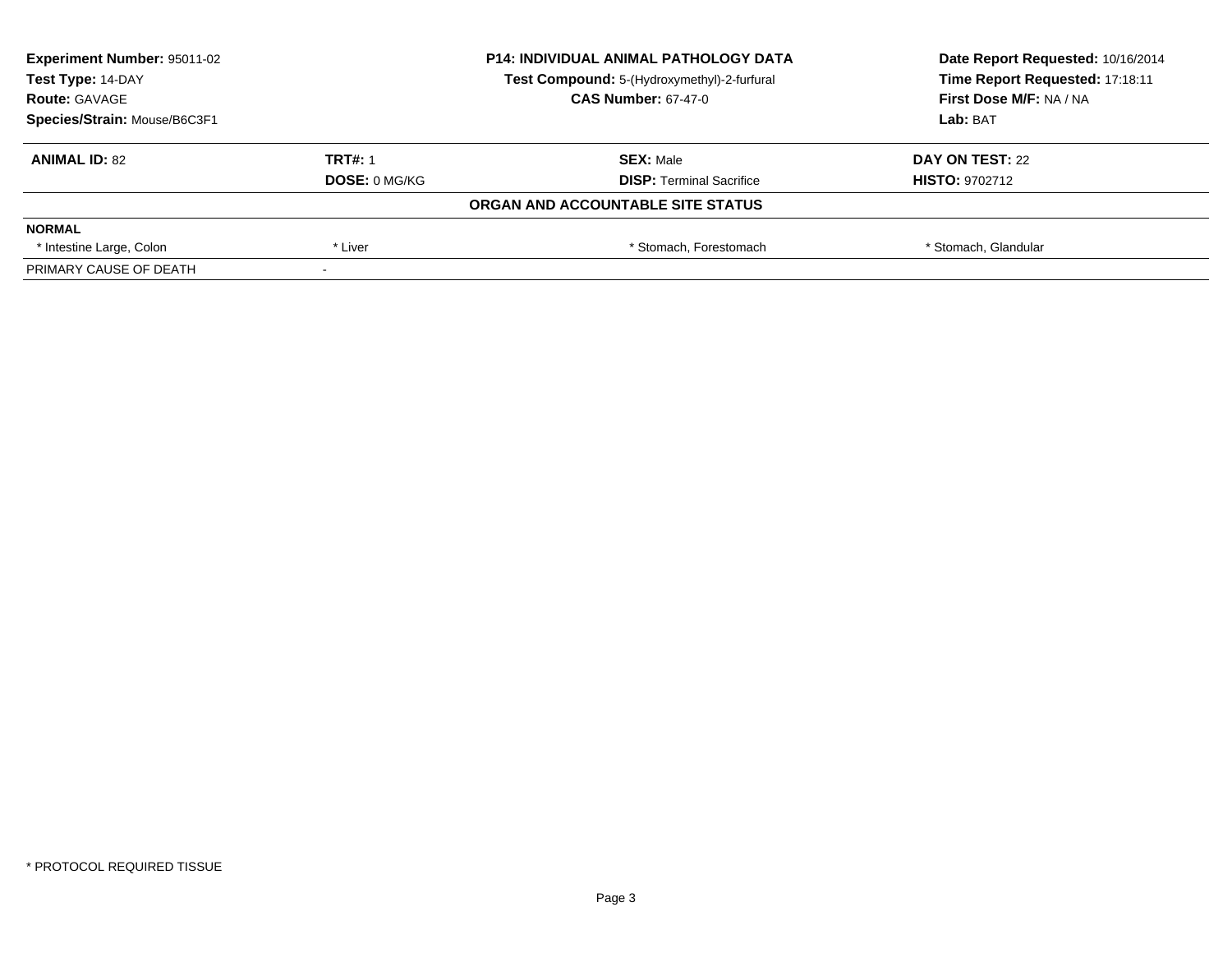| **Experiment Number:** 95011-02 | **P14: INDIVIDUAL ANIMAL PATHOLOGY DATA** | **Date Report Requested:** 10/16/2014 |
|---|---|---|
| **Test Type:** 14-DAY | **Test Compound:** 5-(Hydroxymethyl)-2-furfural | **Time Report Requested:** 17:18:11 |
| **Route:** GAVAGE | **CAS Number:** 67-47-0 | **First Dose M/F:** NA / NA |
| **Species/Strain:** Mouse/B6C3F1 | | **Lab:** BAT |

| **ANIMAL ID:** 82 | **TRT#:** 1 | **SEX:** Male | **DAY ON TEST:** 22 |
|---|---|---|---|
| | **DOSE:** 0 MG/KG | **DISP:** Terminal Sacrifice | **HISTO:** 9702712 |

**ORGAN AND ACCOUNTABLE SITE STATUS**

| **NORMAL** | | | |
|---|---|---|---|
| * Intestine Large, Colon | * Liver | * Stomach, Forestomach | * Stomach, Glandular |
| PRIMARY CAUSE OF DEATH | - | | |

* PROTOCOL REQUIRED TISSUE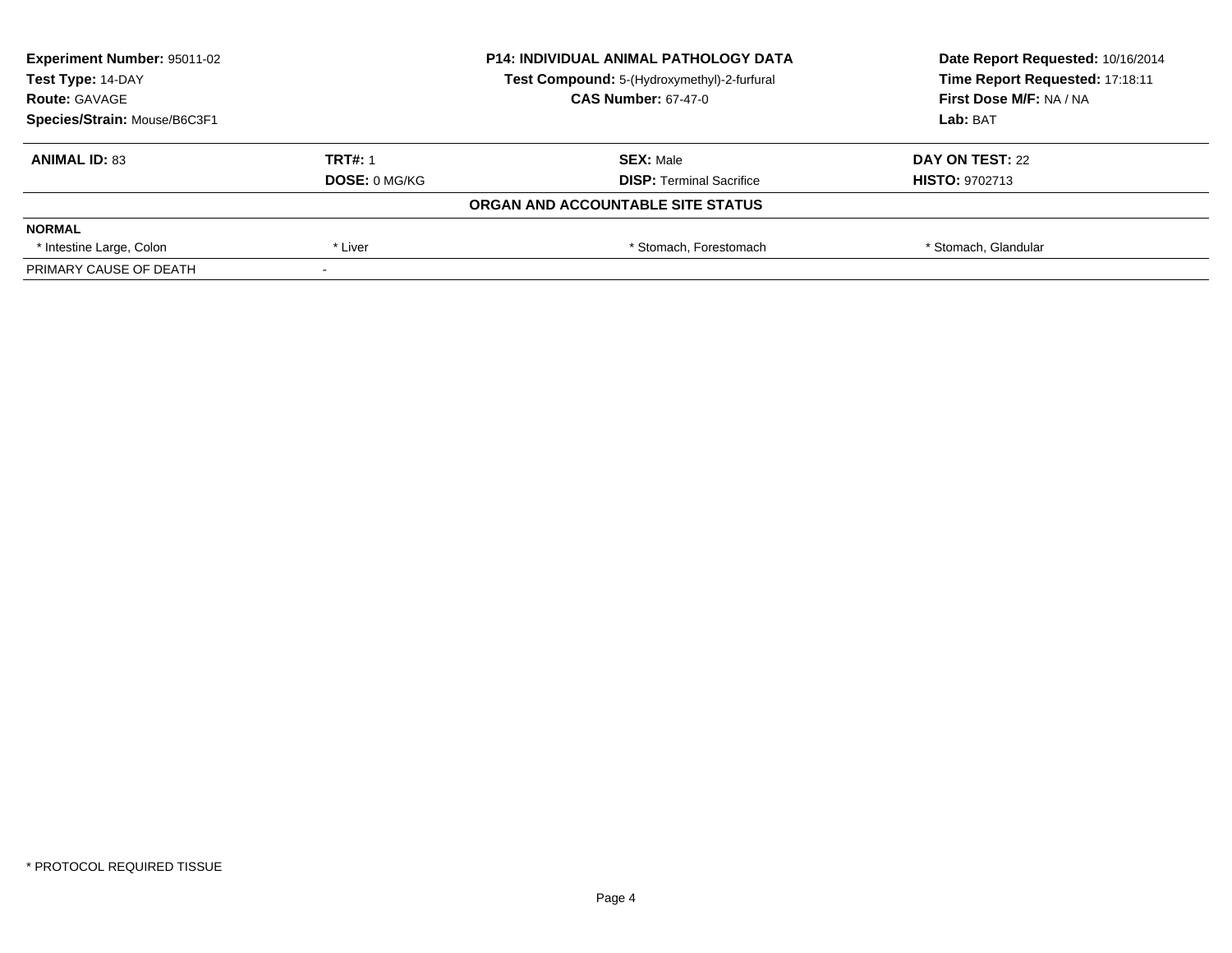| Experiment Number: 95011-02 | P14: INDIVIDUAL ANIMAL PATHOLOGY DATA | Date Report Requested: 10/16/2014 |
|---|---|---|
| Test Type: 14-DAY | Test Compound: 5-(Hydroxymethyl)-2-furfural | Time Report Requested: 17:18:11 |
| Route: GAVAGE | CAS Number: 67-47-0 | First Dose M/F: NA / NA |
| Species/Strain: Mouse/B6C3F1 | | Lab: BAT |

| ANIMAL ID: 83 | TRT#: 1 | SEX: Male | DAY ON TEST: 22 |
|---|---|---|---|
| | DOSE: 0 MG/KG | DISP: Terminal Sacrifice | HISTO: 9702713 |

**ORGAN AND ACCOUNTABLE SITE STATUS**

| NORMAL | | | |
|---|---|---|---|
| * Intestine Large, Colon | * Liver | * Stomach, Forestomach | * Stomach, Glandular |
| PRIMARY CAUSE OF DEATH | - | | |

* PROTOCOL REQUIRED TISSUE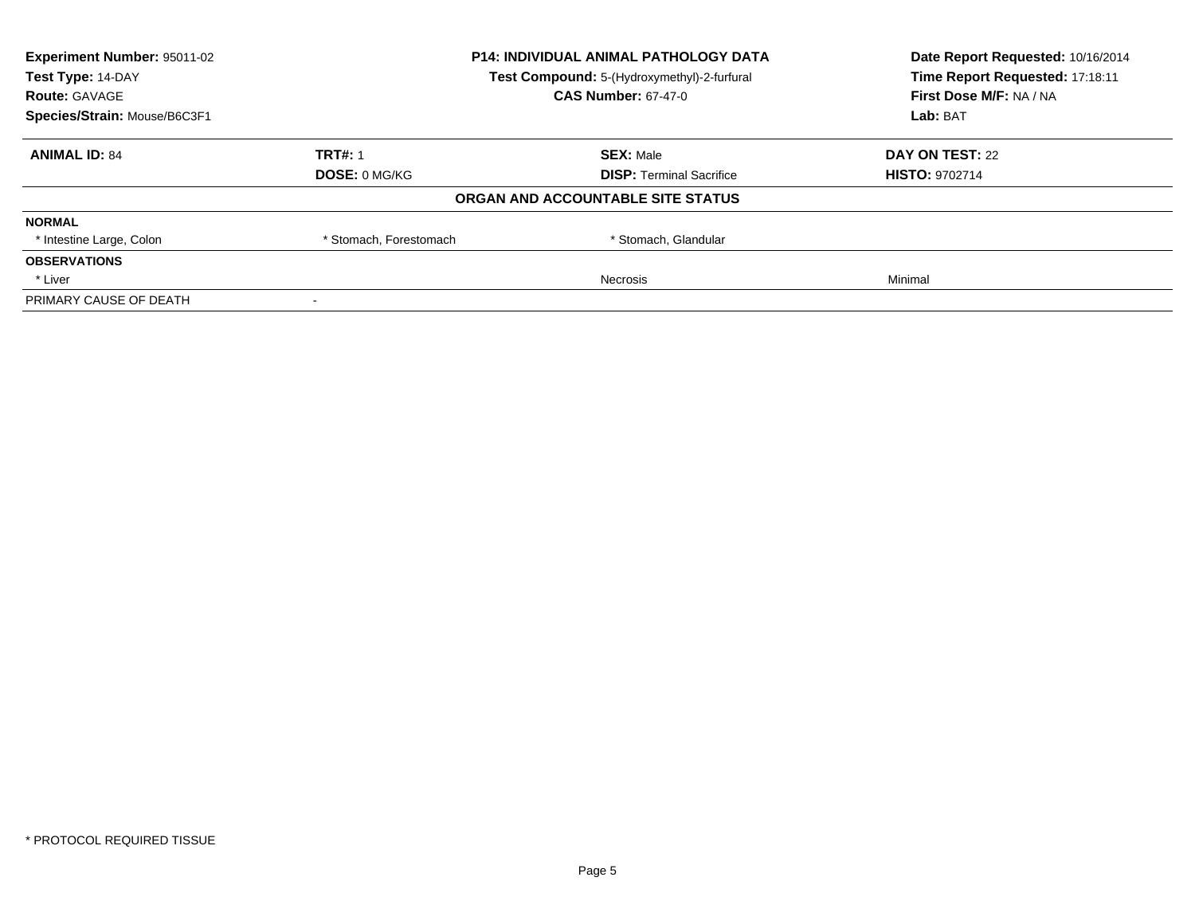| Experiment Number: 95011-02 | P14: INDIVIDUAL ANIMAL PATHOLOGY DATA | Date Report Requested: 10/16/2014 |
|---|---|---|
| Test Type: 14-DAY | Test Compound: 5-(Hydroxymethyl)-2-furfural | Time Report Requested: 17:18:11 |
| Route: GAVAGE | CAS Number: 67-47-0 | First Dose M/F: NA / NA |
| Species/Strain: Mouse/B6C3F1 | | Lab: BAT |

| ANIMAL ID: 84 | TRT#: 1 | SEX: Male | DAY ON TEST: 22 |
|---|---|---|---|
| | DOSE: 0 MG/KG | DISP: Terminal Sacrifice | HISTO: 9702714 |

**ORGAN AND ACCOUNTABLE SITE STATUS**

| | | | |
|---|---|---|---|
| **NORMAL** | | | |
| * Intestine Large, Colon | * Stomach, Forestomach | * Stomach, Glandular | |
| **OBSERVATIONS** | | | |
| * Liver | | Necrosis | Minimal |
| PRIMARY CAUSE OF DEATH | - | | |

* PROTOCOL REQUIRED TISSUE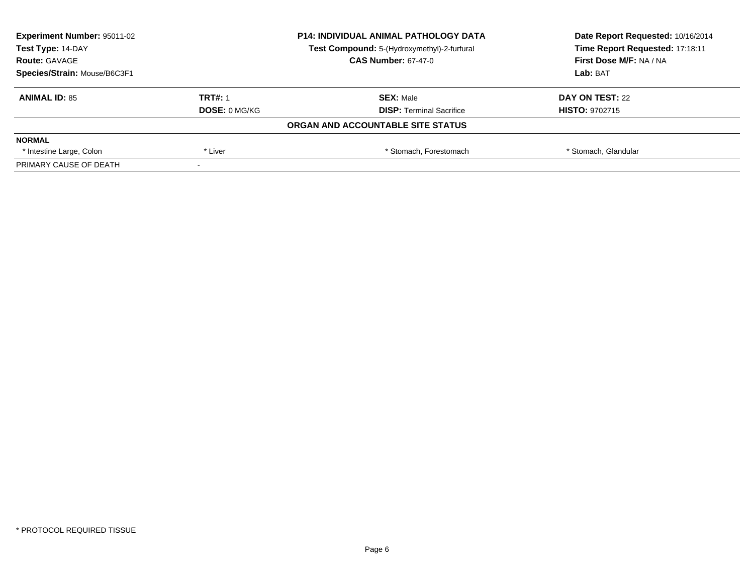**Experiment Number:** 95011-02
**Test Type:** 14-DAY
**Route:** GAVAGE
**Species/Strain:** Mouse/B6C3F1

**P14: INDIVIDUAL ANIMAL PATHOLOGY DATA**
**Test Compound:** 5-(Hydroxymethyl)-2-furfural
**CAS Number:** 67-47-0

**Date Report Requested:** 10/16/2014
**Time Report Requested:** 17:18:11
**First Dose M/F:** NA / NA
**Lab:** BAT

| **ANIMAL ID:** 85 | **TRT#:** 1 | **SEX:** Male | **DAY ON TEST:** 22 |
|---|---|---|---|
| | **DOSE:** 0 MG/KG | **DISP:** Terminal Sacrifice | **HISTO:** 9702715 |

**ORGAN AND ACCOUNTABLE SITE STATUS**

| **NORMAL** | | | |
|---|---|---|---|
| * Intestine Large, Colon | * Liver | * Stomach, Forestomach | * Stomach, Glandular |
| PRIMARY CAUSE OF DEATH | - | | |

* PROTOCOL REQUIRED TISSUE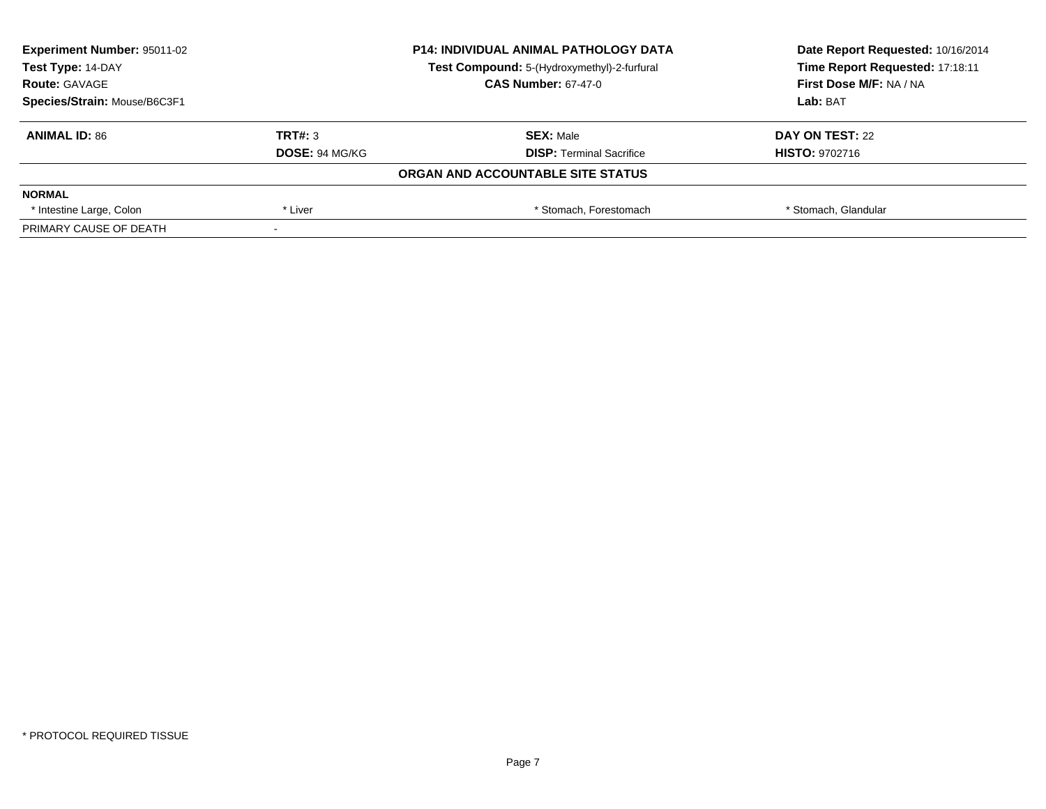| Experiment Number: 95011-02 | P14: INDIVIDUAL ANIMAL PATHOLOGY DATA | Date Report Requested: 10/16/2014 |
|---|---|---|
| Test Type: 14-DAY | Test Compound: 5-(Hydroxymethyl)-2-furfural | Time Report Requested: 17:18:11 |
| Route: GAVAGE | CAS Number: 67-47-0 | First Dose M/F: NA / NA |
| Species/Strain: Mouse/B6C3F1 | | Lab: BAT |

| ANIMAL ID: 86 | TRT#: 3 | SEX: Male | DAY ON TEST: 22 |
|---|---|---|---|
| | DOSE: 94 MG/KG | DISP: Terminal Sacrifice | HISTO: 9702716 |

**ORGAN AND ACCOUNTABLE SITE STATUS**

| NORMAL | | | |
|---|---|---|---|
| * Intestine Large, Colon | * Liver | * Stomach, Forestomach | * Stomach, Glandular |
| PRIMARY CAUSE OF DEATH | - | | |

* PROTOCOL REQUIRED TISSUE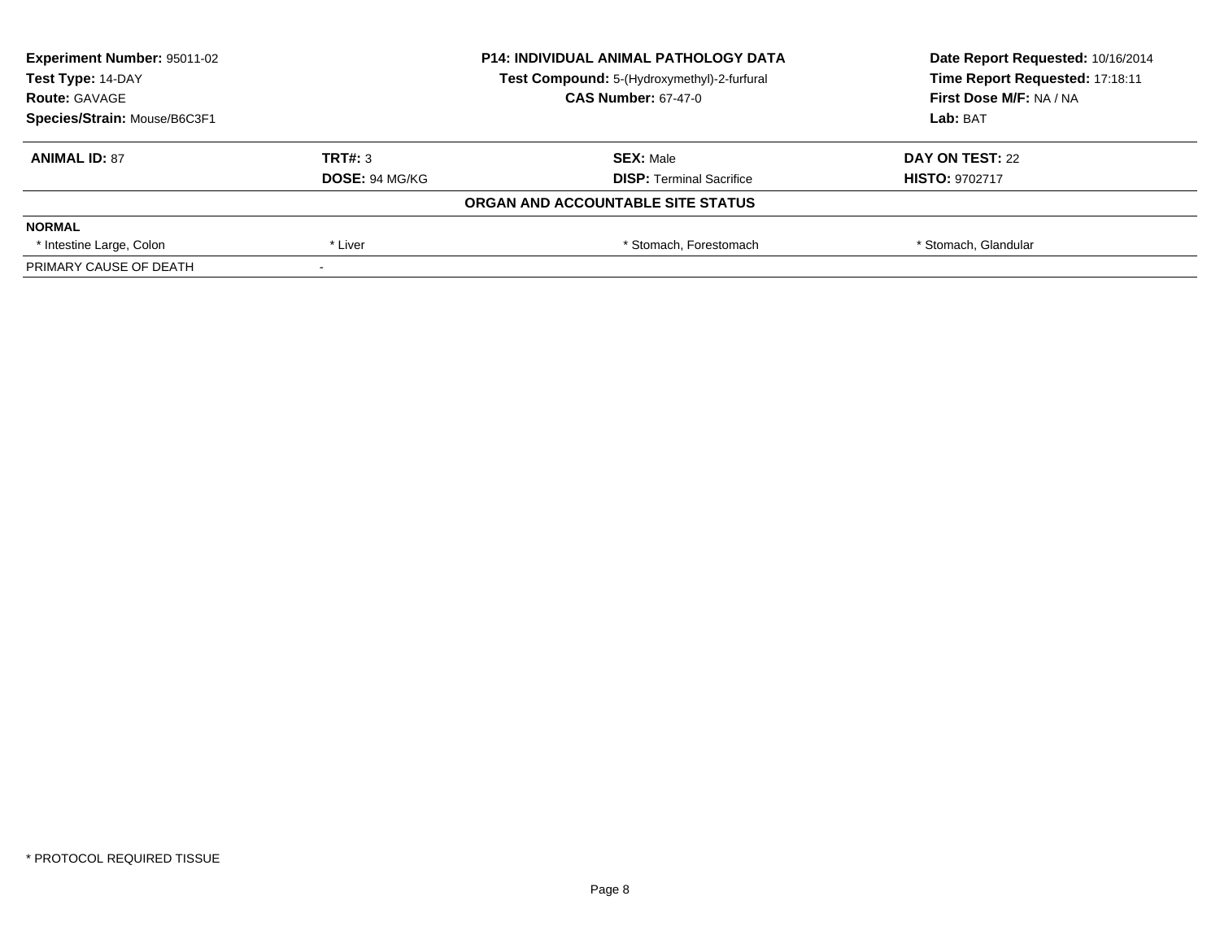**Experiment Number:** 95011-02
**Test Type:** 14-DAY
**Route:** GAVAGE
**Species/Strain:** Mouse/B6C3F1

**P14: INDIVIDUAL ANIMAL PATHOLOGY DATA**
**Test Compound:** 5-(Hydroxymethyl)-2-furfural
**CAS Number:** 67-47-0

**Date Report Requested:** 10/16/2014
**Time Report Requested:** 17:18:11
**First Dose M/F:** NA / NA
**Lab:** BAT

| **ANIMAL ID:** 87 | **TRT#:** 3 | **SEX:** Male | **DAY ON TEST:** 22 |
|---|---|---|---|
| | **DOSE:** 94 MG/KG | **DISP:** Terminal Sacrifice | **HISTO:** 9702717 |

**ORGAN AND ACCOUNTABLE SITE STATUS**

| **NORMAL** | | | |
|---|---|---|---|
| * Intestine Large, Colon | * Liver | * Stomach, Forestomach | * Stomach, Glandular |
| PRIMARY CAUSE OF DEATH | - | | |

* PROTOCOL REQUIRED TISSUE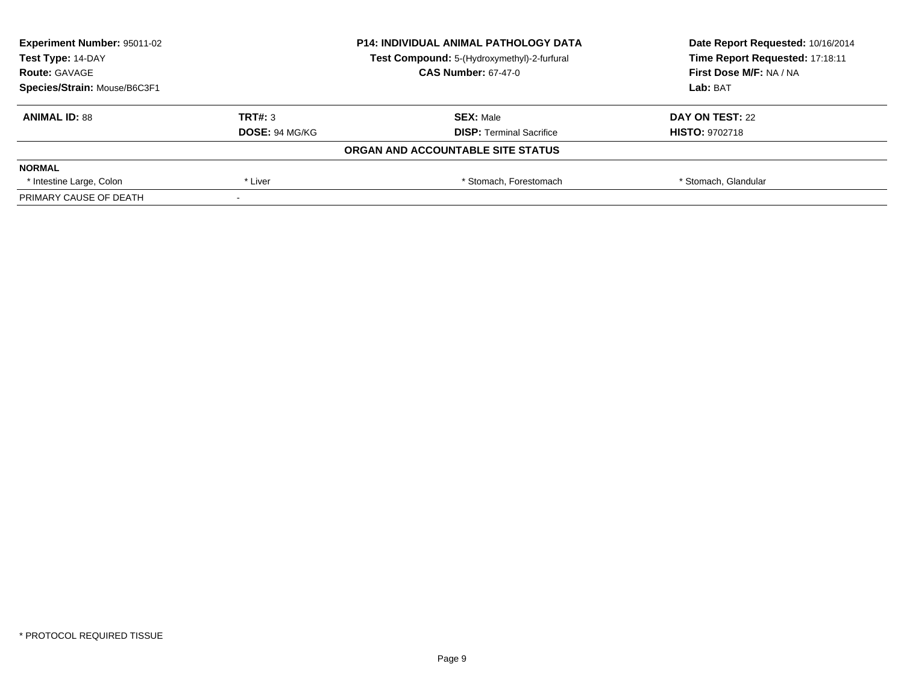| Experiment Number: 95011-02 | P14: INDIVIDUAL ANIMAL PATHOLOGY DATA | Date Report Requested: 10/16/2014 |
|---|---|---|
| Test Type: 14-DAY | Test Compound: 5-(Hydroxymethyl)-2-furfural | Time Report Requested: 17:18:11 |
| Route: GAVAGE | CAS Number: 67-47-0 | First Dose M/F: NA / NA |
| Species/Strain: Mouse/B6C3F1 | | Lab: BAT |

| ANIMAL ID: 88 | TRT#: 3 | SEX: Male | DAY ON TEST: 22 |
|---|---|---|---|
| | DOSE: 94 MG/KG | DISP: Terminal Sacrifice | HISTO: 9702718 |

**ORGAN AND ACCOUNTABLE SITE STATUS**

| NORMAL | | | |
|---|---|---|---|
| * Intestine Large, Colon | * Liver | * Stomach, Forestomach | * Stomach, Glandular |
| PRIMARY CAUSE OF DEATH | - | | |

* PROTOCOL REQUIRED TISSUE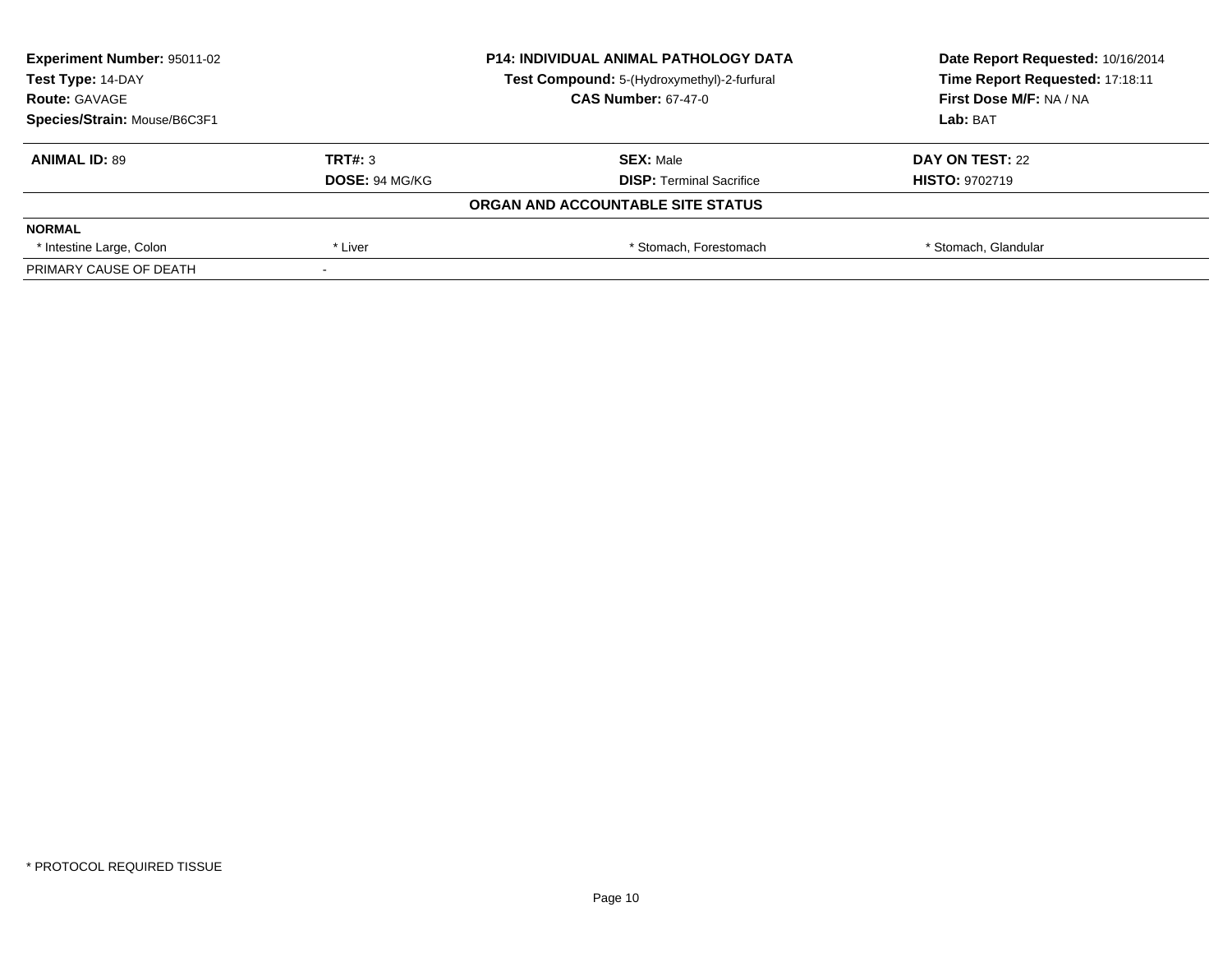| Experiment Number: 95011-02 | P14: INDIVIDUAL ANIMAL PATHOLOGY DATA | Date Report Requested: 10/16/2014 |
|---|---|---|
| Test Type: 14-DAY | Test Compound: 5-(Hydroxymethyl)-2-furfural | Time Report Requested: 17:18:11 |
| Route: GAVAGE | CAS Number: 67-47-0 | First Dose M/F: NA / NA |
| Species/Strain: Mouse/B6C3F1 | | Lab: BAT |

| ANIMAL ID: 89 | TRT#: 3 | SEX: Male | DAY ON TEST: 22 |
|---|---|---|---|
| | DOSE: 94 MG/KG | DISP: Terminal Sacrifice | HISTO: 9702719 |

**ORGAN AND ACCOUNTABLE SITE STATUS**

| NORMAL | | | |
|---|---|---|---|
| * Intestine Large, Colon | * Liver | * Stomach, Forestomach | * Stomach, Glandular |
| PRIMARY CAUSE OF DEATH | - | | |

* PROTOCOL REQUIRED TISSUE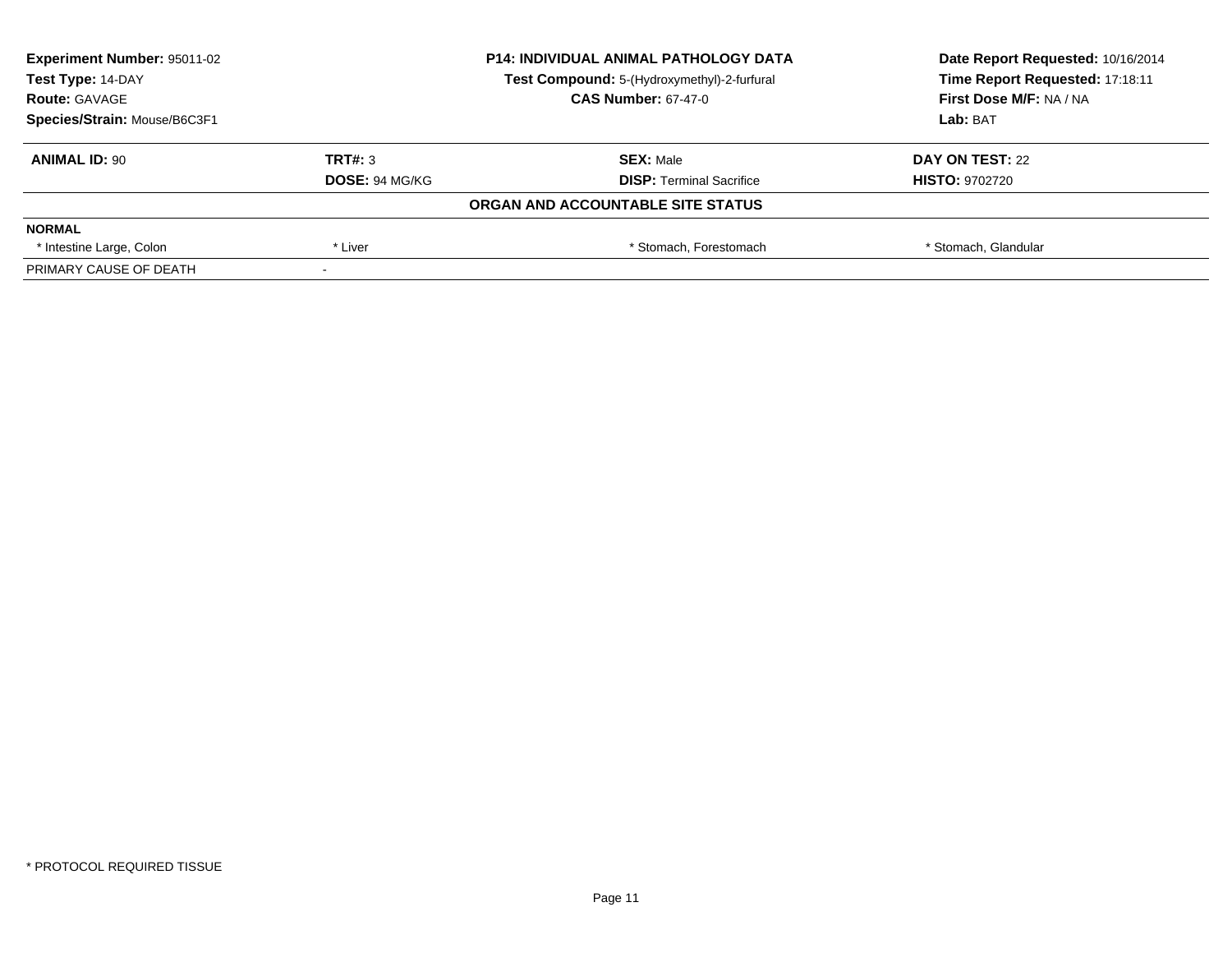**Experiment Number:** 95011-02
**Test Type:** 14-DAY
**Route:** GAVAGE
**Species/Strain:** Mouse/B6C3F1

**P14: INDIVIDUAL ANIMAL PATHOLOGY DATA**
**Test Compound:** 5-(Hydroxymethyl)-2-furfural
**CAS Number:** 67-47-0

**Date Report Requested:** 10/16/2014
**Time Report Requested:** 17:18:11
**First Dose M/F:** NA / NA
**Lab:** BAT

| **ANIMAL ID:** 90 | **TRT#:** 3 | **SEX:** Male | **DAY ON TEST:** 22 |
|---|---|---|---|
| | **DOSE:** 94 MG/KG | **DISP:** Terminal Sacrifice | **HISTO:** 9702720 |

**ORGAN AND ACCOUNTABLE SITE STATUS**

| **NORMAL** | | | |
|---|---|---|---|
| * Intestine Large, Colon | * Liver | * Stomach, Forestomach | * Stomach, Glandular |
| PRIMARY CAUSE OF DEATH | - | | |

* PROTOCOL REQUIRED TISSUE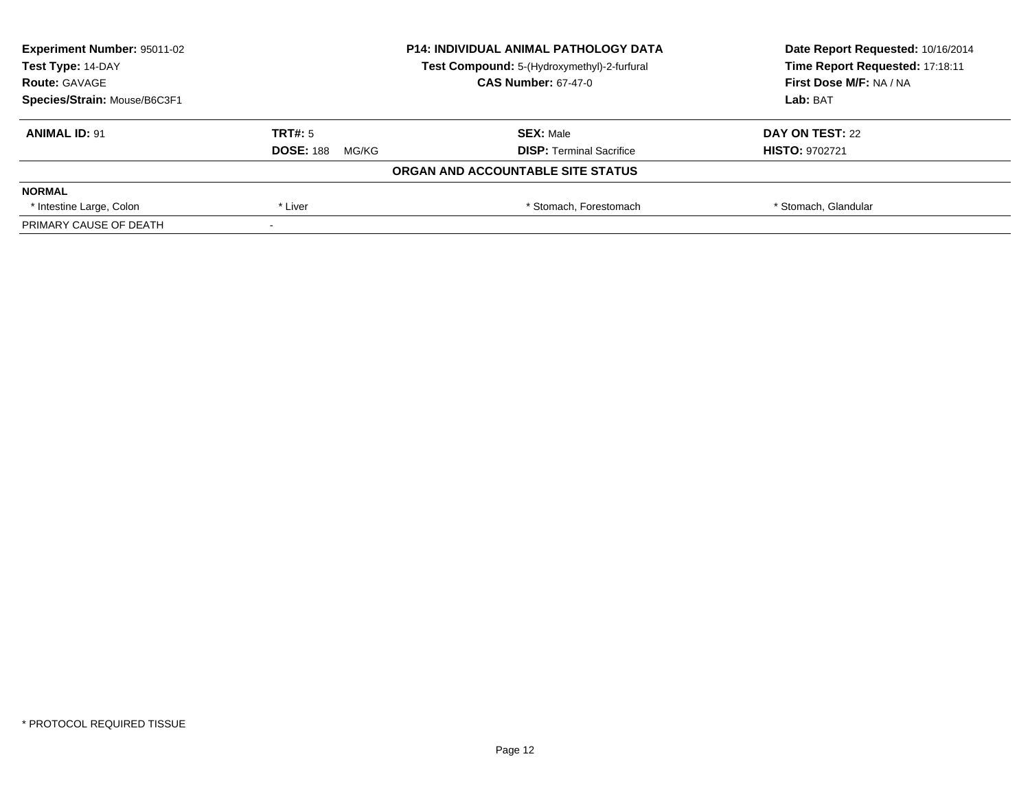**Experiment Number:** 95011-02
**Test Type:** 14-DAY
**Route:** GAVAGE
**Species/Strain:** Mouse/B6C3F1

**P14: INDIVIDUAL ANIMAL PATHOLOGY DATA**
**Test Compound:** 5-(Hydroxymethyl)-2-furfural
**CAS Number:** 67-47-0

**Date Report Requested:** 10/16/2014
**Time Report Requested:** 17:18:11
**First Dose M/F:** NA / NA
**Lab:** BAT

| **ANIMAL ID:** 91 | **TRT#:** 5 | **SEX:** Male | **DAY ON TEST:** 22 |
|---|---|---|---|
| | **DOSE:** 188 MG/KG | **DISP:** Terminal Sacrifice | **HISTO:** 9702721 |

**ORGAN AND ACCOUNTABLE SITE STATUS**

| **NORMAL** | | | |
|---|---|---|---|
| * Intestine Large, Colon | * Liver | * Stomach, Forestomach | * Stomach, Glandular |
| PRIMARY CAUSE OF DEATH | - | | |

* PROTOCOL REQUIRED TISSUE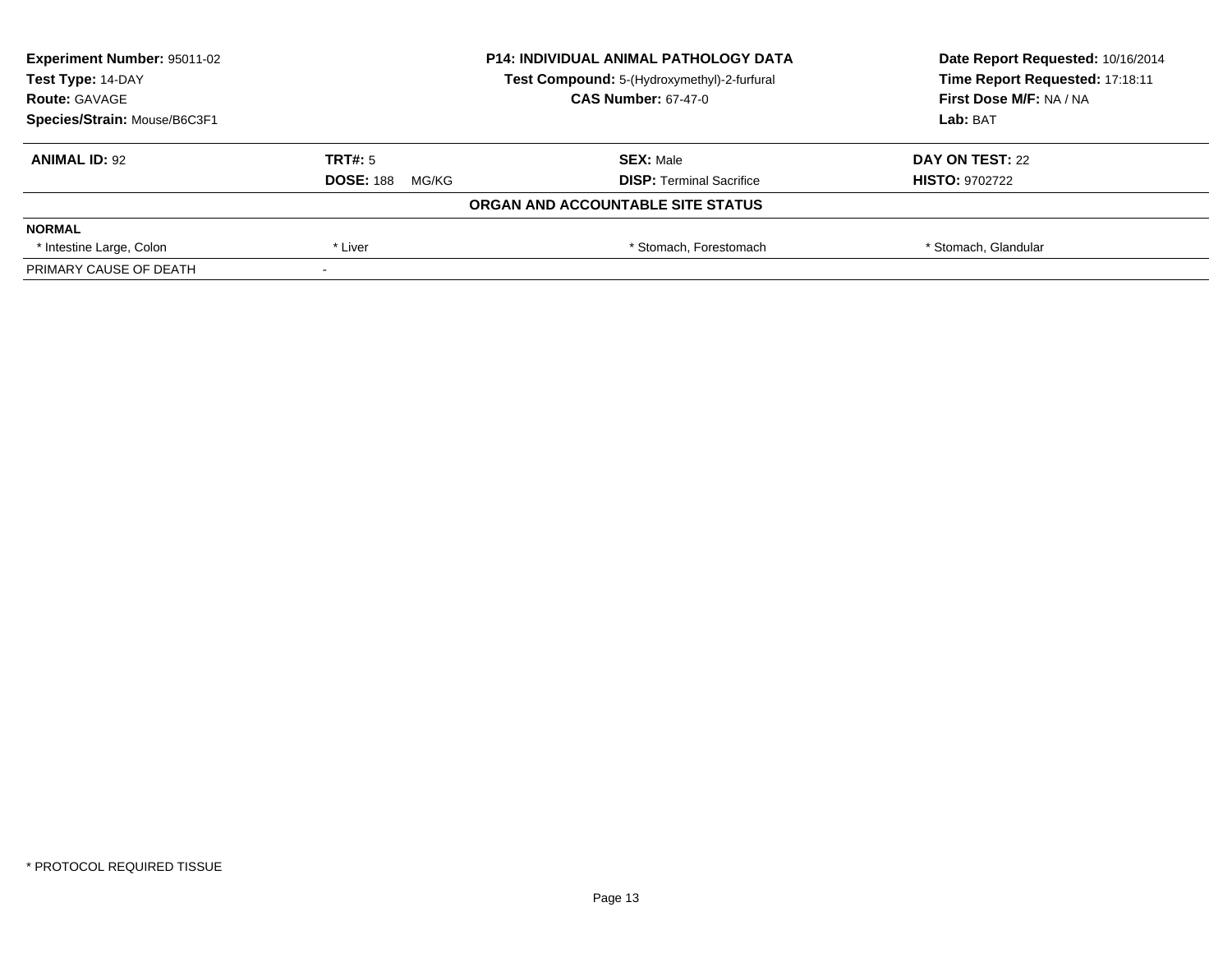| Experiment Number: 95011-02 | P14: INDIVIDUAL ANIMAL PATHOLOGY DATA | Date Report Requested: 10/16/2014 |
|---|---|---|
| Test Type: 14-DAY | Test Compound: 5-(Hydroxymethyl)-2-furfural | Time Report Requested: 17:18:11 |
| Route: GAVAGE | CAS Number: 67-47-0 | First Dose M/F: NA / NA |
| Species/Strain: Mouse/B6C3F1 | | Lab: BAT |

| ANIMAL ID: 92 | TRT#: 5 | SEX: Male | DAY ON TEST: 22 |
|---|---|---|---|
| | DOSE: 188 MG/KG | DISP: Terminal Sacrifice | HISTO: 9702722 |

**ORGAN AND ACCOUNTABLE SITE STATUS**

| NORMAL | | | |
|---|---|---|---|
| * Intestine Large, Colon | * Liver | * Stomach, Forestomach | * Stomach, Glandular |
| PRIMARY CAUSE OF DEATH | - | | |

* PROTOCOL REQUIRED TISSUE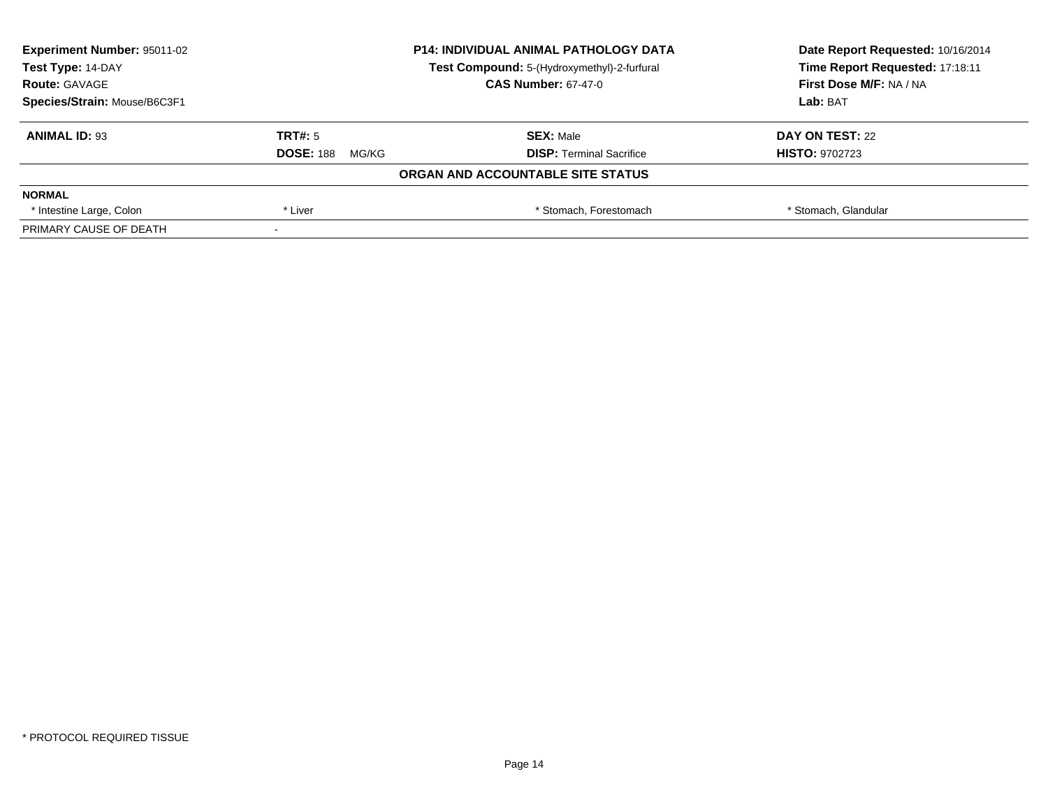| **Experiment Number:** 95011-02 | **P14: INDIVIDUAL ANIMAL PATHOLOGY DATA** | **Date Report Requested:** 10/16/2014 |
|---|---|---|
| **Test Type:** 14-DAY | **Test Compound:** 5-(Hydroxymethyl)-2-furfural | **Time Report Requested:** 17:18:11 |
| **Route:** GAVAGE | **CAS Number:** 67-47-0 | **First Dose M/F:** NA / NA |
| **Species/Strain:** Mouse/B6C3F1 | | **Lab:** BAT |

| **ANIMAL ID:** 93 | **TRT#:** 5 | **SEX:** Male | **DAY ON TEST:** 22 |
|---|---|---|---|
| | **DOSE:** 188 MG/KG | **DISP:** Terminal Sacrifice | **HISTO:** 9702723 |

**ORGAN AND ACCOUNTABLE SITE STATUS**

| **NORMAL** | | | |
|---|---|---|---|
| * Intestine Large, Colon | * Liver | * Stomach, Forestomach | * Stomach, Glandular |
| PRIMARY CAUSE OF DEATH | - | | |

* PROTOCOL REQUIRED TISSUE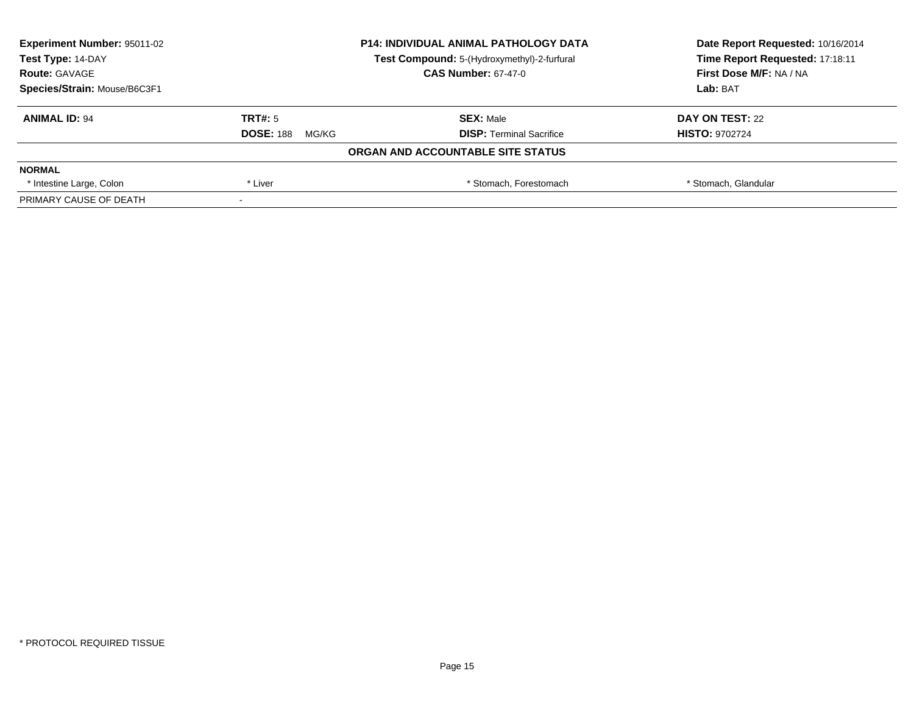| **Experiment Number:** 95011-02 | **P14: INDIVIDUAL ANIMAL PATHOLOGY DATA** | **Date Report Requested:** 10/16/2014 |
|---|---|---|
| **Test Type:** 14-DAY | **Test Compound:** 5-(Hydroxymethyl)-2-furfural | **Time Report Requested:** 17:18:11 |
| **Route:** GAVAGE | **CAS Number:** 67-47-0 | **First Dose M/F:** NA / NA |
| **Species/Strain:** Mouse/B6C3F1 | | **Lab:** BAT |

| **ANIMAL ID:** 94 | **TRT#:** 5 | **SEX:** Male | **DAY ON TEST:** 22 |
|---|---|---|---|
| | **DOSE:** 188 MG/KG | **DISP:** Terminal Sacrifice | **HISTO:** 9702724 |

**ORGAN AND ACCOUNTABLE SITE STATUS**

| **NORMAL** | | | |
|---|---|---|---|
| * Intestine Large, Colon | * Liver | * Stomach, Forestomach | * Stomach, Glandular |
| PRIMARY CAUSE OF DEATH | - | | |

* PROTOCOL REQUIRED TISSUE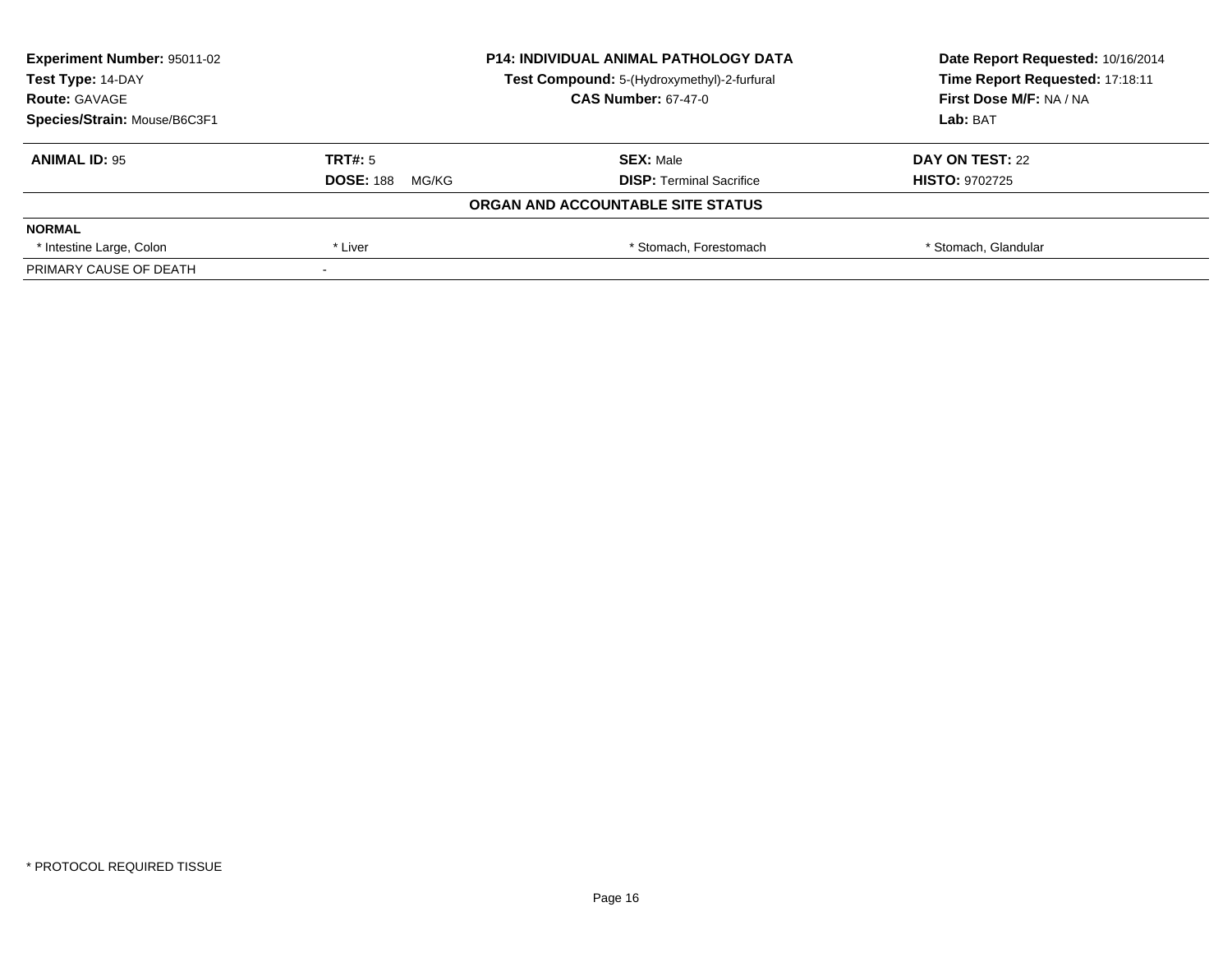**Experiment Number:** 95011-02
**Test Type:** 14-DAY
**Route:** GAVAGE
**Species/Strain:** Mouse/B6C3F1

**P14: INDIVIDUAL ANIMAL PATHOLOGY DATA**
**Test Compound:** 5-(Hydroxymethyl)-2-furfural
**CAS Number:** 67-47-0

**Date Report Requested:** 10/16/2014
**Time Report Requested:** 17:18:11
**First Dose M/F:** NA / NA
**Lab:** BAT

| **ANIMAL ID:** 95 | **TRT#:** 5 | **SEX:** Male | **DAY ON TEST:** 22 |
|---|---|---|---|
| | **DOSE:** 188 MG/KG | **DISP:** Terminal Sacrifice | **HISTO:** 9702725 |

**ORGAN AND ACCOUNTABLE SITE STATUS**

| **NORMAL** | | | |
|---|---|---|---|
| * Intestine Large, Colon | * Liver | * Stomach, Forestomach | * Stomach, Glandular |
| PRIMARY CAUSE OF DEATH | - | | |

* PROTOCOL REQUIRED TISSUE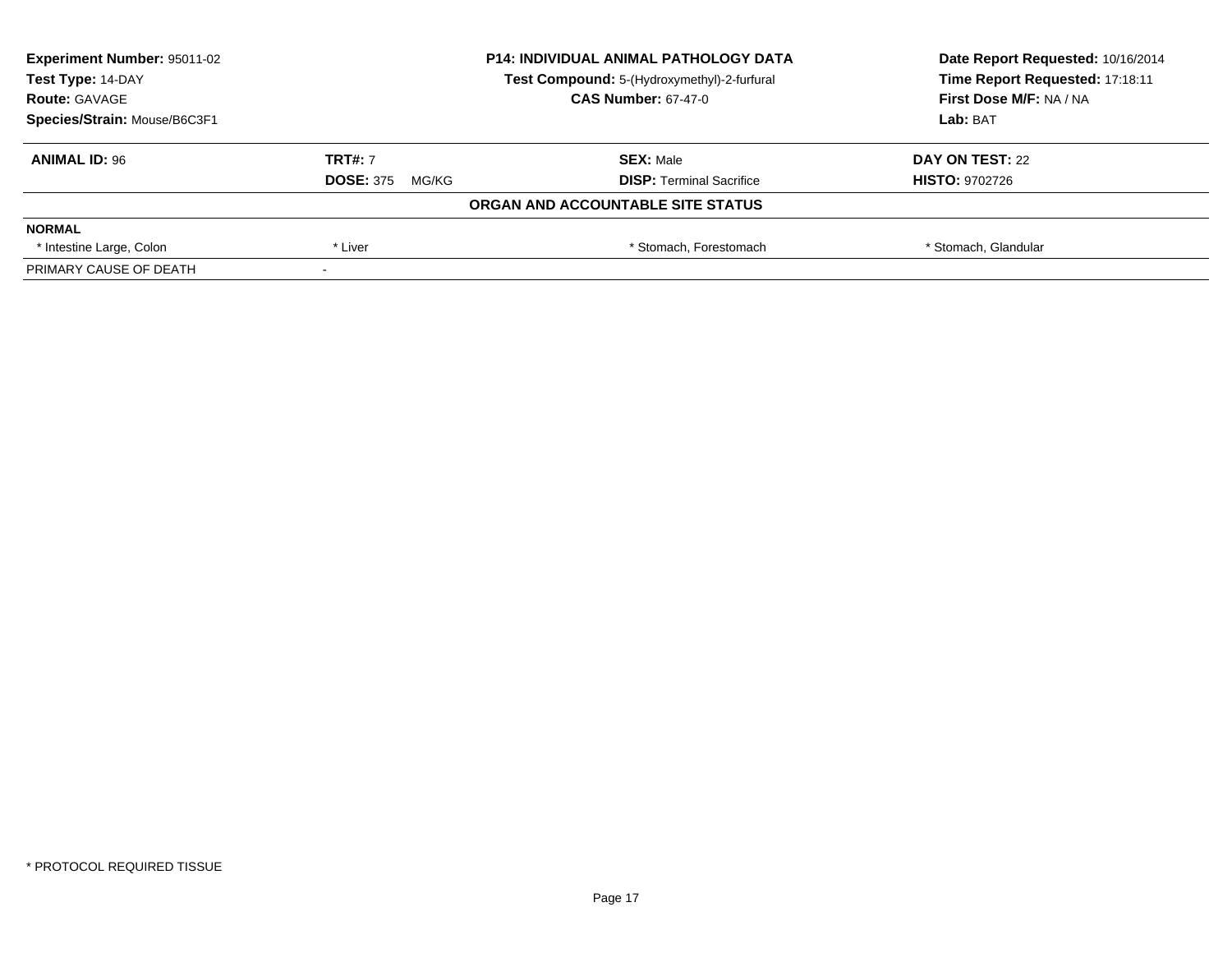**Experiment Number:** 95011-02
**Test Type:** 14-DAY
**Route:** GAVAGE
**Species/Strain:** Mouse/B6C3F1

**P14: INDIVIDUAL ANIMAL PATHOLOGY DATA**
**Test Compound:** 5-(Hydroxymethyl)-2-furfural
**CAS Number:** 67-47-0

**Date Report Requested:** 10/16/2014
**Time Report Requested:** 17:18:11
**First Dose M/F:** NA / NA
**Lab:** BAT

| **ANIMAL ID:** 96 | **TRT#:** 7 | **SEX:** Male | **DAY ON TEST:** 22 |
|---|---|---|---|
| | **DOSE:** 375 MG/KG | **DISP:** Terminal Sacrifice | **HISTO:** 9702726 |

**ORGAN AND ACCOUNTABLE SITE STATUS**

| **NORMAL** | | | |
|---|---|---|---|
| * Intestine Large, Colon | * Liver | * Stomach, Forestomach | * Stomach, Glandular |
| PRIMARY CAUSE OF DEATH | - | | |

* PROTOCOL REQUIRED TISSUE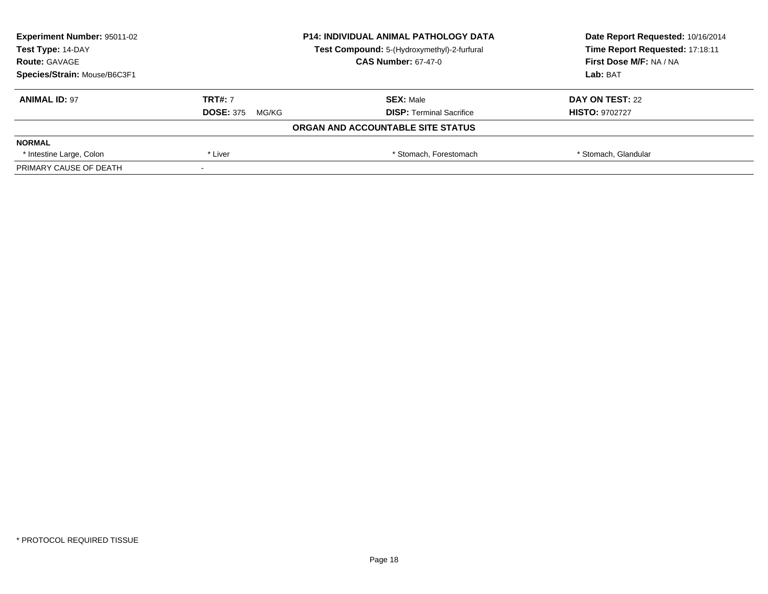| Experiment Number: 95011-02 | P14: INDIVIDUAL ANIMAL PATHOLOGY DATA | Date Report Requested: 10/16/2014 |
|---|---|---|
| Test Type: 14-DAY | Test Compound: 5-(Hydroxymethyl)-2-furfural | Time Report Requested: 17:18:11 |
| Route: GAVAGE | CAS Number: 67-47-0 | First Dose M/F: NA / NA |
| Species/Strain: Mouse/B6C3F1 | | Lab: BAT |

| ANIMAL ID: 97 | TRT#: 7 | SEX: Male | DAY ON TEST: 22 |
|---|---|---|---|
| | DOSE: 375 MG/KG | DISP: Terminal Sacrifice | HISTO: 9702727 |

**ORGAN AND ACCOUNTABLE SITE STATUS**

| NORMAL | | | |
|---|---|---|---|
| * Intestine Large, Colon | * Liver | * Stomach, Forestomach | * Stomach, Glandular |
| PRIMARY CAUSE OF DEATH | - | | |

* PROTOCOL REQUIRED TISSUE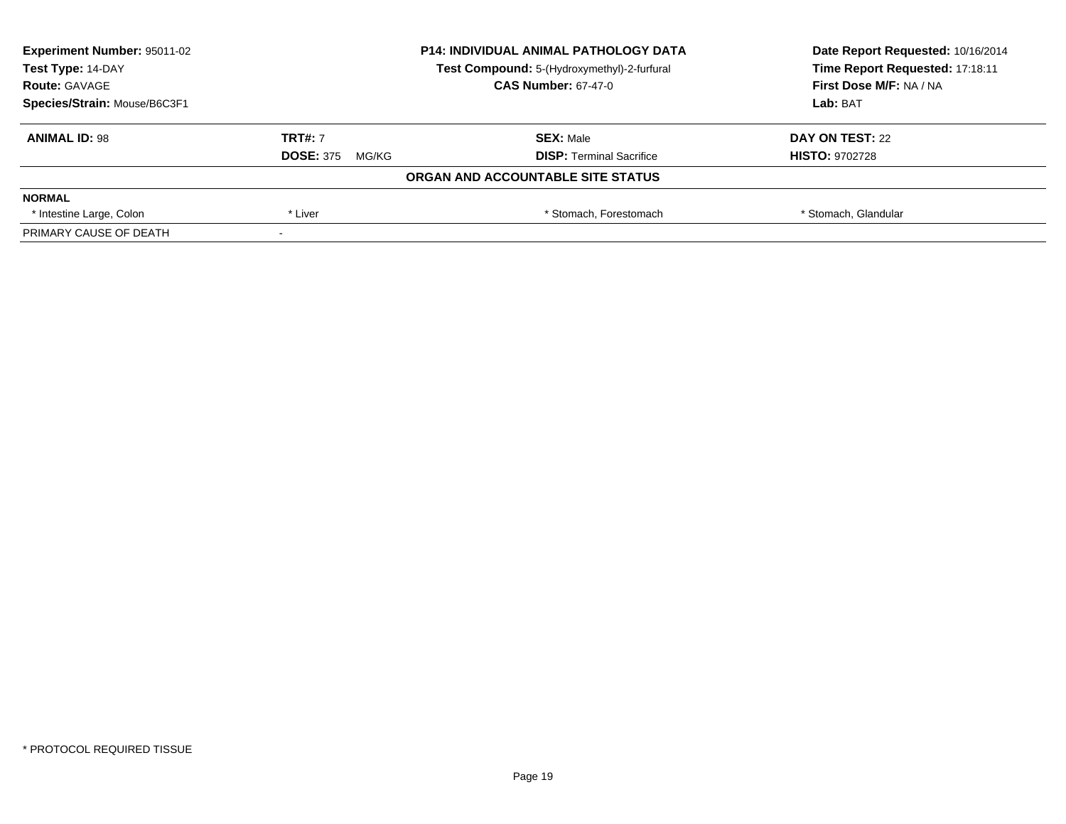**Experiment Number:** 95011-02
**Test Type:** 14-DAY
**Route:** GAVAGE
**Species/Strain:** Mouse/B6C3F1

**P14: INDIVIDUAL ANIMAL PATHOLOGY DATA**
**Test Compound:** 5-(Hydroxymethyl)-2-furfural
**CAS Number:** 67-47-0

**Date Report Requested:** 10/16/2014
**Time Report Requested:** 17:18:11
**First Dose M/F:** NA / NA
**Lab:** BAT

| **ANIMAL ID:** 98 | **TRT#:** 7 | **SEX:** Male | **DAY ON TEST:** 22 |
|---|---|---|---|
| | **DOSE:** 375 MG/KG | **DISP:** Terminal Sacrifice | **HISTO:** 9702728 |

**ORGAN AND ACCOUNTABLE SITE STATUS**

| **NORMAL** | | | |
|---|---|---|---|
| * Intestine Large, Colon | * Liver | * Stomach, Forestomach | * Stomach, Glandular |
| PRIMARY CAUSE OF DEATH | - | | |

* PROTOCOL REQUIRED TISSUE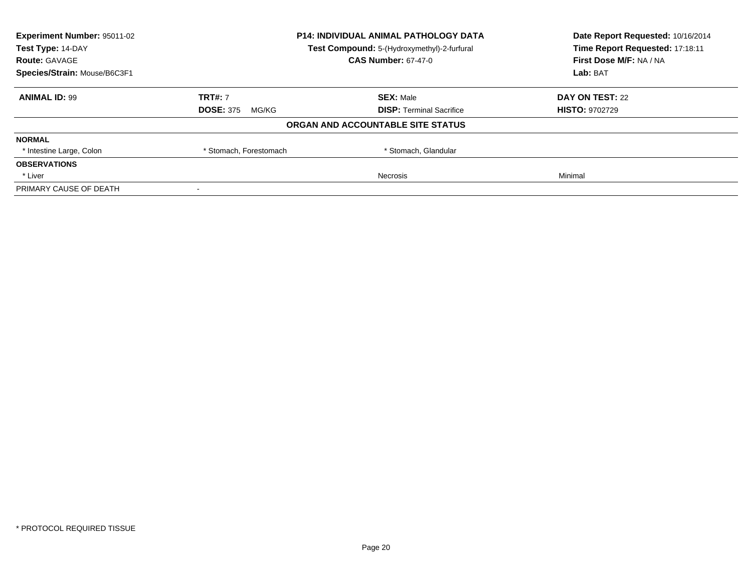| **Experiment Number:** 95011-02 | **P14: INDIVIDUAL ANIMAL PATHOLOGY DATA** | **Date Report Requested:** 10/16/2014 |
|---|---|---|
| **Test Type:** 14-DAY | **Test Compound:** 5-(Hydroxymethyl)-2-furfural | **Time Report Requested:** 17:18:11 |
| **Route:** GAVAGE | **CAS Number:** 67-47-0 | **First Dose M/F:** NA / NA |
| **Species/Strain:** Mouse/B6C3F1 | | **Lab:** BAT |

| **ANIMAL ID:** 99 | **TRT#:** 7 | **SEX:** Male | **DAY ON TEST:** 22 |
|---|---|---|---|
| | **DOSE:** 375 MG/KG | **DISP:** Terminal Sacrifice | **HISTO:** 9702729 |

**ORGAN AND ACCOUNTABLE SITE STATUS**

| | | | |
|---|---|---|---|
| **NORMAL** | | | |
| * Intestine Large, Colon | * Stomach, Forestomach | * Stomach, Glandular | |
| **OBSERVATIONS** | | | |
| * Liver | | Necrosis | Minimal |
| PRIMARY CAUSE OF DEATH | - | | |

* PROTOCOL REQUIRED TISSUE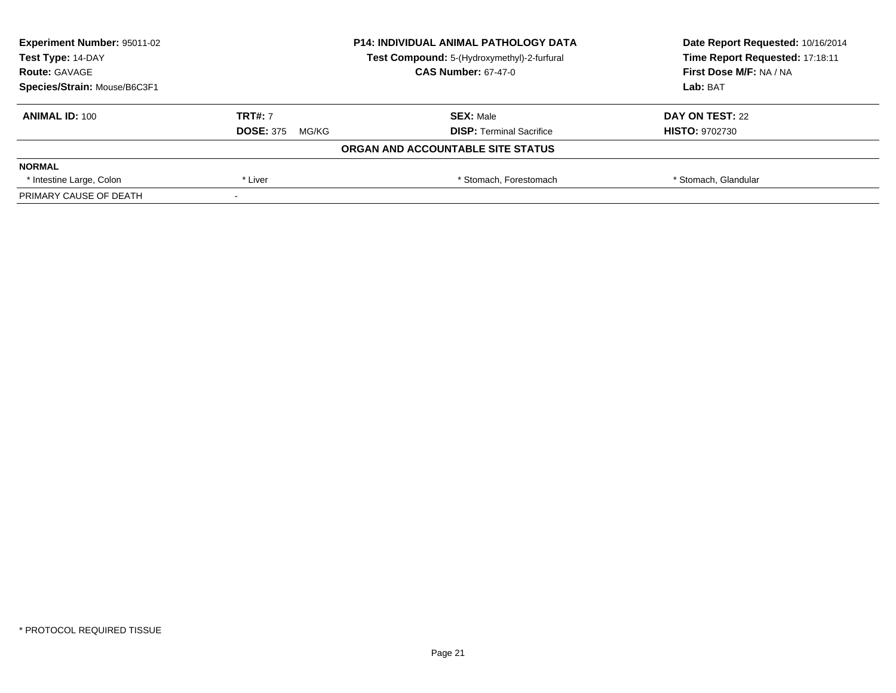| Experiment Number: 95011-02 | P14: INDIVIDUAL ANIMAL PATHOLOGY DATA | Date Report Requested: 10/16/2014 |
|---|---|---|
| Test Type: 14-DAY | Test Compound: 5-(Hydroxymethyl)-2-furfural | Time Report Requested: 17:18:11 |
| Route: GAVAGE | CAS Number: 67-47-0 | First Dose M/F: NA / NA |
| Species/Strain: Mouse/B6C3F1 | | Lab: BAT |

| ANIMAL ID: 100 | TRT#: 7 | SEX: Male | DAY ON TEST: 22 |
|---|---|---|---|
| | DOSE: 375 MG/KG | DISP: Terminal Sacrifice | HISTO: 9702730 |

**ORGAN AND ACCOUNTABLE SITE STATUS**

| NORMAL | | | |
|---|---|---|---|
| * Intestine Large, Colon | * Liver | * Stomach, Forestomach | * Stomach, Glandular |
| PRIMARY CAUSE OF DEATH | - | | |

* PROTOCOL REQUIRED TISSUE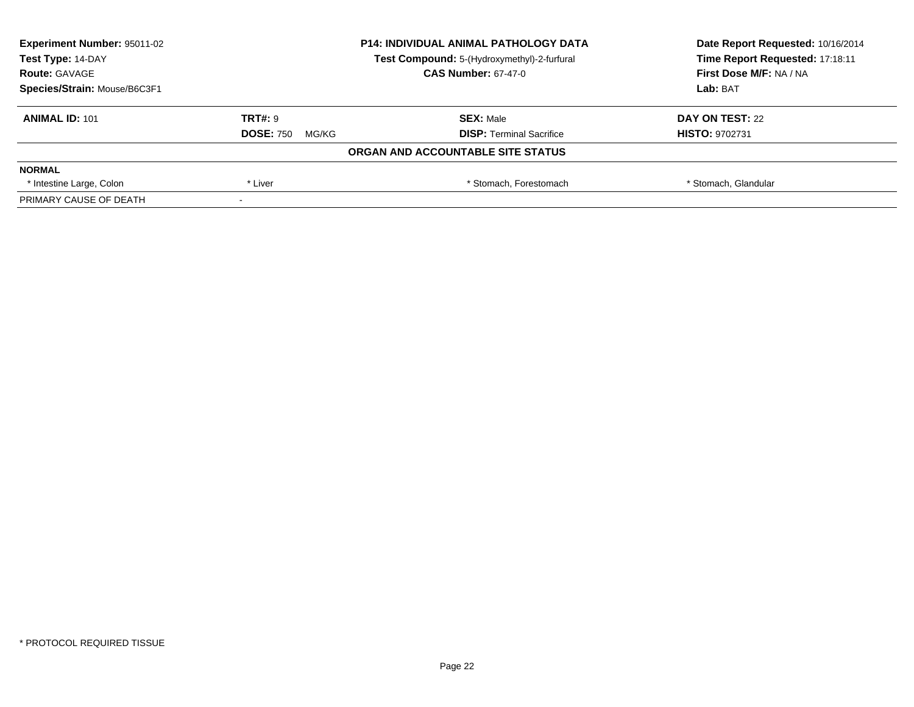| **Experiment Number:** 95011-02 | **P14: INDIVIDUAL ANIMAL PATHOLOGY DATA** | **Date Report Requested:** 10/16/2014 |
|---|---|---|
| **Test Type:** 14-DAY | **Test Compound:** 5-(Hydroxymethyl)-2-furfural | **Time Report Requested:** 17:18:11 |
| **Route:** GAVAGE | **CAS Number:** 67-47-0 | **First Dose M/F:** NA / NA |
| **Species/Strain:** Mouse/B6C3F1 | | **Lab:** BAT |

| **ANIMAL ID:** 101 | **TRT#:** 9 | **SEX:** Male | **DAY ON TEST:** 22 |
|---|---|---|---|
| | **DOSE:** 750 MG/KG | **DISP:** Terminal Sacrifice | **HISTO:** 9702731 |
| | **ORGAN AND ACCOUNTABLE SITE STATUS** | | |
| **NORMAL** | | | |
| * Intestine Large, Colon | * Liver | * Stomach, Forestomach | * Stomach, Glandular |
| PRIMARY CAUSE OF DEATH | - | | |

* PROTOCOL REQUIRED TISSUE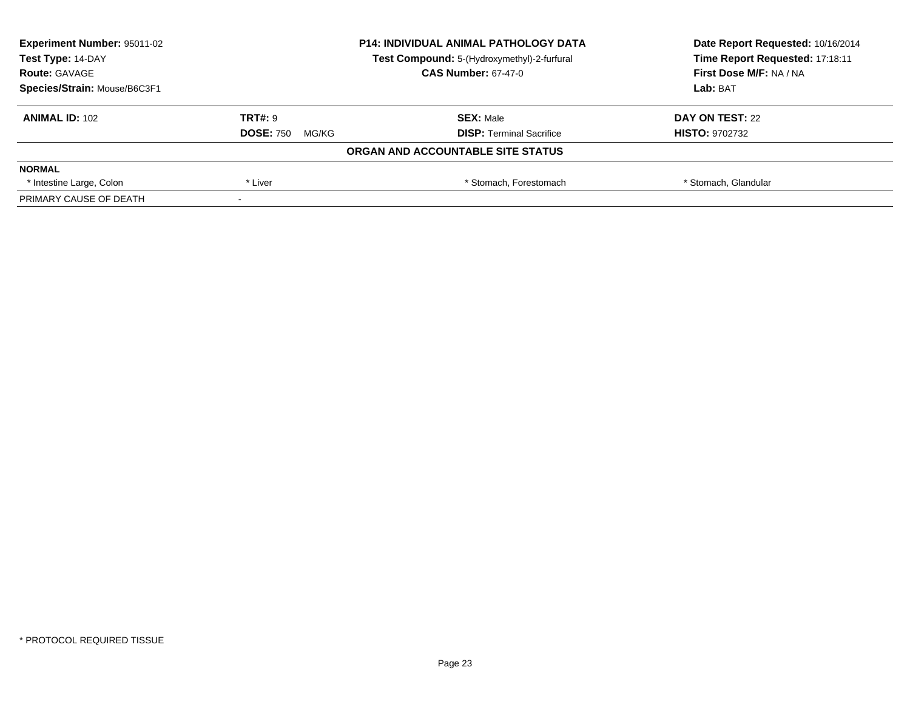| Experiment Number: 95011-02 | P14: INDIVIDUAL ANIMAL PATHOLOGY DATA | Date Report Requested: 10/16/2014 |
|---|---|---|
| Test Type: 14-DAY | Test Compound: 5-(Hydroxymethyl)-2-furfural | Time Report Requested: 17:18:11 |
| Route: GAVAGE | CAS Number: 67-47-0 | First Dose M/F: NA / NA |
| Species/Strain: Mouse/B6C3F1 | | Lab: BAT |

| ANIMAL ID: 102 | TRT#: 9 | SEX: Male | DAY ON TEST: 22 |
|---|---|---|---|
| | DOSE: 750 MG/KG | DISP: Terminal Sacrifice | HISTO: 9702732 |

**ORGAN AND ACCOUNTABLE SITE STATUS**

| NORMAL | | | |
|---|---|---|---|
| * Intestine Large, Colon | * Liver | * Stomach, Forestomach | * Stomach, Glandular |
| PRIMARY CAUSE OF DEATH | - | | |

* PROTOCOL REQUIRED TISSUE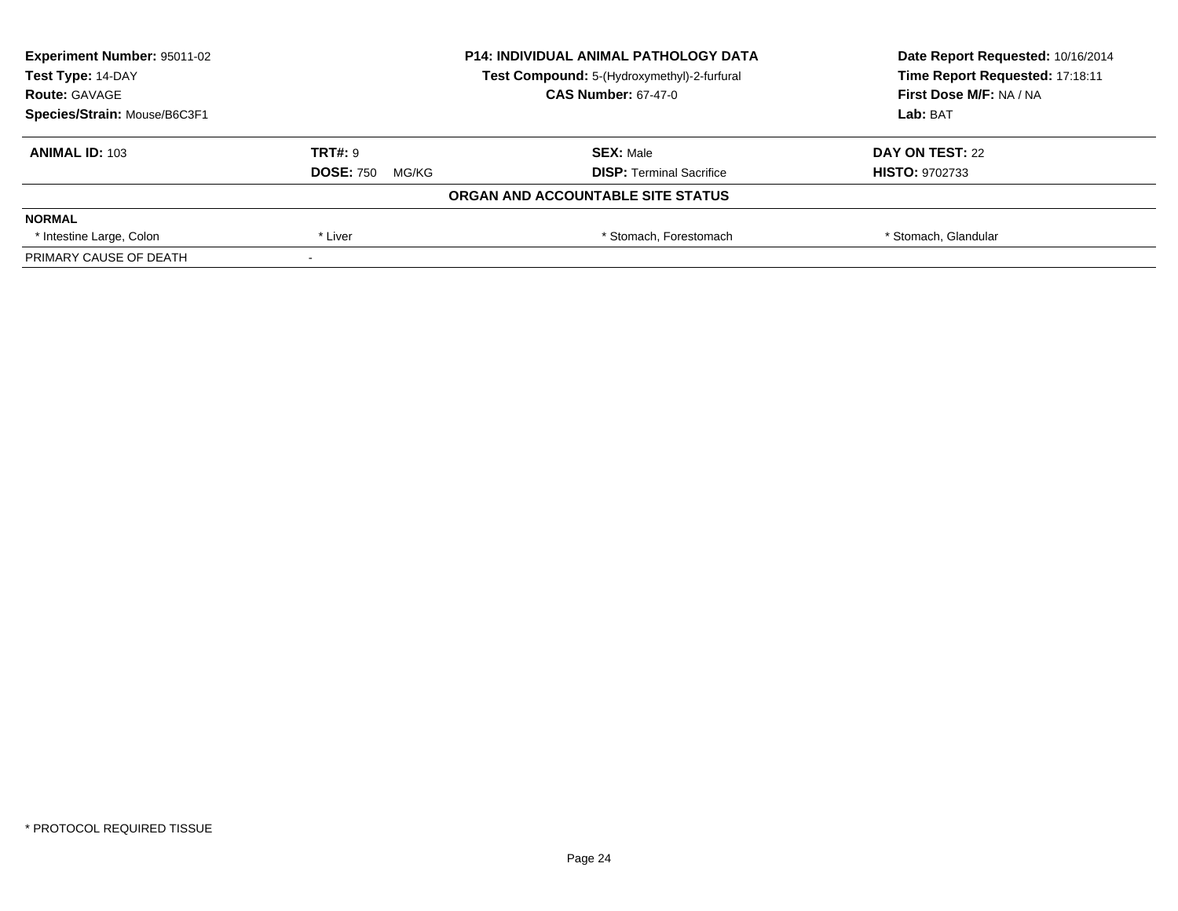| Experiment Number: 95011-02 | P14: INDIVIDUAL ANIMAL PATHOLOGY DATA | Date Report Requested: 10/16/2014 |
|---|---|---|
| Test Type: 14-DAY | Test Compound: 5-(Hydroxymethyl)-2-furfural | Time Report Requested: 17:18:11 |
| Route: GAVAGE | CAS Number: 67-47-0 | First Dose M/F: NA / NA |
| Species/Strain: Mouse/B6C3F1 | | Lab: BAT |

| **ANIMAL ID:** 103 | **TRT#:** 9 | **SEX:** Male | **DAY ON TEST:** 22 |
|---|---|---|---|
| | **DOSE:** 750 MG/KG | **DISP:** Terminal Sacrifice | **HISTO:** 9702733 |

**ORGAN AND ACCOUNTABLE SITE STATUS**

| **NORMAL** | | | |
|---|---|---|---|
| * Intestine Large, Colon | * Liver | * Stomach, Forestomach | * Stomach, Glandular |
| PRIMARY CAUSE OF DEATH | - | | |

* PROTOCOL REQUIRED TISSUE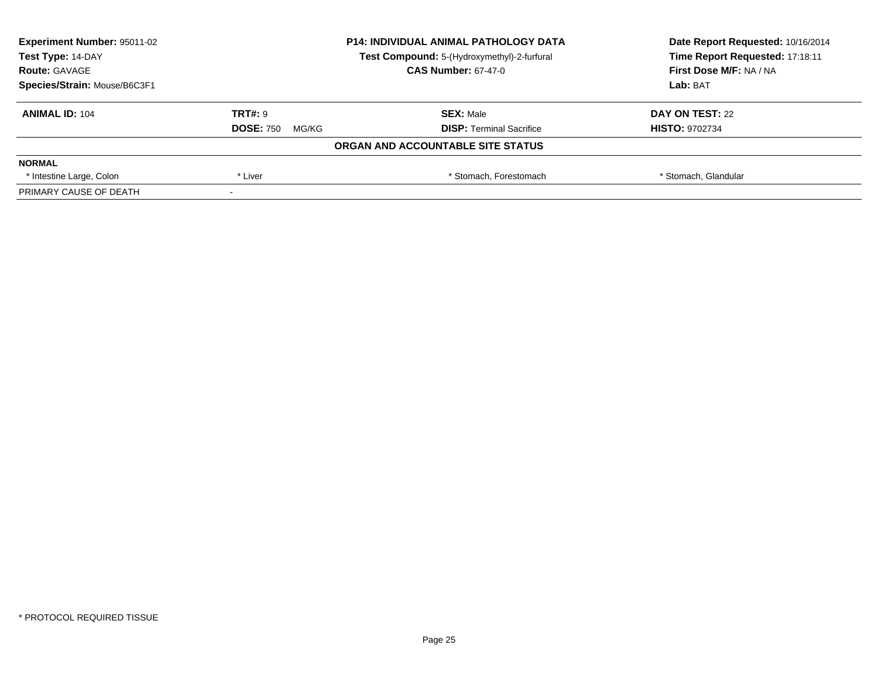| Experiment Number: 95011-02 | P14: INDIVIDUAL ANIMAL PATHOLOGY DATA | Date Report Requested: 10/16/2014 |
|---|---|---|
| Test Type: 14-DAY | Test Compound: 5-(Hydroxymethyl)-2-furfural | Time Report Requested: 17:18:11 |
| Route: GAVAGE | CAS Number: 67-47-0 | First Dose M/F: NA / NA |
| Species/Strain: Mouse/B6C3F1 | | Lab: BAT |

| ANIMAL ID: 104 | TRT#: 9 | SEX: Male | DAY ON TEST: 22 |
|---|---|---|---|
| | DOSE: 750 MG/KG | DISP: Terminal Sacrifice | HISTO: 9702734 |

**ORGAN AND ACCOUNTABLE SITE STATUS**

| NORMAL | | | |
|---|---|---|---|
| * Intestine Large, Colon | * Liver | * Stomach, Forestomach | * Stomach, Glandular |
| PRIMARY CAUSE OF DEATH | - | | |

* PROTOCOL REQUIRED TISSUE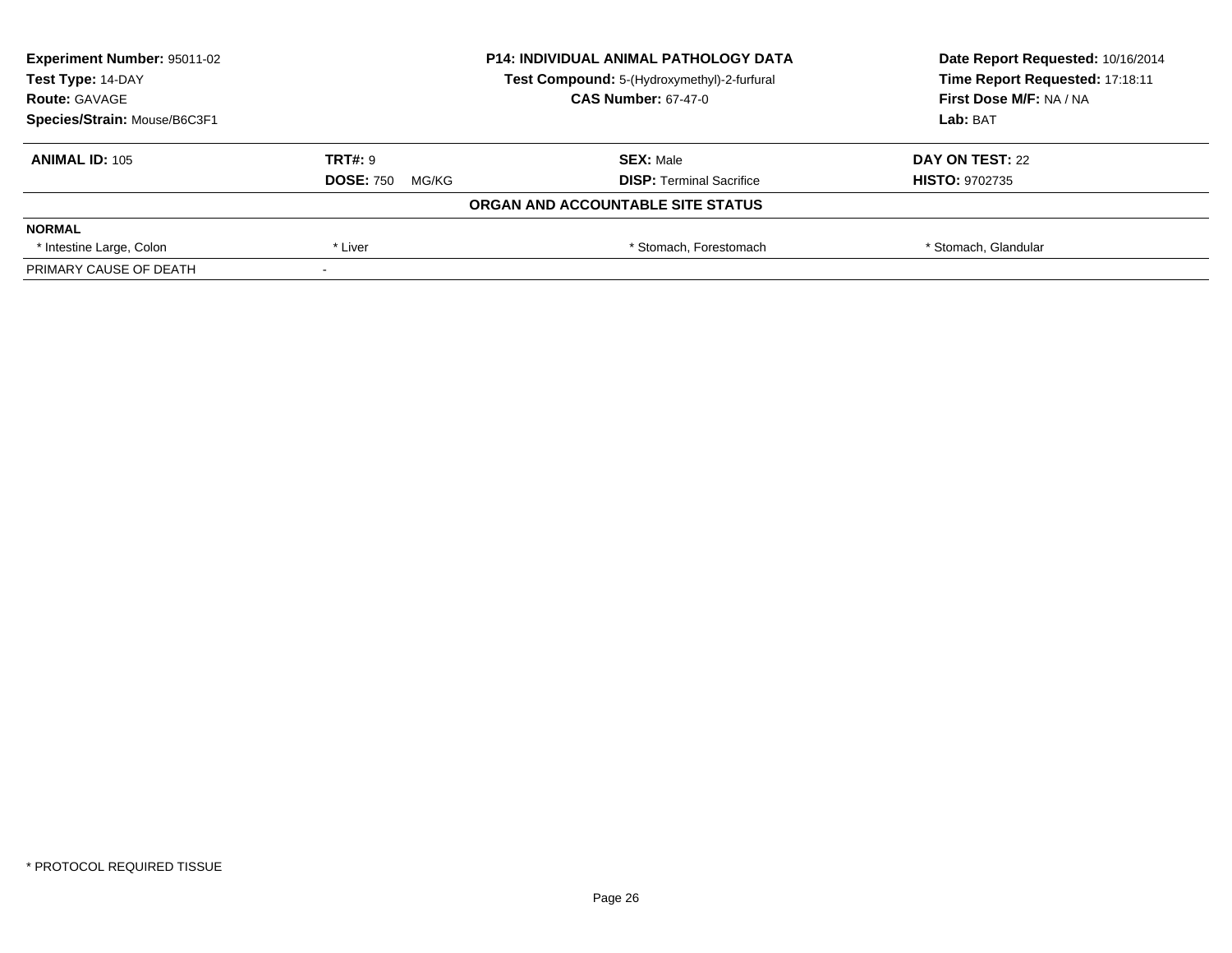| **Experiment Number:** 95011-02 | **P14: INDIVIDUAL ANIMAL PATHOLOGY DATA** | **Date Report Requested:** 10/16/2014 |
|---|---|---|
| **Test Type:** 14-DAY | **Test Compound:** 5-(Hydroxymethyl)-2-furfural | **Time Report Requested:** 17:18:11 |
| **Route:** GAVAGE | **CAS Number:** 67-47-0 | **First Dose M/F:** NA / NA |
| **Species/Strain:** Mouse/B6C3F1 | | **Lab:** BAT |

| **ANIMAL ID:** 105 | **TRT#:** 9 | **SEX:** Male | **DAY ON TEST:** 22 |
|---|---|---|---|
| | **DOSE:** 750 MG/KG | **DISP:** Terminal Sacrifice | **HISTO:** 9702735 |

**ORGAN AND ACCOUNTABLE SITE STATUS**

| **NORMAL** | | | |
|---|---|---|---|
| * Intestine Large, Colon | * Liver | * Stomach, Forestomach | * Stomach, Glandular |
| PRIMARY CAUSE OF DEATH | - | | |

* PROTOCOL REQUIRED TISSUE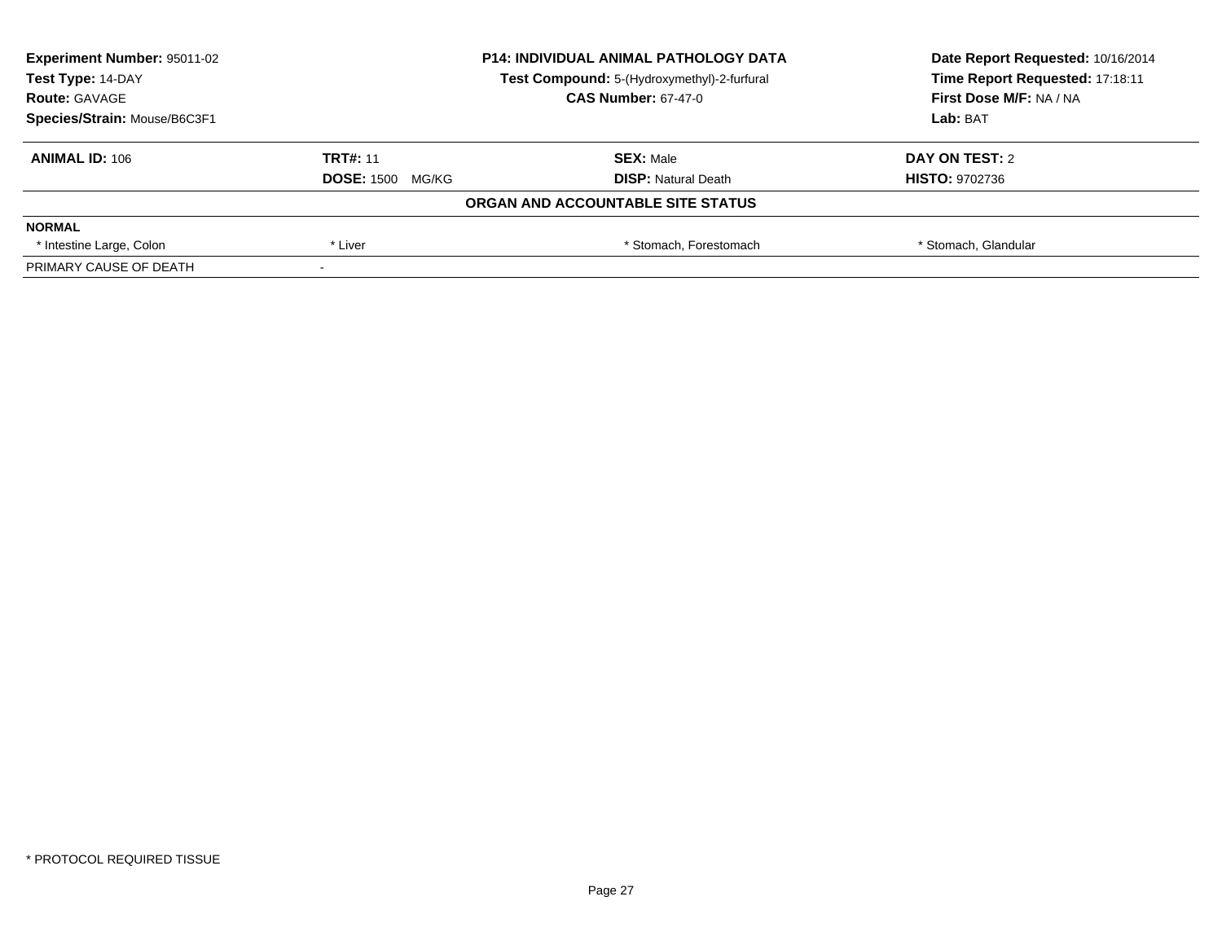| **Experiment Number:** 95011-02 | **P14: INDIVIDUAL ANIMAL PATHOLOGY DATA** | **Date Report Requested:** 10/16/2014 |
|---|---|---|
| **Test Type:** 14-DAY | **Test Compound:** 5-(Hydroxymethyl)-2-furfural | **Time Report Requested:** 17:18:11 |
| **Route:** GAVAGE | **CAS Number:** 67-47-0 | **First Dose M/F:** NA / NA |
| **Species/Strain:** Mouse/B6C3F1 | | **Lab:** BAT |

| **ANIMAL ID:** 106 | **TRT#:** 11 | **SEX:** Male | **DAY ON TEST:** 2 |
|---|---|---|---|
| | **DOSE:** 1500 MG/KG | **DISP:** Natural Death | **HISTO:** 9702736 |

**ORGAN AND ACCOUNTABLE SITE STATUS**

| **NORMAL** | | | |
|---|---|---|---|
| * Intestine Large, Colon | * Liver | * Stomach, Forestomach | * Stomach, Glandular |
| PRIMARY CAUSE OF DEATH | - | | |

* PROTOCOL REQUIRED TISSUE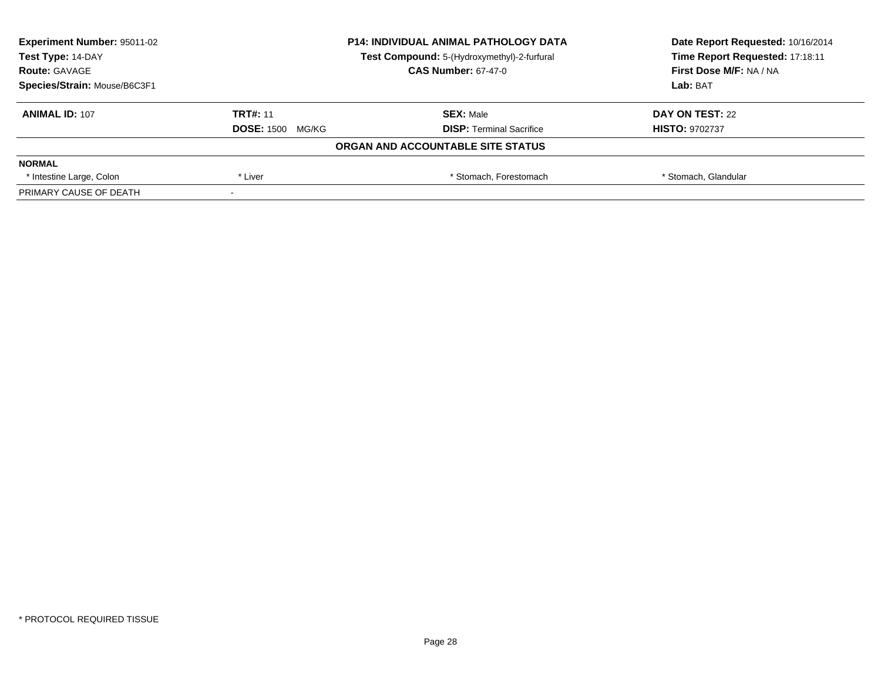**Experiment Number:** 95011-02
**Test Type:** 14-DAY
**Route:** GAVAGE
**Species/Strain:** Mouse/B6C3F1

**P14: INDIVIDUAL ANIMAL PATHOLOGY DATA**
**Test Compound:** 5-(Hydroxymethyl)-2-furfural
**CAS Number:** 67-47-0

**Date Report Requested:** 10/16/2014
**Time Report Requested:** 17:18:11
**First Dose M/F:** NA / NA
**Lab:** BAT

| **ANIMAL ID:** 107 | **TRT#:** 11 | **SEX:** Male | **DAY ON TEST:** 22 |
|---|---|---|---|
| | **DOSE:** 1500 MG/KG | **DISP:** Terminal Sacrifice | **HISTO:** 9702737 |

**ORGAN AND ACCOUNTABLE SITE STATUS**

| **NORMAL** | | | |
|---|---|---|---|
| * Intestine Large, Colon | * Liver | * Stomach, Forestomach | * Stomach, Glandular |
| PRIMARY CAUSE OF DEATH | - | | |

* PROTOCOL REQUIRED TISSUE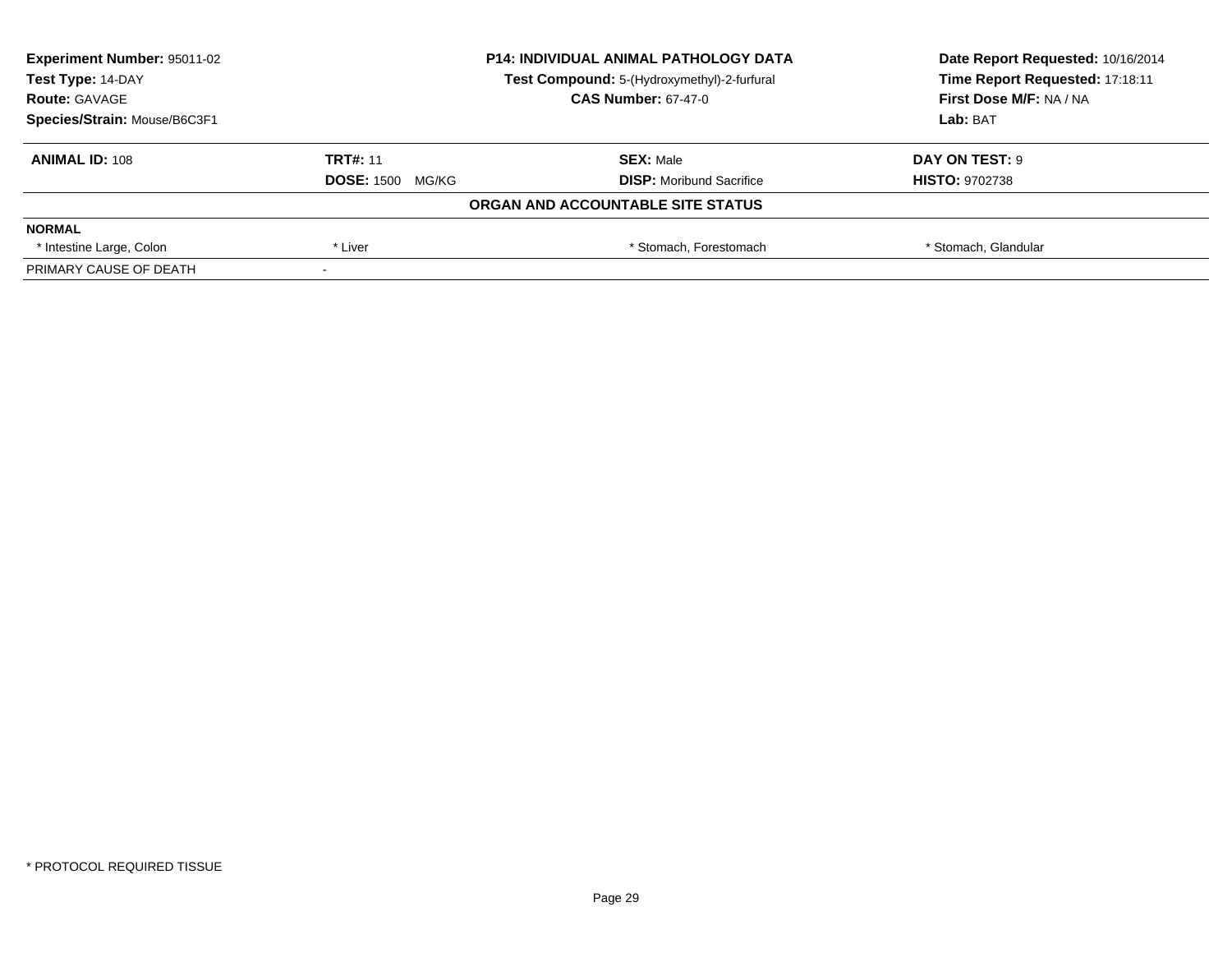| **Experiment Number:** 95011-02 | **P14: INDIVIDUAL ANIMAL PATHOLOGY DATA** | **Date Report Requested:** 10/16/2014 |
|---|---|---|
| **Test Type:** 14-DAY | **Test Compound:** 5-(Hydroxymethyl)-2-furfural | **Time Report Requested:** 17:18:11 |
| **Route:** GAVAGE | **CAS Number:** 67-47-0 | **First Dose M/F:** NA / NA |
| **Species/Strain:** Mouse/B6C3F1 | | **Lab:** BAT |

| **ANIMAL ID:** 108 | **TRT#:** 11 | **SEX:** Male | **DAY ON TEST:** 9 |
|---|---|---|---|
| | **DOSE:** 1500 MG/KG | **DISP:** Moribund Sacrifice | **HISTO:** 9702738 |

**ORGAN AND ACCOUNTABLE SITE STATUS**

| **NORMAL** | | | |
|---|---|---|---|
| * Intestine Large, Colon | * Liver | * Stomach, Forestomach | * Stomach, Glandular |
| PRIMARY CAUSE OF DEATH | - | | |

\* PROTOCOL REQUIRED TISSUE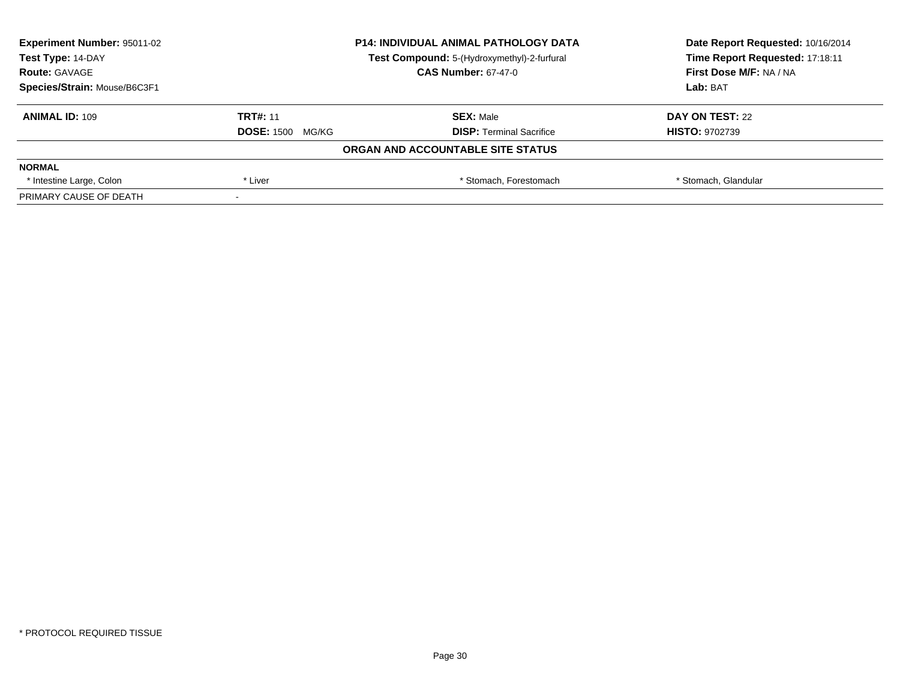| **Experiment Number:** 95011-02 | **P14: INDIVIDUAL ANIMAL PATHOLOGY DATA** | **Date Report Requested:** 10/16/2014 |
|---|---|---|
| **Test Type:** 14-DAY | **Test Compound:** 5-(Hydroxymethyl)-2-furfural | **Time Report Requested:** 17:18:11 |
| **Route:** GAVAGE | **CAS Number:** 67-47-0 | **First Dose M/F:** NA / NA |
| **Species/Strain:** Mouse/B6C3F1 | | **Lab:** BAT |

| **ANIMAL ID:** 109 | **TRT#:** 11 | **SEX:** Male | **DAY ON TEST:** 22 |
|---|---|---|---|
| | **DOSE:** 1500 MG/KG | **DISP:** Terminal Sacrifice | **HISTO:** 9702739 |

**ORGAN AND ACCOUNTABLE SITE STATUS**

| **NORMAL** | | | |
|---|---|---|---|
| * Intestine Large, Colon | * Liver | * Stomach, Forestomach | * Stomach, Glandular |
| PRIMARY CAUSE OF DEATH | - | | |

* PROTOCOL REQUIRED TISSUE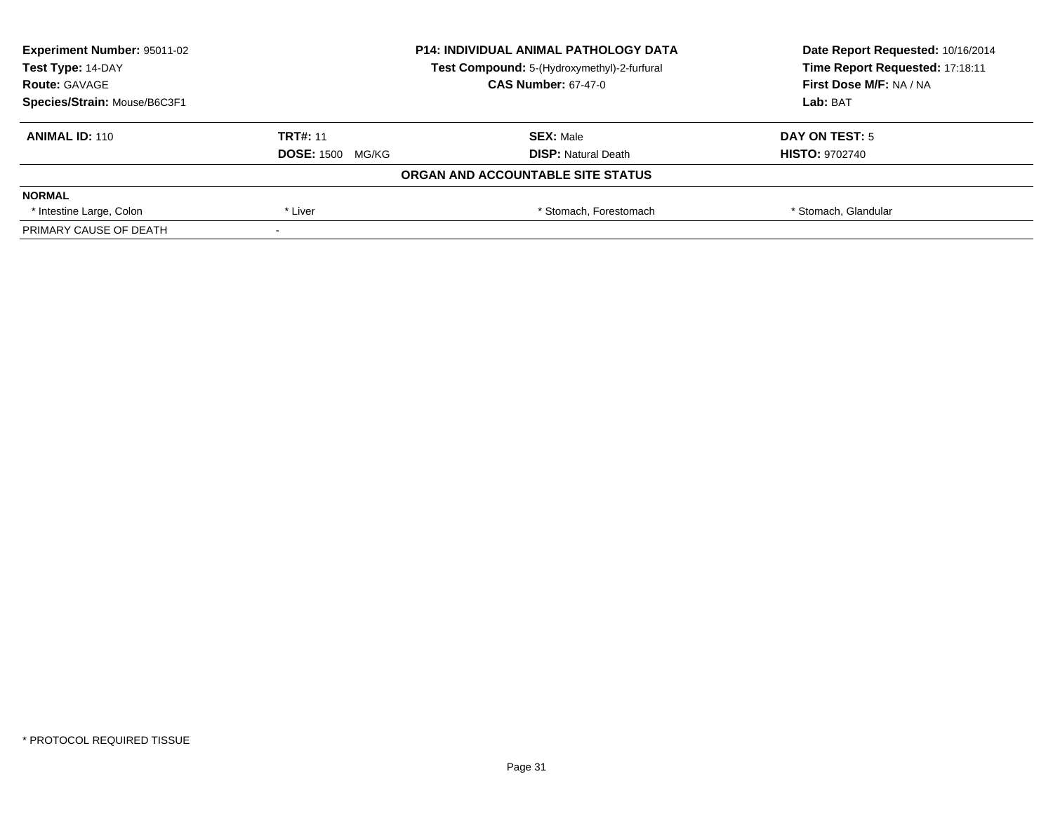| Experiment Number: 95011-02 | P14: INDIVIDUAL ANIMAL PATHOLOGY DATA | Date Report Requested: 10/16/2014 |
|---|---|---|
| Test Type: 14-DAY | Test Compound: 5-(Hydroxymethyl)-2-furfural | Time Report Requested: 17:18:11 |
| Route: GAVAGE | CAS Number: 67-47-0 | First Dose M/F: NA / NA |
| Species/Strain: Mouse/B6C3F1 | | Lab: BAT |

| ANIMAL ID: 110 | TRT#: 11 | SEX: Male | DAY ON TEST: 5 |
|---|---|---|---|
| | DOSE: 1500 MG/KG | DISP: Natural Death | HISTO: 9702740 |

**ORGAN AND ACCOUNTABLE SITE STATUS**

| NORMAL | | | |
|---|---|---|---|
| * Intestine Large, Colon | * Liver | * Stomach, Forestomach | * Stomach, Glandular |
| PRIMARY CAUSE OF DEATH | - | | |

* PROTOCOL REQUIRED TISSUE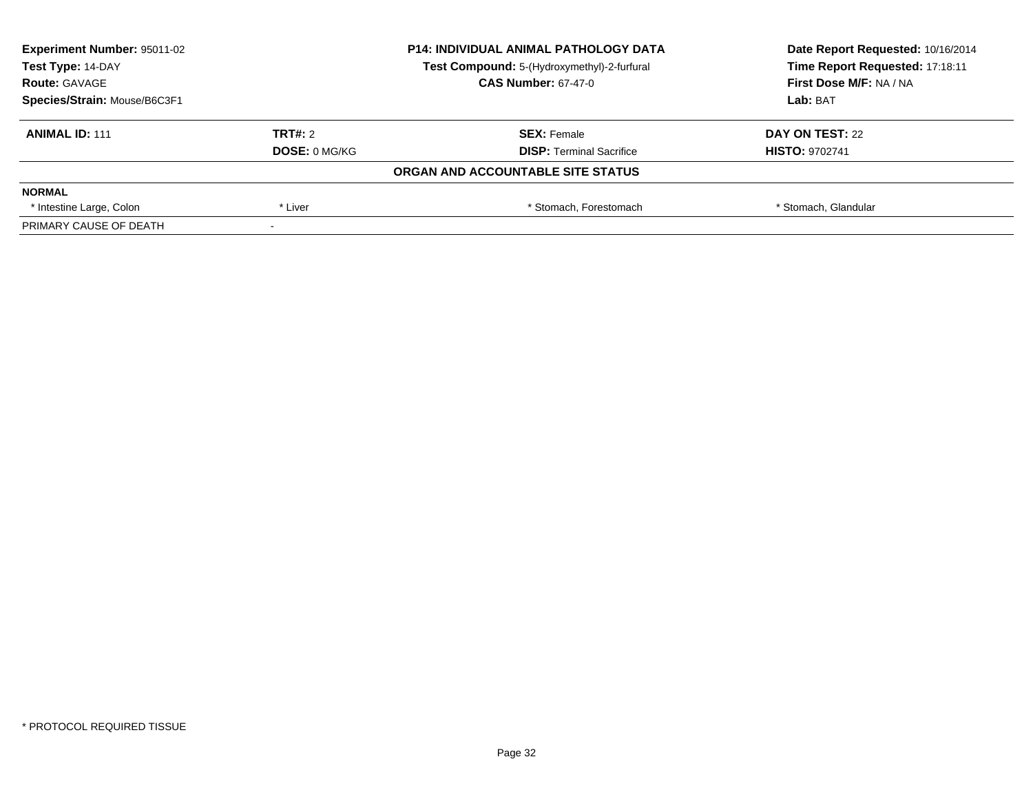**Experiment Number:** 95011-02
**Test Type:** 14-DAY
**Route:** GAVAGE
**Species/Strain:** Mouse/B6C3F1

**P14: INDIVIDUAL ANIMAL PATHOLOGY DATA**
**Test Compound:** 5-(Hydroxymethyl)-2-furfural
**CAS Number:** 67-47-0

**Date Report Requested:** 10/16/2014
**Time Report Requested:** 17:18:11
**First Dose M/F:** NA / NA
**Lab:** BAT

| **ANIMAL ID:** 111 | **TRT#:** 2 | **SEX:** Female | **DAY ON TEST:** 22 |
|---|---|---|---|
| | **DOSE:** 0 MG/KG | **DISP:** Terminal Sacrifice | **HISTO:** 9702741 |

**ORGAN AND ACCOUNTABLE SITE STATUS**

| **NORMAL** | | | |
|---|---|---|---|
| * Intestine Large, Colon | * Liver | * Stomach, Forestomach | * Stomach, Glandular |
| PRIMARY CAUSE OF DEATH | - | | |

* PROTOCOL REQUIRED TISSUE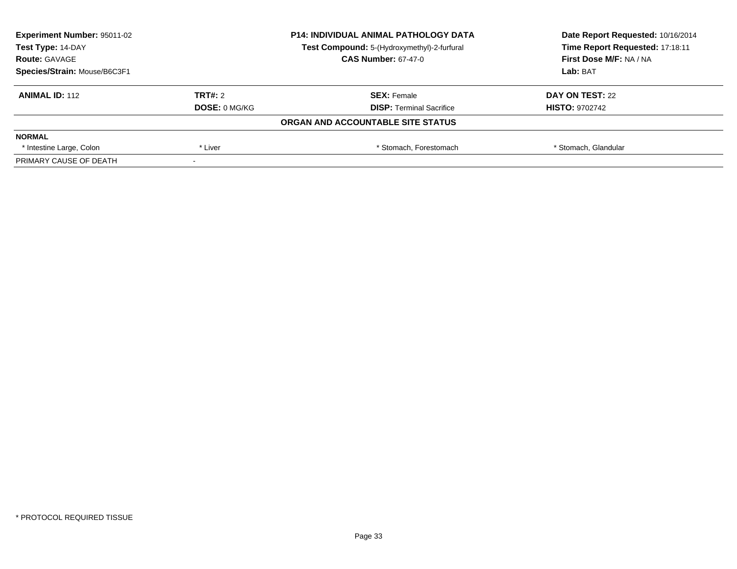| | | | |
|---|---|---|---|
| **Experiment Number:** 95011-02 | **P14: INDIVIDUAL ANIMAL PATHOLOGY DATA** | | **Date Report Requested:** 10/16/2014 |
| **Test Type:** 14-DAY | **Test Compound:** 5-(Hydroxymethyl)-2-furfural | | **Time Report Requested:** 17:18:11 |
| **Route:** GAVAGE | **CAS Number:** 67-47-0 | | **First Dose M/F:** NA / NA |
| **Species/Strain:** Mouse/B6C3F1 | | | **Lab:** BAT |

| | | | |
|---|---|---|---|
| **ANIMAL ID:** 112 | **TRT#:** 2 | **SEX:** Female | **DAY ON TEST:** 22 |
| | **DOSE:** 0 MG/KG | **DISP:** Terminal Sacrifice | **HISTO:** 9702742 |

**ORGAN AND ACCOUNTABLE SITE STATUS**

| | | | |
|---|---|---|---|
| **NORMAL** | | | |
| * Intestine Large, Colon | * Liver | * Stomach, Forestomach | * Stomach, Glandular |
| PRIMARY CAUSE OF DEATH | - | | |

* PROTOCOL REQUIRED TISSUE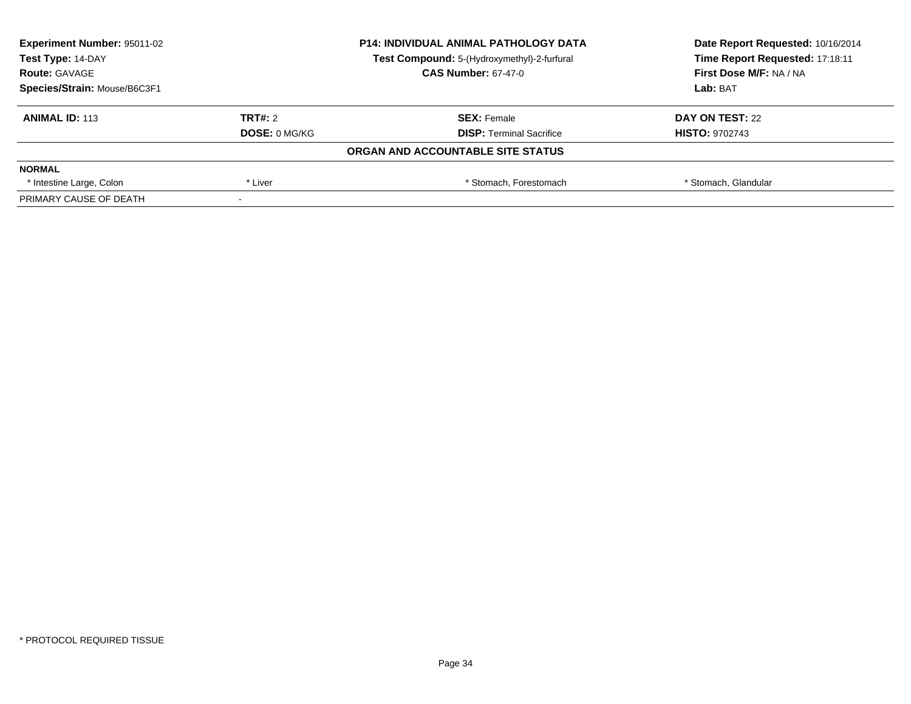| **Experiment Number:** 95011-02 | **P14: INDIVIDUAL ANIMAL PATHOLOGY DATA** | **Date Report Requested:** 10/16/2014 |
|---|---|---|
| **Test Type:** 14-DAY | **Test Compound:** 5-(Hydroxymethyl)-2-furfural | **Time Report Requested:** 17:18:11 |
| **Route:** GAVAGE | **CAS Number:** 67-47-0 | **First Dose M/F:** NA / NA |
| **Species/Strain:** Mouse/B6C3F1 | | **Lab:** BAT |

| **ANIMAL ID:** 113 | **TRT#:** 2 | **SEX:** Female | **DAY ON TEST:** 22 |
|---|---|---|---|
| | **DOSE:** 0 MG/KG | **DISP:** Terminal Sacrifice | **HISTO:** 9702743 |

**ORGAN AND ACCOUNTABLE SITE STATUS**

| **NORMAL** | | | |
|---|---|---|---|
| * Intestine Large, Colon | * Liver | * Stomach, Forestomach | * Stomach, Glandular |
| PRIMARY CAUSE OF DEATH | - | | |

* PROTOCOL REQUIRED TISSUE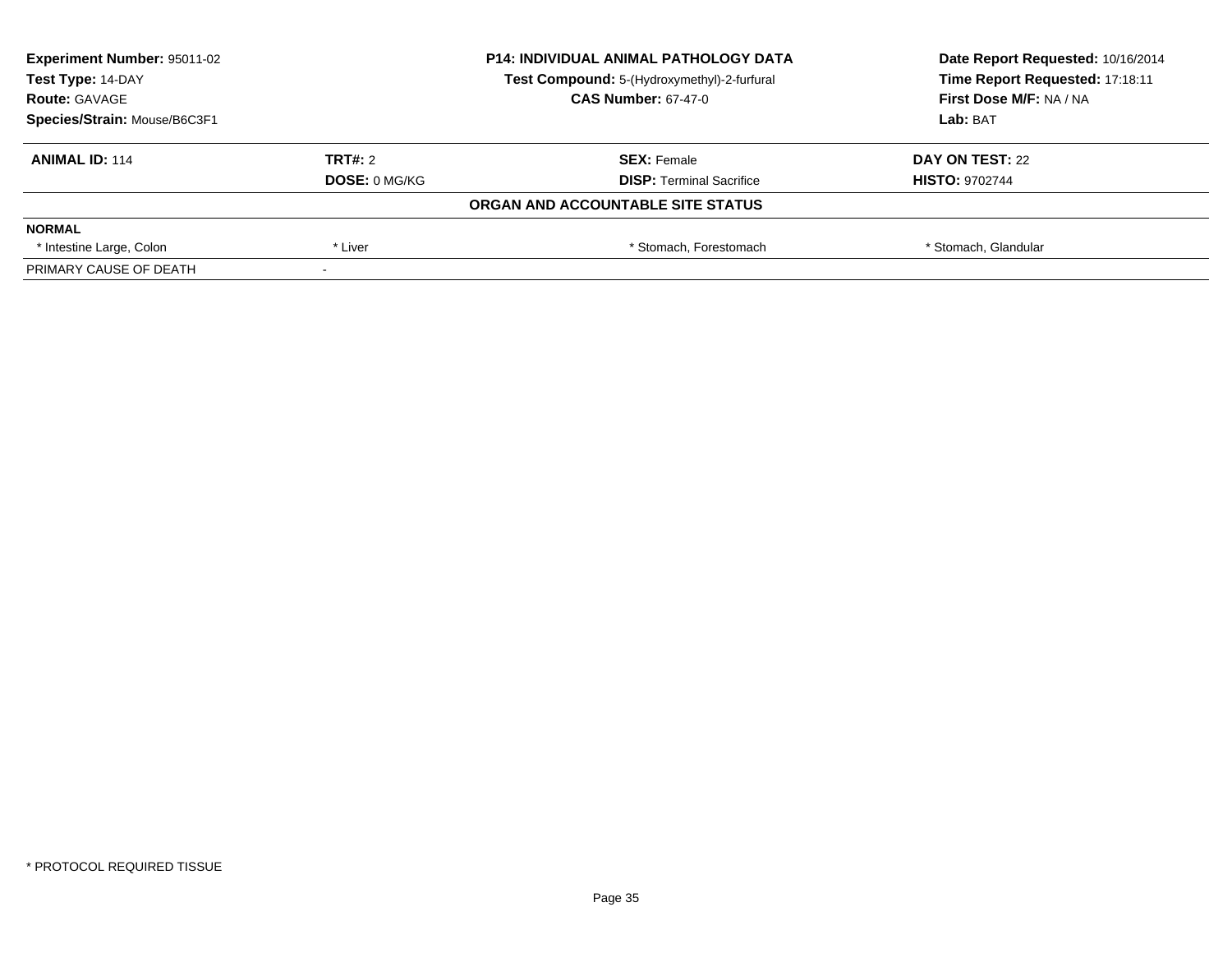| Experiment Number: 95011-02 | P14: INDIVIDUAL ANIMAL PATHOLOGY DATA | Date Report Requested: 10/16/2014 |
|---|---|---|
| Test Type: 14-DAY | Test Compound: 5-(Hydroxymethyl)-2-furfural | Time Report Requested: 17:18:11 |
| Route: GAVAGE | CAS Number: 67-47-0 | First Dose M/F: NA / NA |
| Species/Strain: Mouse/B6C3F1 | | Lab: BAT |

| ANIMAL ID: 114 | TRT#: 2 | SEX: Female | DAY ON TEST: 22 |
|---|---|---|---|
| | DOSE: 0 MG/KG | DISP: Terminal Sacrifice | HISTO: 9702744 |

**ORGAN AND ACCOUNTABLE SITE STATUS**

| NORMAL | | | |
|---|---|---|---|
| * Intestine Large, Colon | * Liver | * Stomach, Forestomach | * Stomach, Glandular |
| PRIMARY CAUSE OF DEATH | - | | |

* PROTOCOL REQUIRED TISSUE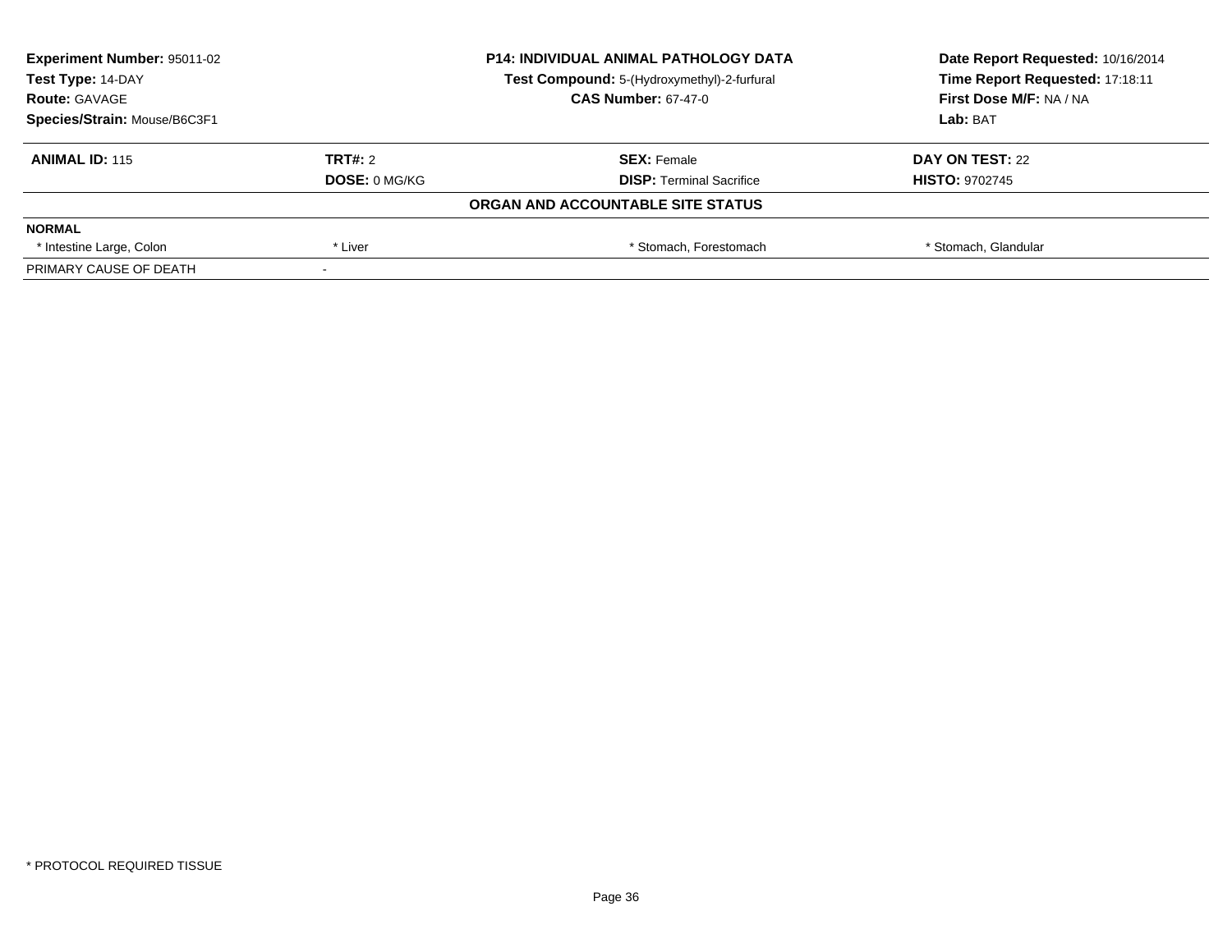**Experiment Number:** 95011-02
**Test Type:** 14-DAY
**Route:** GAVAGE
**Species/Strain:** Mouse/B6C3F1

**P14: INDIVIDUAL ANIMAL PATHOLOGY DATA**
**Test Compound:** 5-(Hydroxymethyl)-2-furfural
**CAS Number:** 67-47-0

**Date Report Requested:** 10/16/2014
**Time Report Requested:** 17:18:11
**First Dose M/F:** NA / NA
**Lab:** BAT

| **ANIMAL ID:** 115 | **TRT#:** 2 | **SEX:** Female | **DAY ON TEST:** 22 |
|---|---|---|---|
| | **DOSE:** 0 MG/KG | **DISP:** Terminal Sacrifice | **HISTO:** 9702745 |

**ORGAN AND ACCOUNTABLE SITE STATUS**

| | | | |
|---|---|---|---|
| **NORMAL** | | | |
| * Intestine Large, Colon | * Liver | * Stomach, Forestomach | * Stomach, Glandular |
| PRIMARY CAUSE OF DEATH | - | | |

* PROTOCOL REQUIRED TISSUE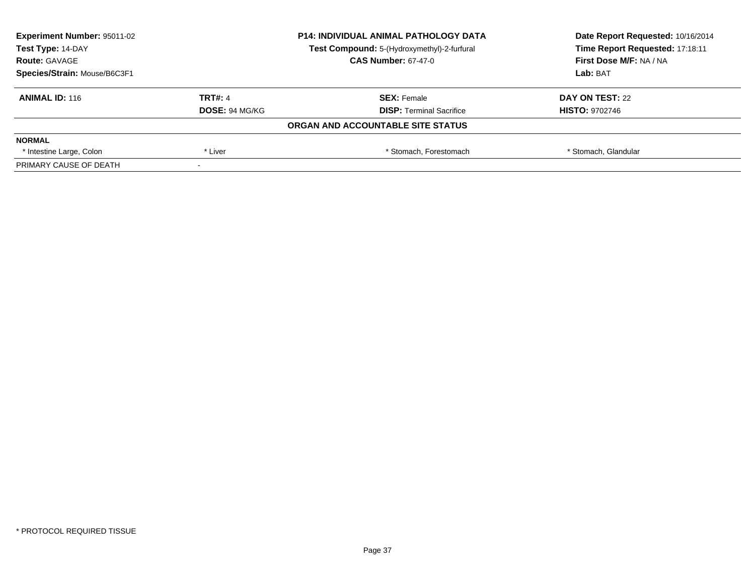| **Experiment Number:** 95011-02 | **P14: INDIVIDUAL ANIMAL PATHOLOGY DATA** | **Date Report Requested:** 10/16/2014 |
|---|---|---|
| **Test Type:** 14-DAY | **Test Compound:** 5-(Hydroxymethyl)-2-furfural | **Time Report Requested:** 17:18:11 |
| **Route:** GAVAGE | **CAS Number:** 67-47-0 | **First Dose M/F:** NA / NA |
| **Species/Strain:** Mouse/B6C3F1 | | **Lab:** BAT |

| **ANIMAL ID:** 116 | **TRT#:** 4 | **SEX:** Female | **DAY ON TEST:** 22 |
|---|---|---|---|
| | **DOSE:** 94 MG/KG | **DISP:** Terminal Sacrifice | **HISTO:** 9702746 |
| | | **ORGAN AND ACCOUNTABLE SITE STATUS** | |
| **NORMAL** | | | |
| * Intestine Large, Colon | * Liver | * Stomach, Forestomach | * Stomach, Glandular |
| PRIMARY CAUSE OF DEATH | - | | |

* PROTOCOL REQUIRED TISSUE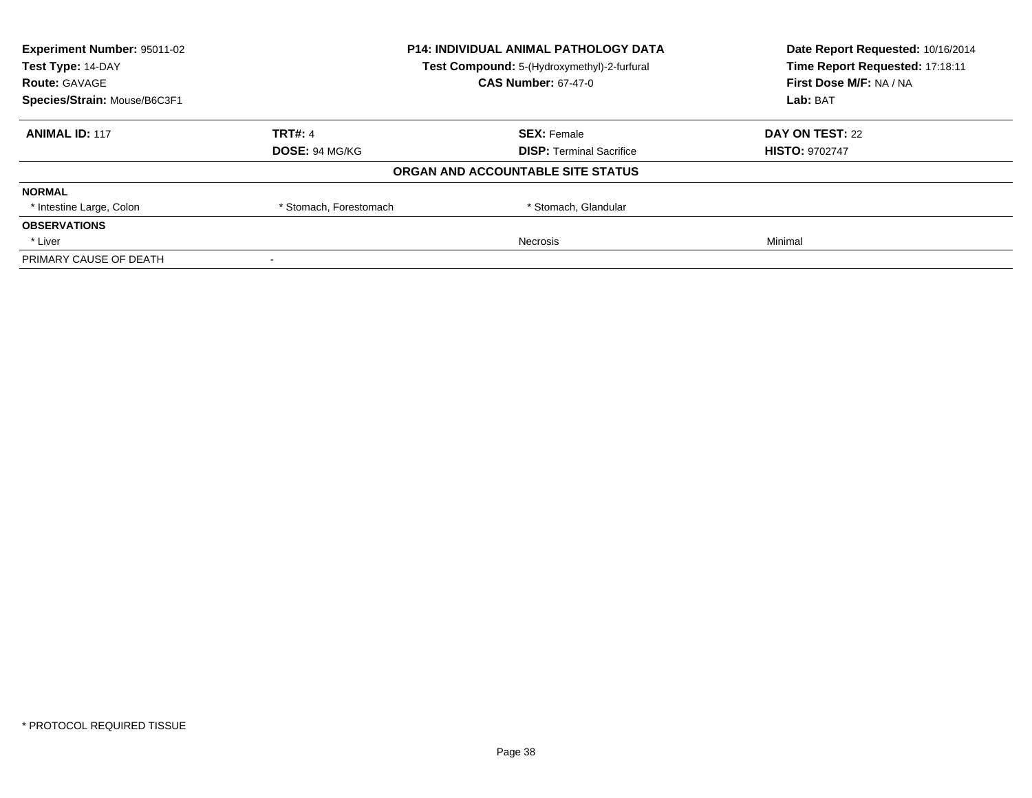| Experiment Number: 95011-02 | P14: INDIVIDUAL ANIMAL PATHOLOGY DATA | Date Report Requested: 10/16/2014 |
|---|---|---|
| Test Type: 14-DAY | Test Compound: 5-(Hydroxymethyl)-2-furfural | Time Report Requested: 17:18:11 |
| Route: GAVAGE | CAS Number: 67-47-0 | First Dose M/F: NA / NA |
| Species/Strain: Mouse/B6C3F1 | | Lab: BAT |

| ANIMAL ID: 117 | TRT#: 4 | SEX: Female | DAY ON TEST: 22 |
|---|---|---|---|
| | DOSE: 94 MG/KG | DISP: Terminal Sacrifice | HISTO: 9702747 |

**ORGAN AND ACCOUNTABLE SITE STATUS**

| | | | |
|---|---|---|---|
| **NORMAL** | | | |
| * Intestine Large, Colon | * Stomach, Forestomach | * Stomach, Glandular | |
| **OBSERVATIONS** | | | |
| * Liver | | Necrosis | Minimal |
| PRIMARY CAUSE OF DEATH | - | | |

* PROTOCOL REQUIRED TISSUE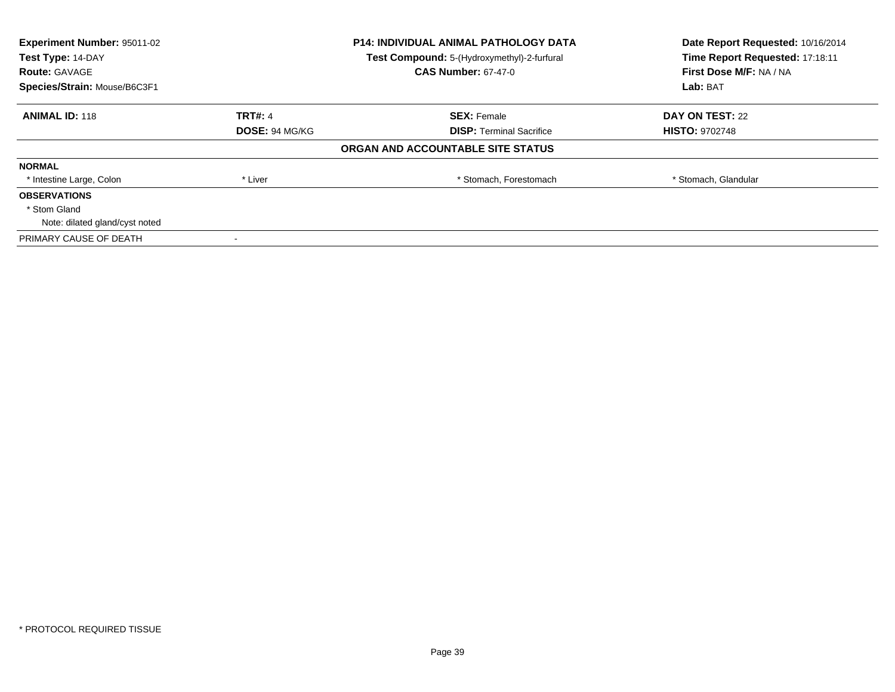**Experiment Number:** 95011-02
**Test Type:** 14-DAY
**Route:** GAVAGE
**Species/Strain:** Mouse/B6C3F1

**P14: INDIVIDUAL ANIMAL PATHOLOGY DATA**
**Test Compound:** 5-(Hydroxymethyl)-2-furfural
**CAS Number:** 67-47-0

**Date Report Requested:** 10/16/2014
**Time Report Requested:** 17:18:11
**First Dose M/F:** NA / NA
**Lab:** BAT

| **ANIMAL ID:** 118 | **TRT#:** 4 | **SEX:** Female | **DAY ON TEST:** 22 |
|---|---|---|---|
| | **DOSE:** 94 MG/KG | **DISP:** Terminal Sacrifice | **HISTO:** 9702748 |

**ORGAN AND ACCOUNTABLE SITE STATUS**

| **NORMAL** | | | |
|---|---|---|---|
| * Intestine Large, Colon | * Liver | * Stomach, Forestomach | * Stomach, Glandular |

**OBSERVATIONS**

* Stom Gland
  Note: dilated gland/cyst noted

PRIMARY CAUSE OF DEATH -

* PROTOCOL REQUIRED TISSUE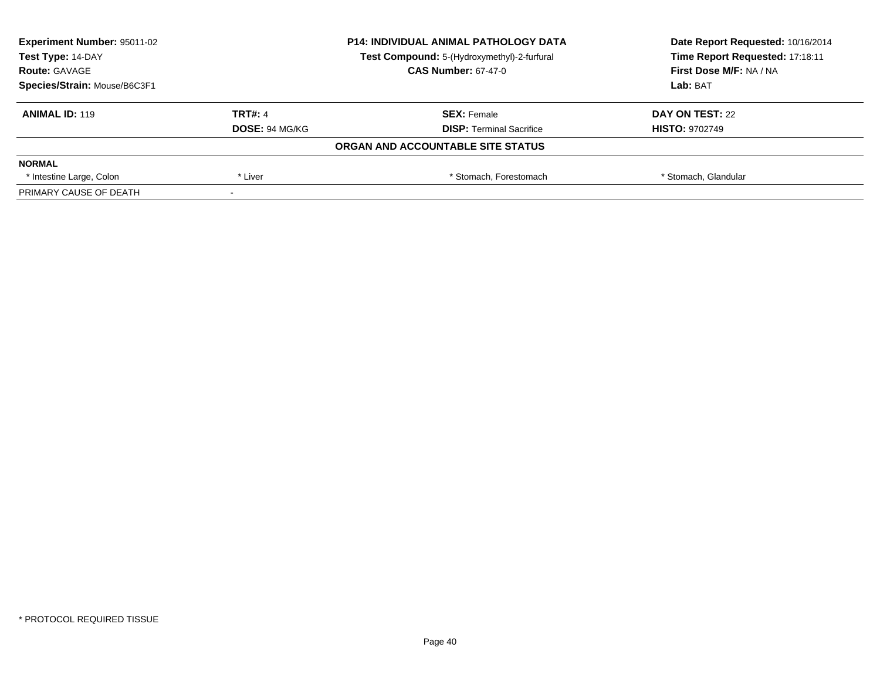| **Experiment Number:** 95011-02 | **P14: INDIVIDUAL ANIMAL PATHOLOGY DATA** | **Date Report Requested:** 10/16/2014 |
|---|---|---|
| **Test Type:** 14-DAY | **Test Compound:** 5-(Hydroxymethyl)-2-furfural | **Time Report Requested:** 17:18:11 |
| **Route:** GAVAGE | **CAS Number:** 67-47-0 | **First Dose M/F:** NA / NA |
| **Species/Strain:** Mouse/B6C3F1 | | **Lab:** BAT |

| **ANIMAL ID:** 119 | **TRT#:** 4 | **SEX:** Female | **DAY ON TEST:** 22 |
|---|---|---|---|
| | **DOSE:** 94 MG/KG | **DISP:** Terminal Sacrifice | **HISTO:** 9702749 |
| | | **ORGAN AND ACCOUNTABLE SITE STATUS** | |
| **NORMAL** | | | |
| * Intestine Large, Colon | * Liver | * Stomach, Forestomach | * Stomach, Glandular |
| PRIMARY CAUSE OF DEATH | - | | |

* PROTOCOL REQUIRED TISSUE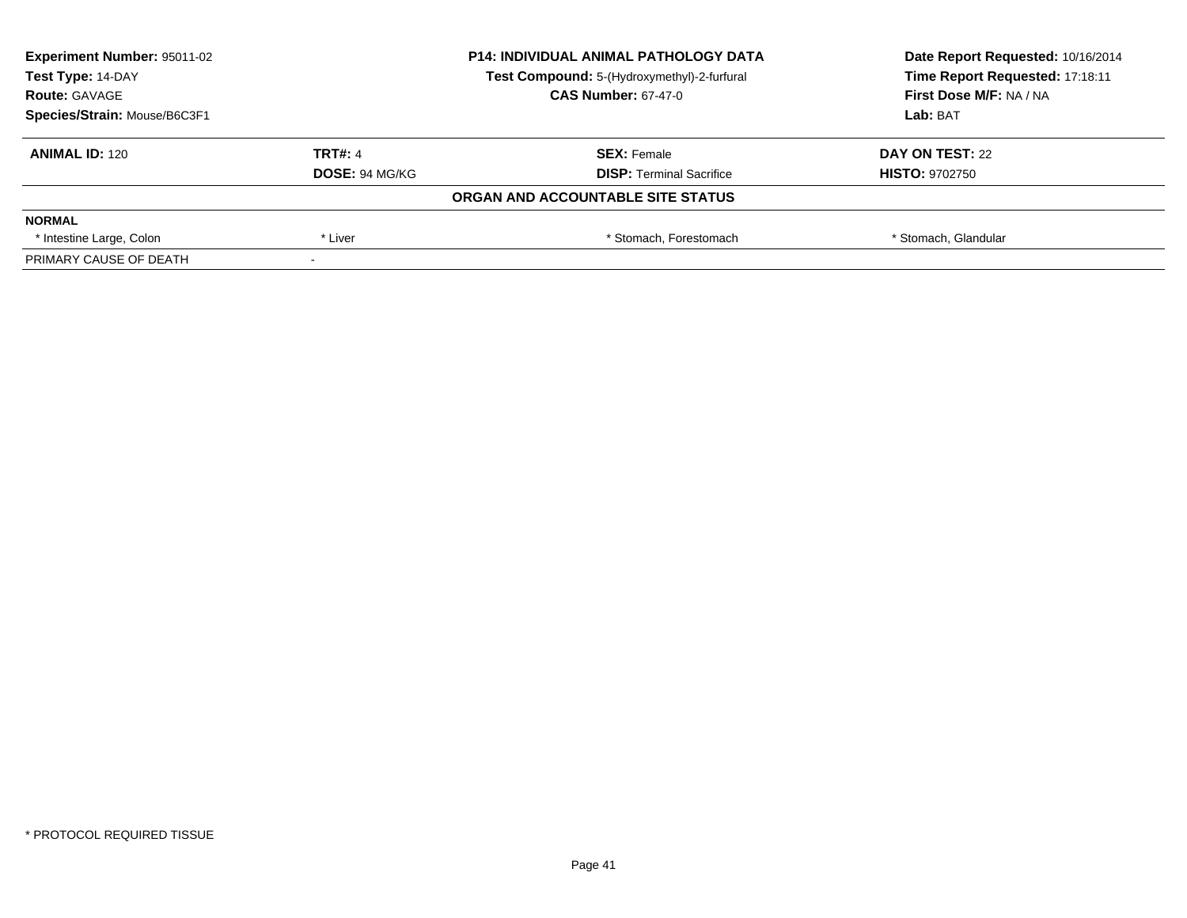| **Experiment Number:** 95011-02 | **P14: INDIVIDUAL ANIMAL PATHOLOGY DATA** | **Date Report Requested:** 10/16/2014 |
|---|---|---|
| **Test Type:** 14-DAY | **Test Compound:** 5-(Hydroxymethyl)-2-furfural | **Time Report Requested:** 17:18:11 |
| **Route:** GAVAGE | **CAS Number:** 67-47-0 | **First Dose M/F:** NA / NA |
| **Species/Strain:** Mouse/B6C3F1 | | **Lab:** BAT |

| **ANIMAL ID:** 120 | **TRT#:** 4 | **SEX:** Female | **DAY ON TEST:** 22 |
|---|---|---|---|
| | **DOSE:** 94 MG/KG | **DISP:** Terminal Sacrifice | **HISTO:** 9702750 |

**ORGAN AND ACCOUNTABLE SITE STATUS**

| **NORMAL** | | | |
|---|---|---|---|
| * Intestine Large, Colon | * Liver | * Stomach, Forestomach | * Stomach, Glandular |
| PRIMARY CAUSE OF DEATH | - | | |

* PROTOCOL REQUIRED TISSUE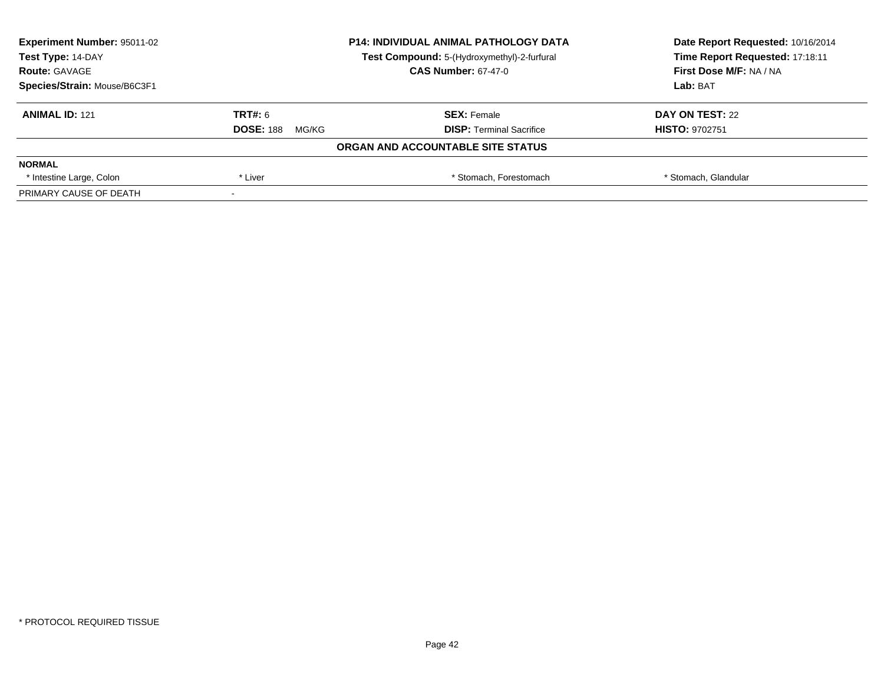**Experiment Number:** 95011-02
**Test Type:** 14-DAY
**Route:** GAVAGE
**Species/Strain:** Mouse/B6C3F1

**P14: INDIVIDUAL ANIMAL PATHOLOGY DATA**
**Test Compound:** 5-(Hydroxymethyl)-2-furfural
**CAS Number:** 67-47-0

**Date Report Requested:** 10/16/2014
**Time Report Requested:** 17:18:11
**First Dose M/F:** NA / NA
**Lab:** BAT

| **ANIMAL ID:** 121 | **TRT#:** 6 | **SEX:** Female | **DAY ON TEST:** 22 |
|---|---|---|---|
| | **DOSE:** 188 MG/KG | **DISP:** Terminal Sacrifice | **HISTO:** 9702751 |

**ORGAN AND ACCOUNTABLE SITE STATUS**

| **NORMAL** | | | |
|---|---|---|---|
| * Intestine Large, Colon | * Liver | * Stomach, Forestomach | * Stomach, Glandular |
| PRIMARY CAUSE OF DEATH | - | | |

* PROTOCOL REQUIRED TISSUE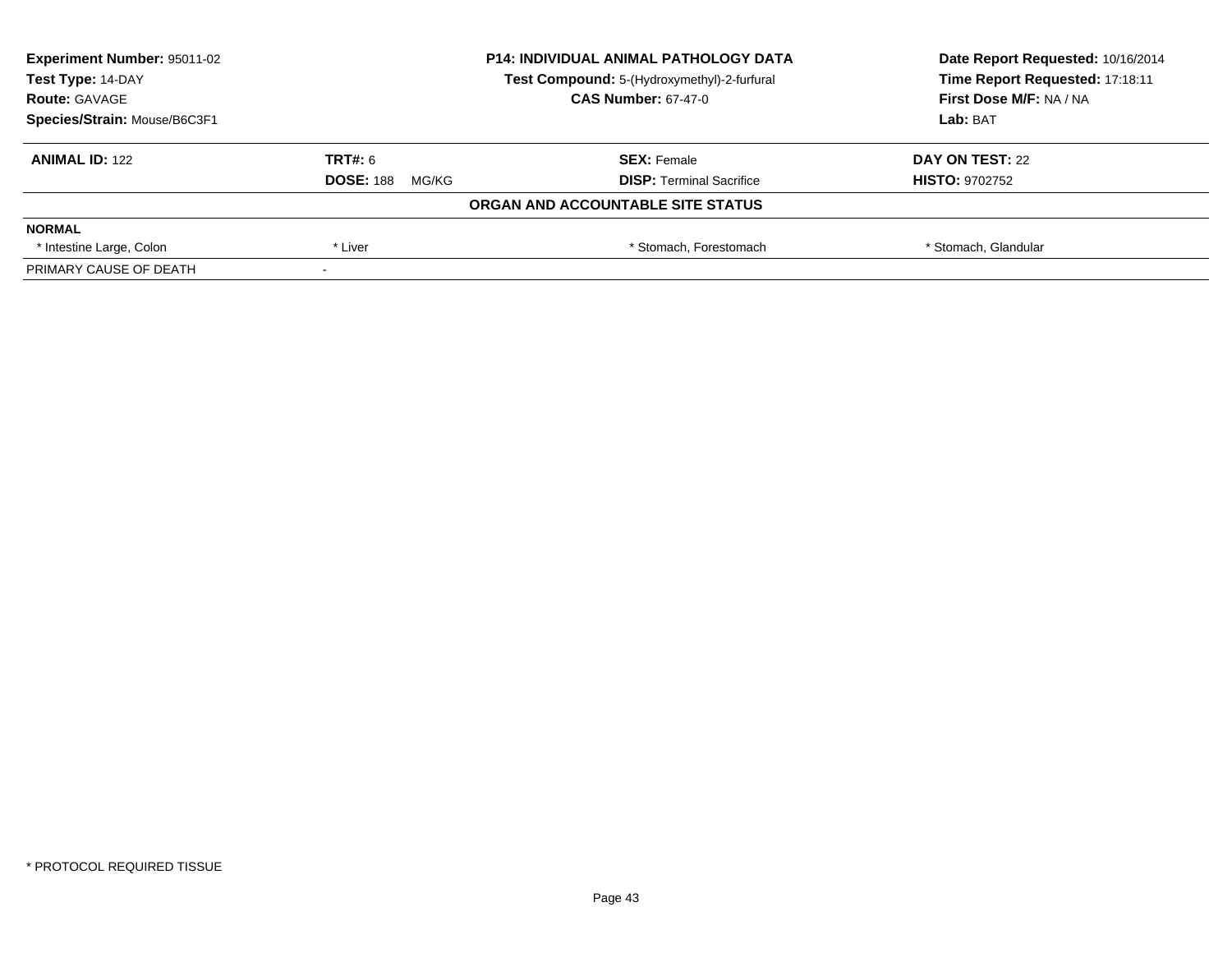| Experiment Number: 95011-02 | P14: INDIVIDUAL ANIMAL PATHOLOGY DATA | Date Report Requested: 10/16/2014 |
|---|---|---|
| Test Type: 14-DAY | Test Compound: 5-(Hydroxymethyl)-2-furfural | Time Report Requested: 17:18:11 |
| Route: GAVAGE | CAS Number: 67-47-0 | First Dose M/F: NA / NA |
| Species/Strain: Mouse/B6C3F1 | | Lab: BAT |

| ANIMAL ID: 122 | TRT#: 6 | SEX: Female | DAY ON TEST: 22 |
|---|---|---|---|
| | DOSE: 188 MG/KG | DISP: Terminal Sacrifice | HISTO: 9702752 |

**ORGAN AND ACCOUNTABLE SITE STATUS**

| NORMAL | | | |
|---|---|---|---|
| * Intestine Large, Colon | * Liver | * Stomach, Forestomach | * Stomach, Glandular |
| PRIMARY CAUSE OF DEATH | - | | |

* PROTOCOL REQUIRED TISSUE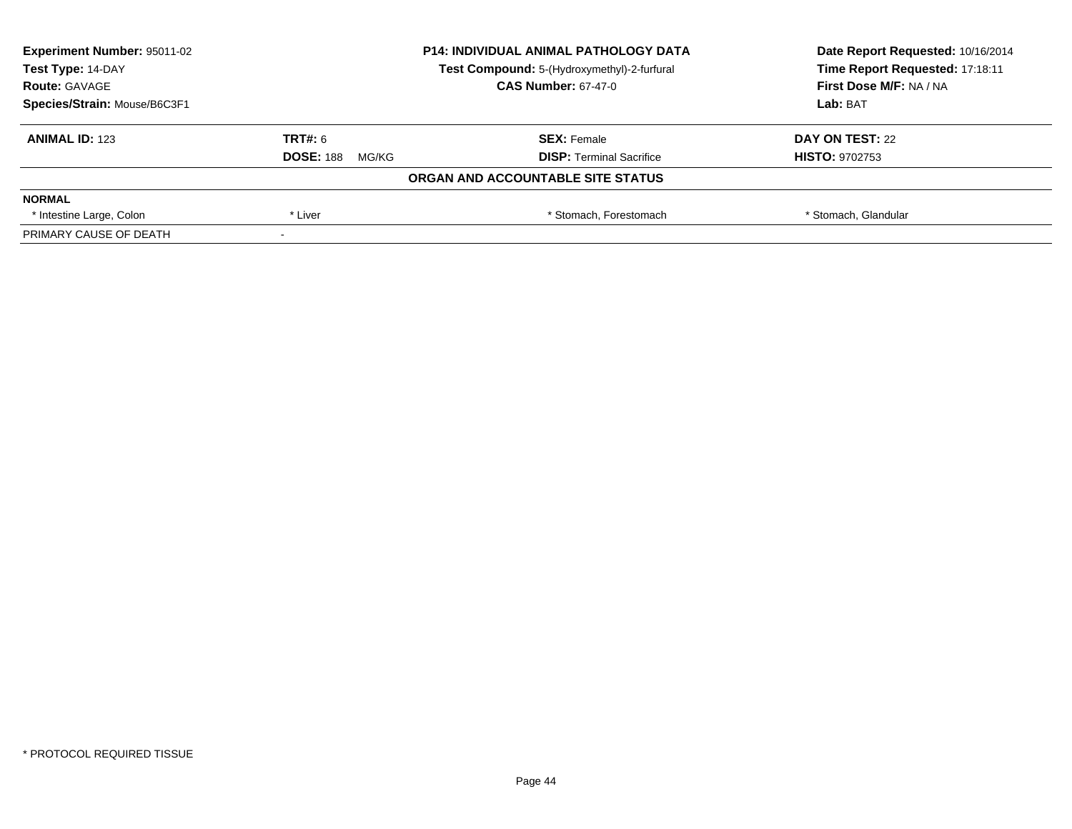| Experiment Number: 95011-02 | P14: INDIVIDUAL ANIMAL PATHOLOGY DATA | Date Report Requested: 10/16/2014 |
|---|---|---|
| Test Type: 14-DAY | Test Compound: 5-(Hydroxymethyl)-2-furfural | Time Report Requested: 17:18:11 |
| Route: GAVAGE | CAS Number: 67-47-0 | First Dose M/F: NA / NA |
| Species/Strain: Mouse/B6C3F1 | | Lab: BAT |

| ANIMAL ID: 123 | TRT#: 6 | SEX: Female | DAY ON TEST: 22 |
|---|---|---|---|
| | DOSE: 188 MG/KG | DISP: Terminal Sacrifice | HISTO: 9702753 |

**ORGAN AND ACCOUNTABLE SITE STATUS**

| NORMAL | | | |
|---|---|---|---|
| * Intestine Large, Colon | * Liver | * Stomach, Forestomach | * Stomach, Glandular |
| PRIMARY CAUSE OF DEATH | - | | |

* PROTOCOL REQUIRED TISSUE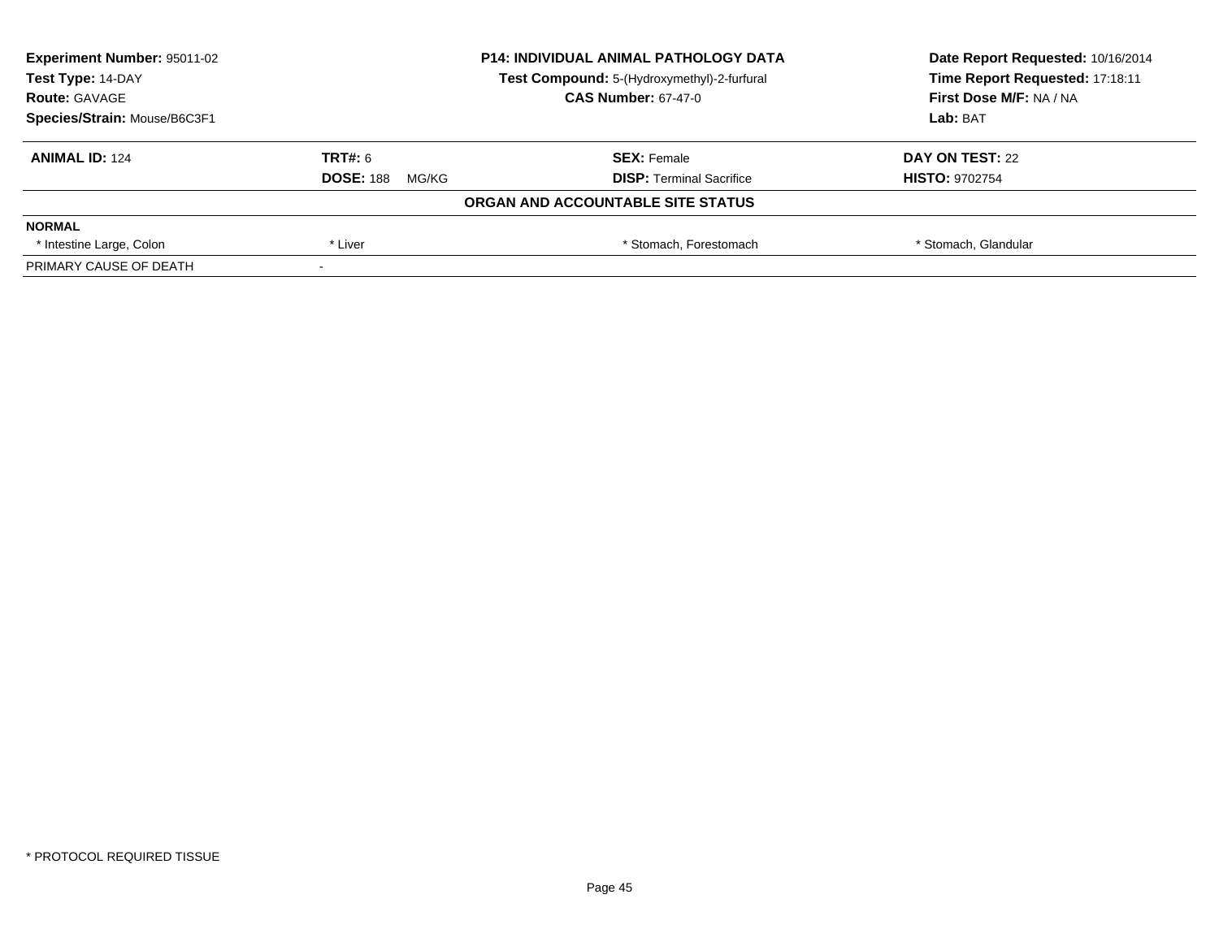**Experiment Number:** 95011-02
**Test Type:** 14-DAY
**Route:** GAVAGE
**Species/Strain:** Mouse/B6C3F1

**P14: INDIVIDUAL ANIMAL PATHOLOGY DATA**
**Test Compound:** 5-(Hydroxymethyl)-2-furfural
**CAS Number:** 67-47-0

**Date Report Requested:** 10/16/2014
**Time Report Requested:** 17:18:11
**First Dose M/F:** NA / NA
**Lab:** BAT

| **ANIMAL ID:** 124 | **TRT#:** 6 | **SEX:** Female | **DAY ON TEST:** 22 |
|---|---|---|---|
| | **DOSE:** 188 MG/KG | **DISP:** Terminal Sacrifice | **HISTO:** 9702754 |

**ORGAN AND ACCOUNTABLE SITE STATUS**

| **NORMAL** | | | |
|---|---|---|---|
| * Intestine Large, Colon | * Liver | * Stomach, Forestomach | * Stomach, Glandular |
| PRIMARY CAUSE OF DEATH | - | | |

* PROTOCOL REQUIRED TISSUE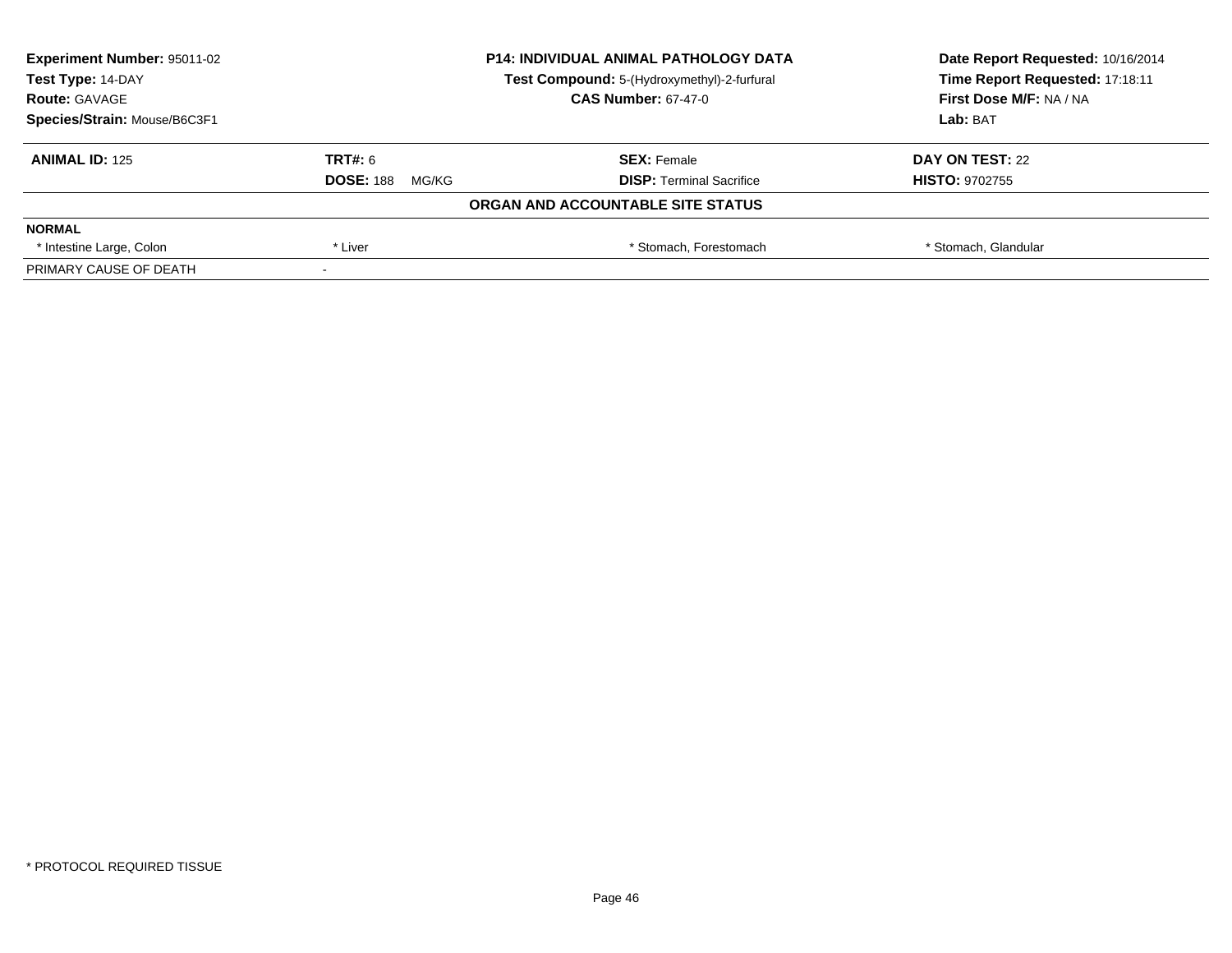| Experiment Number: 95011-02 | P14: INDIVIDUAL ANIMAL PATHOLOGY DATA | Date Report Requested: 10/16/2014 |
|---|---|---|
| Test Type: 14-DAY | Test Compound: 5-(Hydroxymethyl)-2-furfural | Time Report Requested: 17:18:11 |
| Route: GAVAGE | CAS Number: 67-47-0 | First Dose M/F: NA / NA |
| Species/Strain: Mouse/B6C3F1 | | Lab: BAT |

| ANIMAL ID: 125 | TRT#: 6 | SEX: Female | DAY ON TEST: 22 |
|---|---|---|---|
| | DOSE: 188 MG/KG | DISP: Terminal Sacrifice | HISTO: 9702755 |

**ORGAN AND ACCOUNTABLE SITE STATUS**

| NORMAL | | | |
|---|---|---|---|
| * Intestine Large, Colon | * Liver | * Stomach, Forestomach | * Stomach, Glandular |
| PRIMARY CAUSE OF DEATH | - | | |

* PROTOCOL REQUIRED TISSUE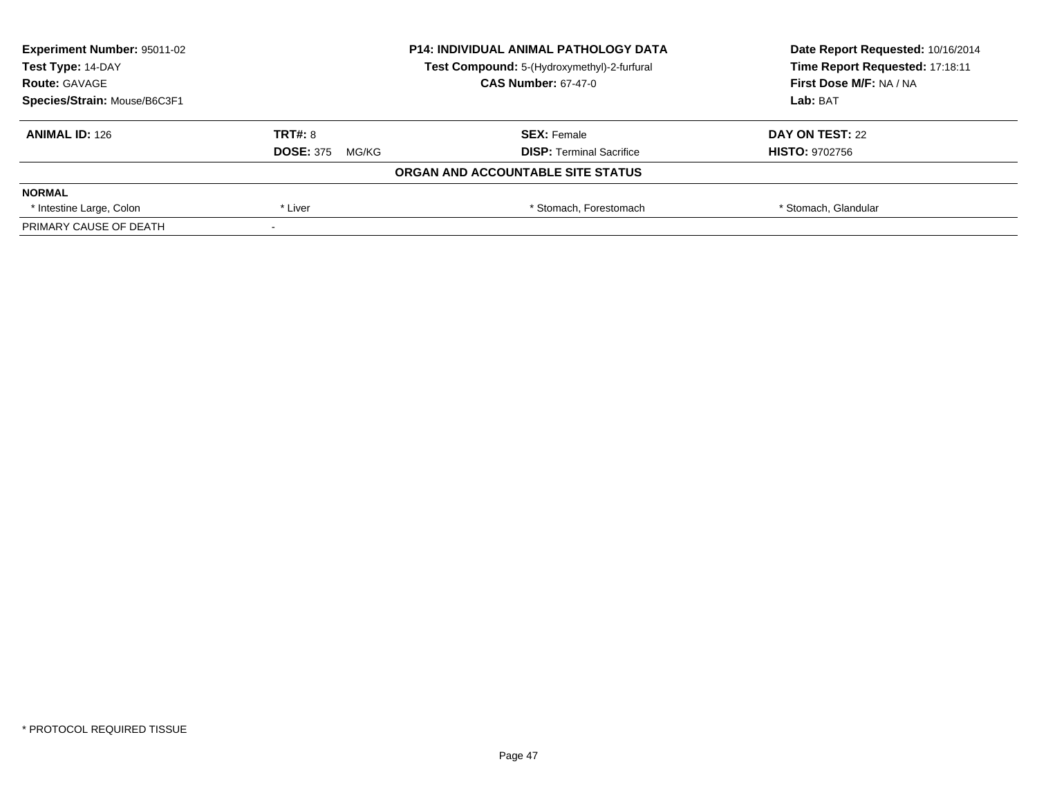**Experiment Number:** 95011-02
**Test Type:** 14-DAY
**Route:** GAVAGE
**Species/Strain:** Mouse/B6C3F1

**P14: INDIVIDUAL ANIMAL PATHOLOGY DATA**
**Test Compound:** 5-(Hydroxymethyl)-2-furfural
**CAS Number:** 67-47-0

**Date Report Requested:** 10/16/2014
**Time Report Requested:** 17:18:11
**First Dose M/F:** NA / NA
**Lab:** BAT

| **ANIMAL ID:** 126 | **TRT#:** 8 | **SEX:** Female | **DAY ON TEST:** 22 |
|---|---|---|---|
| | **DOSE:** 375 MG/KG | **DISP:** Terminal Sacrifice | **HISTO:** 9702756 |

**ORGAN AND ACCOUNTABLE SITE STATUS**

| **NORMAL** | | | |
|---|---|---|---|
| * Intestine Large, Colon | * Liver | * Stomach, Forestomach | * Stomach, Glandular |
| PRIMARY CAUSE OF DEATH | - | | |

* PROTOCOL REQUIRED TISSUE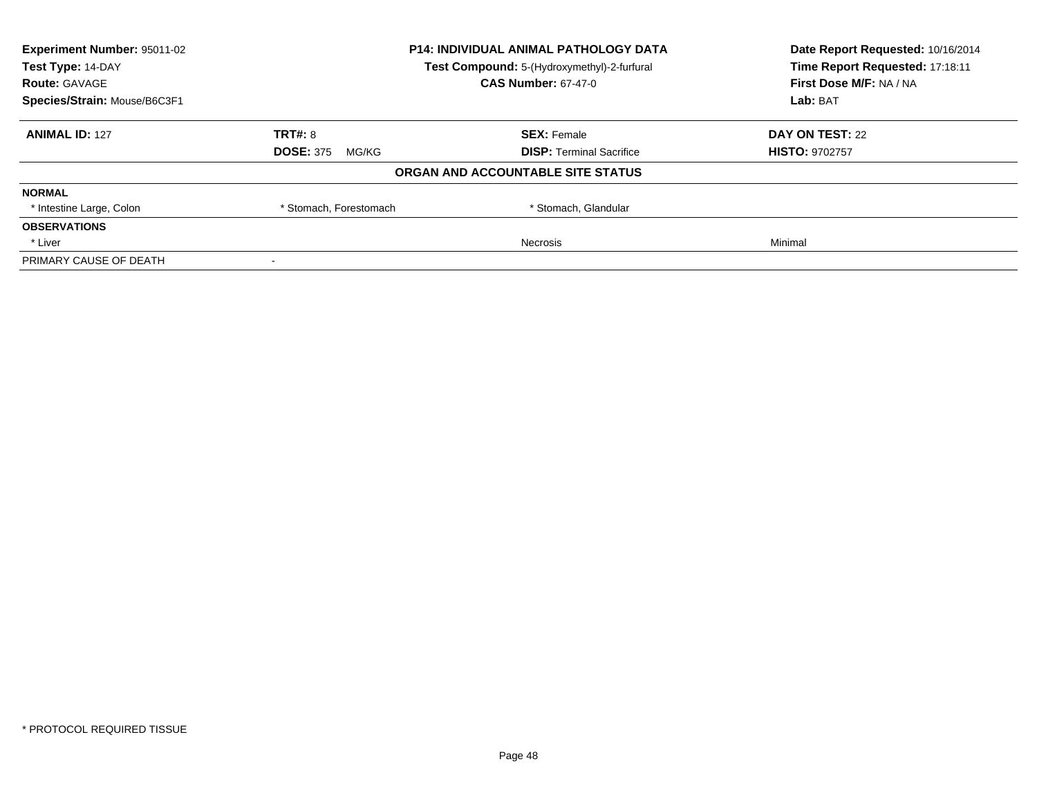| **Experiment Number:** 95011-02 | **P14: INDIVIDUAL ANIMAL PATHOLOGY DATA** | **Date Report Requested:** 10/16/2014 |
|---|---|---|
| **Test Type:** 14-DAY | **Test Compound:** 5-(Hydroxymethyl)-2-furfural | **Time Report Requested:** 17:18:11 |
| **Route:** GAVAGE | **CAS Number:** 67-47-0 | **First Dose M/F:** NA / NA |
| **Species/Strain:** Mouse/B6C3F1 | | **Lab:** BAT |

| **ANIMAL ID:** 127 | **TRT#:** 8 | **SEX:** Female | **DAY ON TEST:** 22 |
|---|---|---|---|
| | **DOSE:** 375 MG/KG | **DISP:** Terminal Sacrifice | **HISTO:** 9702757 |
| | | **ORGAN AND ACCOUNTABLE SITE STATUS** | |
| **NORMAL** | | | |
| * Intestine Large, Colon | * Stomach, Forestomach | * Stomach, Glandular | |
| **OBSERVATIONS** | | | |
| * Liver | | Necrosis | Minimal |
| PRIMARY CAUSE OF DEATH | - | | |

* PROTOCOL REQUIRED TISSUE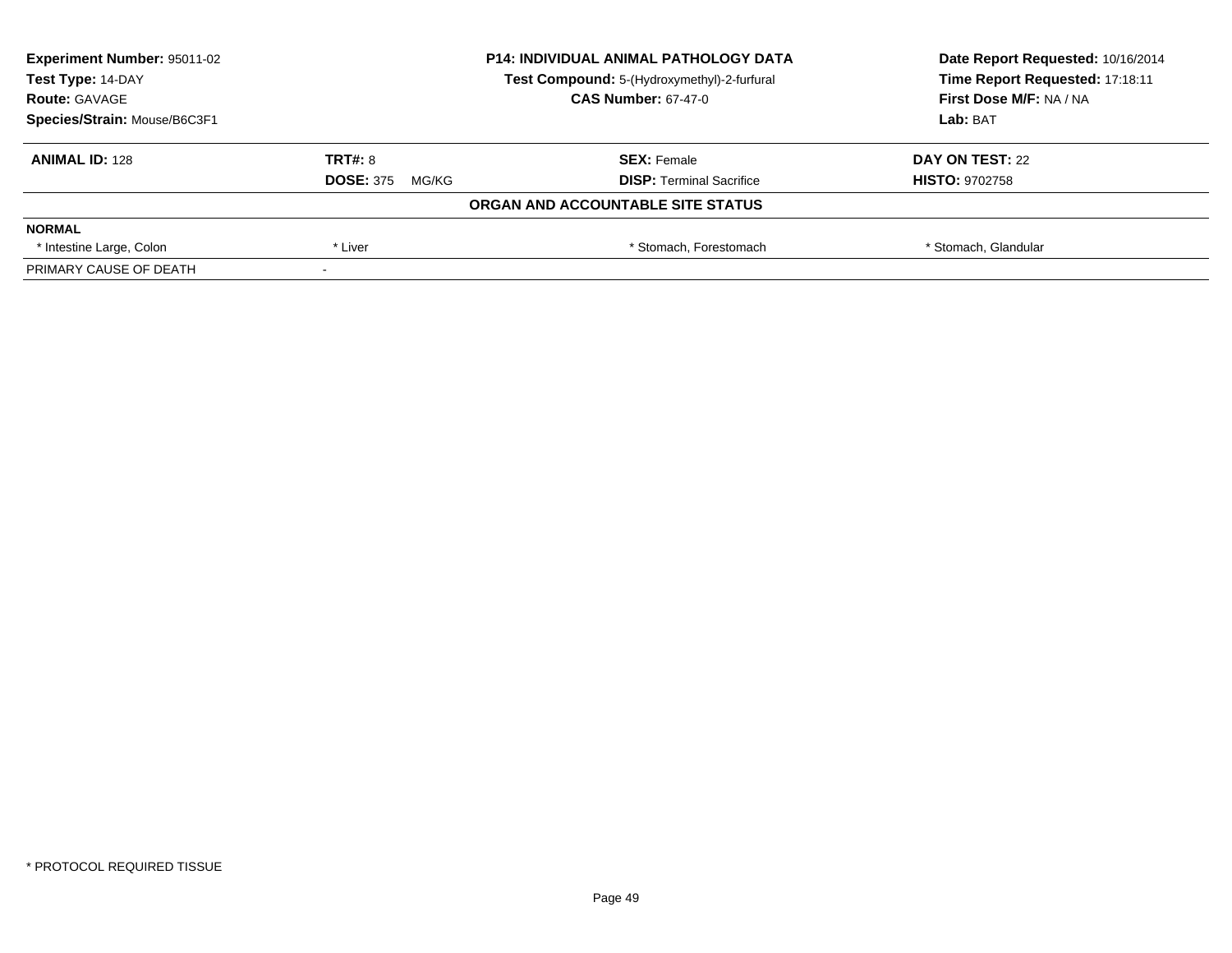| **Experiment Number:** 95011-02 | **P14: INDIVIDUAL ANIMAL PATHOLOGY DATA** | **Date Report Requested:** 10/16/2014 |
|---|---|---|
| **Test Type:** 14-DAY | **Test Compound:** 5-(Hydroxymethyl)-2-furfural | **Time Report Requested:** 17:18:11 |
| **Route:** GAVAGE | **CAS Number:** 67-47-0 | **First Dose M/F:** NA / NA |
| **Species/Strain:** Mouse/B6C3F1 | | **Lab:** BAT |

| **ANIMAL ID:** 128 | **TRT#:** 8 | **SEX:** Female | **DAY ON TEST:** 22 |
|---|---|---|---|
| | **DOSE:** 375 MG/KG | **DISP:** Terminal Sacrifice | **HISTO:** 9702758 |

**ORGAN AND ACCOUNTABLE SITE STATUS**

| **NORMAL** | | | |
|---|---|---|---|
| * Intestine Large, Colon | * Liver | * Stomach, Forestomach | * Stomach, Glandular |
| PRIMARY CAUSE OF DEATH | - | | |

* PROTOCOL REQUIRED TISSUE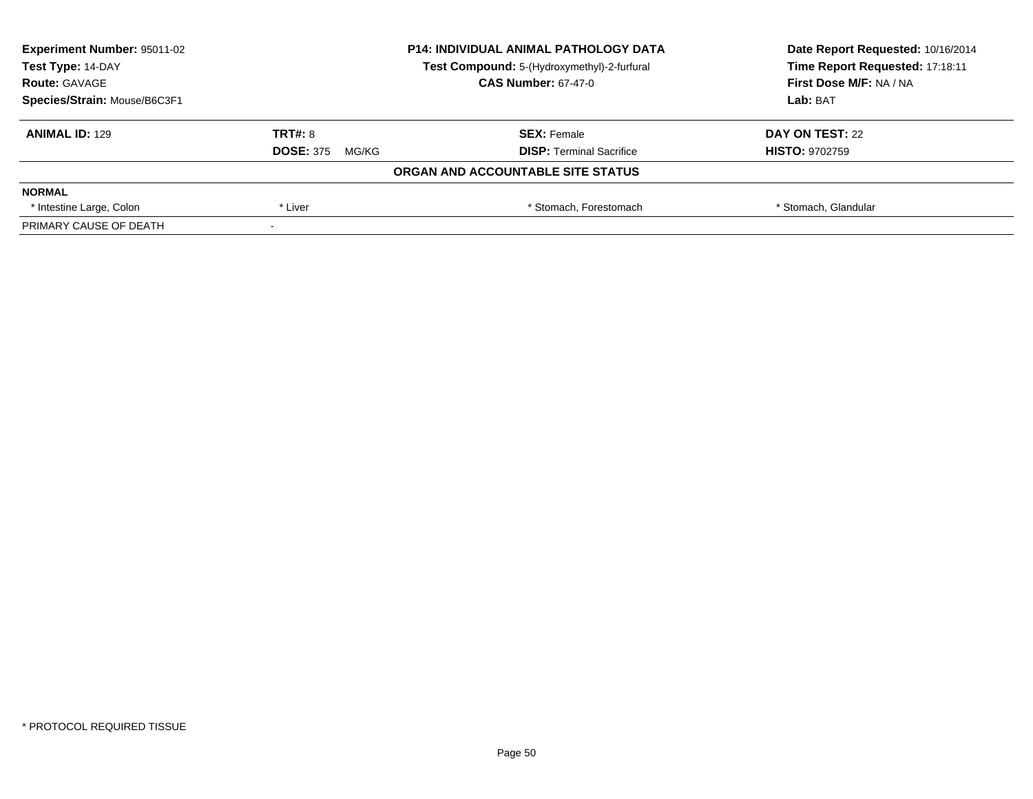**Experiment Number:** 95011-02
**Test Type:** 14-DAY
**Route:** GAVAGE
**Species/Strain:** Mouse/B6C3F1

**P14: INDIVIDUAL ANIMAL PATHOLOGY DATA**
**Test Compound:** 5-(Hydroxymethyl)-2-furfural
**CAS Number:** 67-47-0

**Date Report Requested:** 10/16/2014
**Time Report Requested:** 17:18:11
**First Dose M/F:** NA / NA
**Lab:** BAT

| **ANIMAL ID:** 129 | **TRT#:** 8 | **SEX:** Female | **DAY ON TEST:** 22 |
|---|---|---|---|
| | **DOSE:** 375 MG/KG | **DISP:** Terminal Sacrifice | **HISTO:** 9702759 |

**ORGAN AND ACCOUNTABLE SITE STATUS**

| **NORMAL** | | | |
|---|---|---|---|
| * Intestine Large, Colon | * Liver | * Stomach, Forestomach | * Stomach, Glandular |
| PRIMARY CAUSE OF DEATH | - | | |

* PROTOCOL REQUIRED TISSUE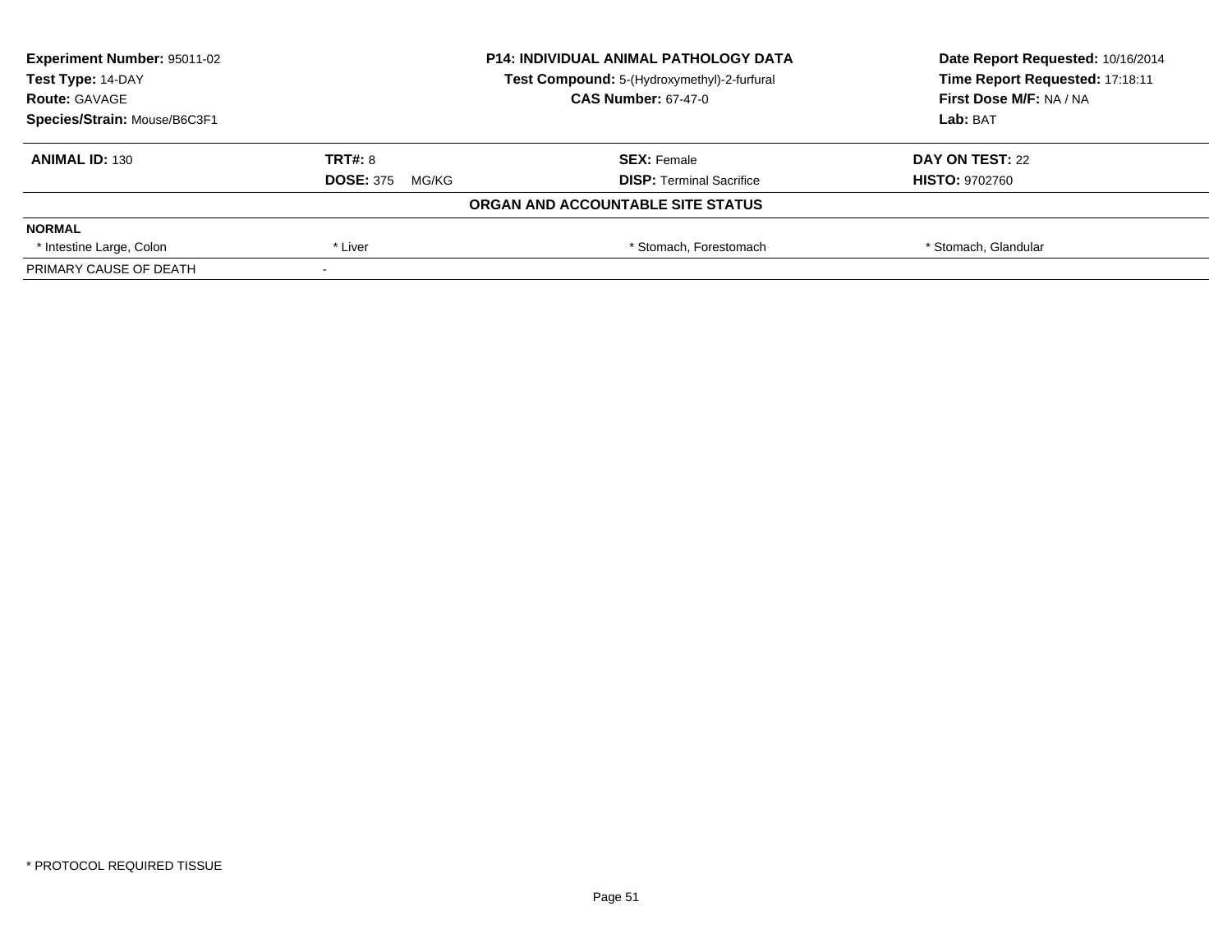**Experiment Number:** 95011-02
**Test Type:** 14-DAY
**Route:** GAVAGE
**Species/Strain:** Mouse/B6C3F1

**P14: INDIVIDUAL ANIMAL PATHOLOGY DATA**
**Test Compound:** 5-(Hydroxymethyl)-2-furfural
**CAS Number:** 67-47-0

**Date Report Requested:** 10/16/2014
**Time Report Requested:** 17:18:11
**First Dose M/F:** NA / NA
**Lab:** BAT

| **ANIMAL ID:** 130 | **TRT#:** 8 | **SEX:** Female | **DAY ON TEST:** 22 |
|---|---|---|---|
| | **DOSE:** 375 MG/KG | **DISP:** Terminal Sacrifice | **HISTO:** 9702760 |

**ORGAN AND ACCOUNTABLE SITE STATUS**

| **NORMAL** | | | |
|---|---|---|---|
| * Intestine Large, Colon | * Liver | * Stomach, Forestomach | * Stomach, Glandular |
| PRIMARY CAUSE OF DEATH | - | | |

\* PROTOCOL REQUIRED TISSUE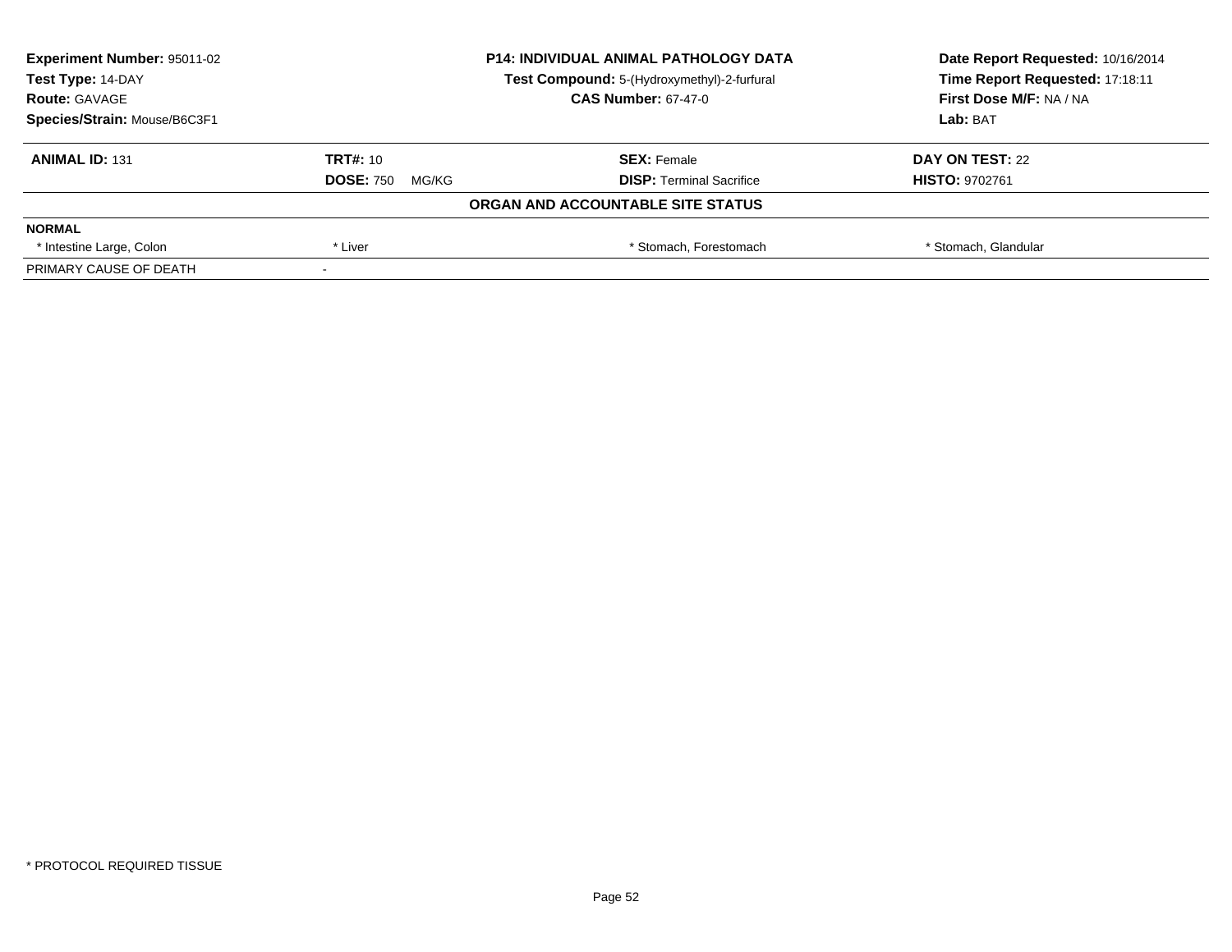| Experiment Number: 95011-02 | P14: INDIVIDUAL ANIMAL PATHOLOGY DATA | Date Report Requested: 10/16/2014 |
|---|---|---|
| Test Type: 14-DAY | Test Compound: 5-(Hydroxymethyl)-2-furfural | Time Report Requested: 17:18:11 |
| Route: GAVAGE | CAS Number: 67-47-0 | First Dose M/F: NA / NA |
| Species/Strain: Mouse/B6C3F1 | | Lab: BAT |

| ANIMAL ID: 131 | TRT#: 10 | SEX: Female | DAY ON TEST: 22 |
|---|---|---|---|
| | DOSE: 750 MG/KG | DISP: Terminal Sacrifice | HISTO: 9702761 |

**ORGAN AND ACCOUNTABLE SITE STATUS**

| NORMAL | | | |
|---|---|---|---|
| * Intestine Large, Colon | * Liver | * Stomach, Forestomach | * Stomach, Glandular |
| PRIMARY CAUSE OF DEATH | - | | |

* PROTOCOL REQUIRED TISSUE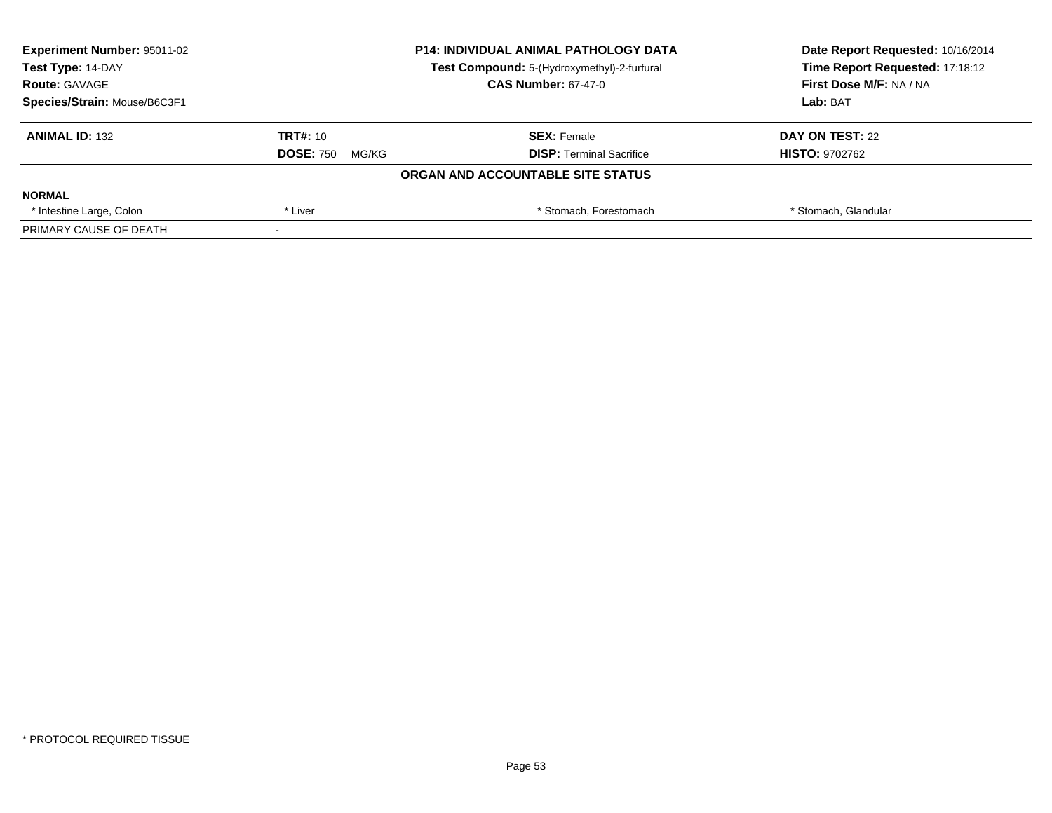**Experiment Number:** 95011-02
**Test Type:** 14-DAY
**Route:** GAVAGE
**Species/Strain:** Mouse/B6C3F1

**P14: INDIVIDUAL ANIMAL PATHOLOGY DATA**
**Test Compound:** 5-(Hydroxymethyl)-2-furfural
**CAS Number:** 67-47-0

**Date Report Requested:** 10/16/2014
**Time Report Requested:** 17:18:12
**First Dose M/F:** NA / NA
**Lab:** BAT

| **ANIMAL ID:** 132 | **TRT#:** 10 | **SEX:** Female | **DAY ON TEST:** 22 |
|---|---|---|---|
| | **DOSE:** 750 MG/KG | **DISP:** Terminal Sacrifice | **HISTO:** 9702762 |

**ORGAN AND ACCOUNTABLE SITE STATUS**

| | | | |
|---|---|---|---|
| **NORMAL** | | | |
| * Intestine Large, Colon | * Liver | * Stomach, Forestomach | * Stomach, Glandular |
| PRIMARY CAUSE OF DEATH | - | | |

* PROTOCOL REQUIRED TISSUE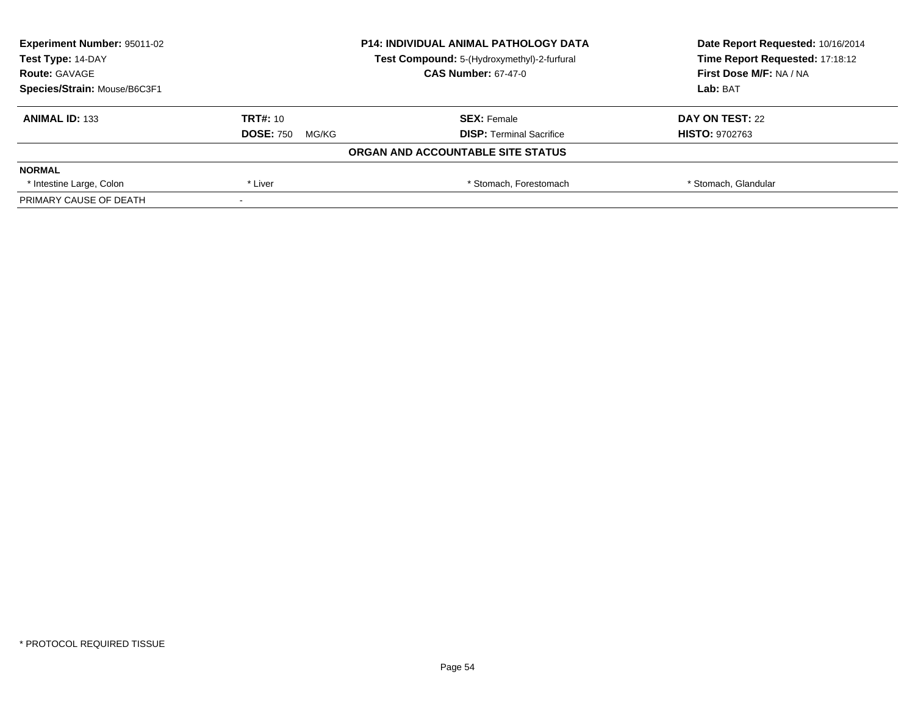| **Experiment Number:** 95011-02 | **P14: INDIVIDUAL ANIMAL PATHOLOGY DATA** | **Date Report Requested:** 10/16/2014 |
|---|---|---|
| **Test Type:** 14-DAY | **Test Compound:** 5-(Hydroxymethyl)-2-furfural | **Time Report Requested:** 17:18:12 |
| **Route:** GAVAGE | **CAS Number:** 67-47-0 | **First Dose M/F:** NA / NA |
| **Species/Strain:** Mouse/B6C3F1 | | **Lab:** BAT |

| **ANIMAL ID:** 133 | **TRT#:** 10 | **SEX:** Female | **DAY ON TEST:** 22 |
|---|---|---|---|
| | **DOSE:** 750 MG/KG | **DISP:** Terminal Sacrifice | **HISTO:** 9702763 |

**ORGAN AND ACCOUNTABLE SITE STATUS**

| **NORMAL** | | | |
|---|---|---|---|
| * Intestine Large, Colon | * Liver | * Stomach, Forestomach | * Stomach, Glandular |
| PRIMARY CAUSE OF DEATH | - | | |

* PROTOCOL REQUIRED TISSUE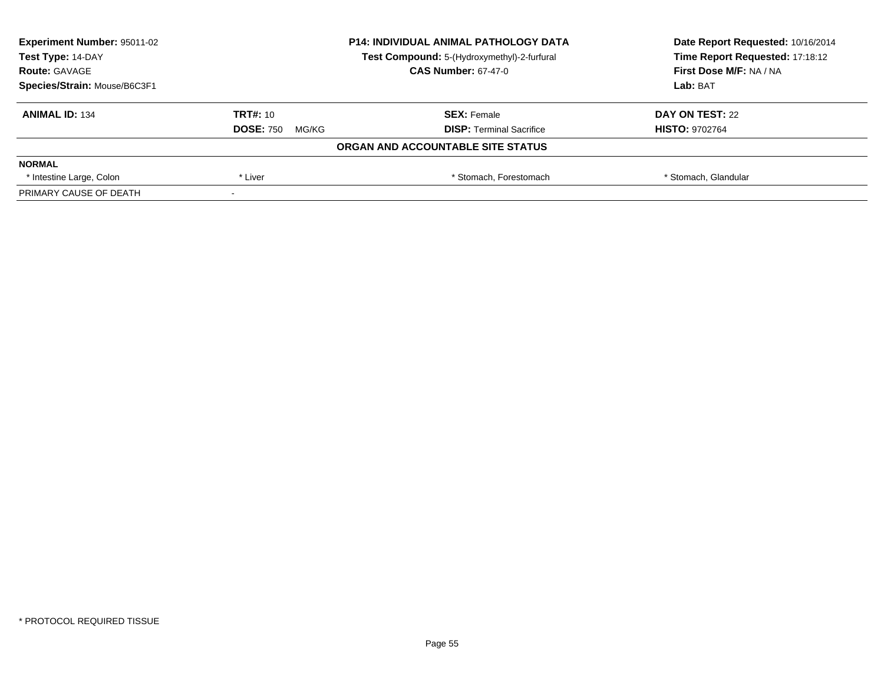| **Experiment Number:** 95011-02 | **P14: INDIVIDUAL ANIMAL PATHOLOGY DATA** | **Date Report Requested:** 10/16/2014 |
|---|---|---|
| **Test Type:** 14-DAY | **Test Compound:** 5-(Hydroxymethyl)-2-furfural | **Time Report Requested:** 17:18:12 |
| **Route:** GAVAGE | **CAS Number:** 67-47-0 | **First Dose M/F:** NA / NA |
| **Species/Strain:** Mouse/B6C3F1 | | **Lab:** BAT |

| **ANIMAL ID:** 134 | **TRT#:** 10 | **SEX:** Female | **DAY ON TEST:** 22 |
|---|---|---|---|
| | **DOSE:** 750 MG/KG | **DISP:** Terminal Sacrifice | **HISTO:** 9702764 |

**ORGAN AND ACCOUNTABLE SITE STATUS**

| **NORMAL** | | | |
|---|---|---|---|
| * Intestine Large, Colon | * Liver | * Stomach, Forestomach | * Stomach, Glandular |
| PRIMARY CAUSE OF DEATH | - | | |

* PROTOCOL REQUIRED TISSUE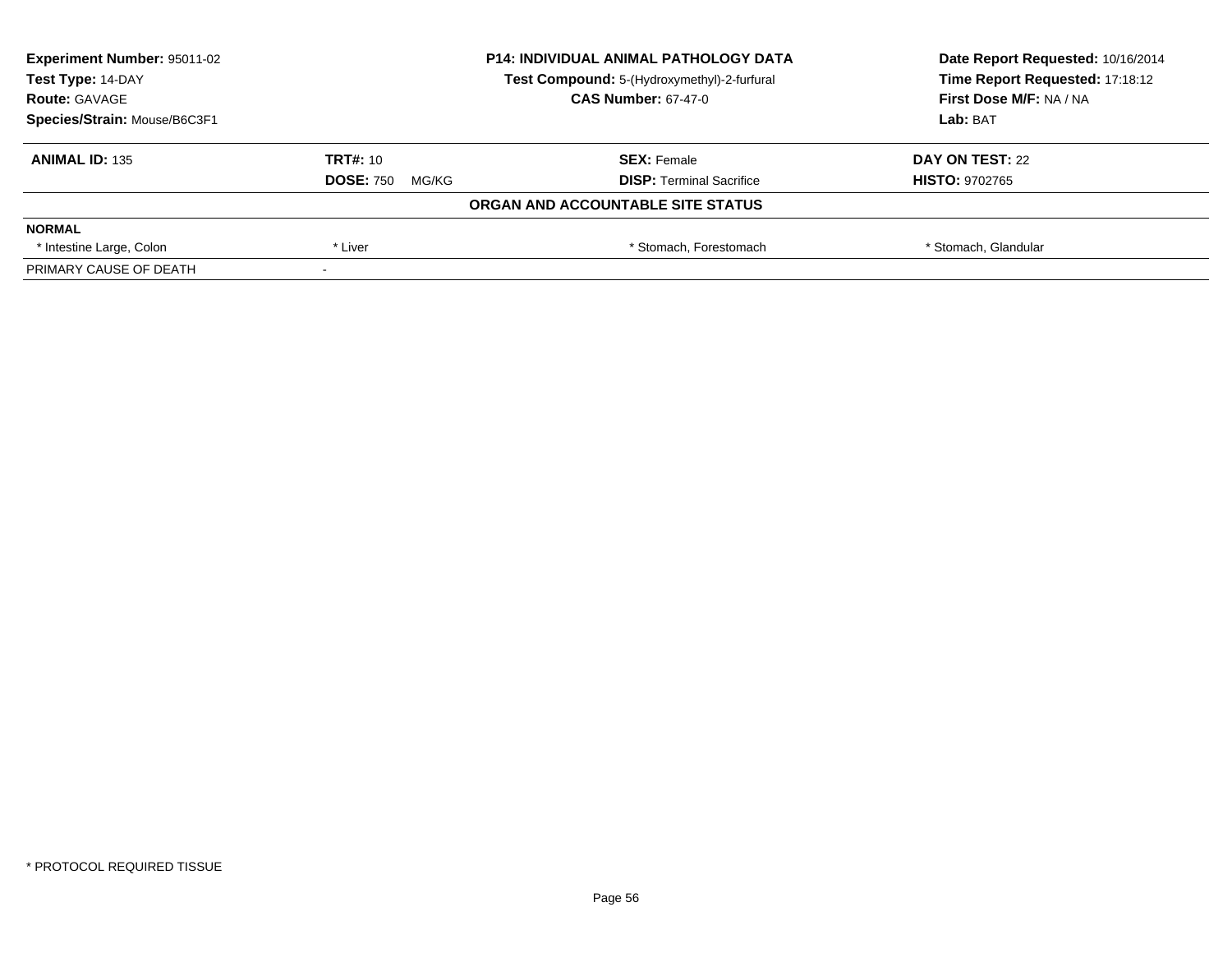| Experiment Number: 95011-02 | P14: INDIVIDUAL ANIMAL PATHOLOGY DATA | Date Report Requested: 10/16/2014 |
|---|---|---|
| Test Type: 14-DAY | Test Compound: 5-(Hydroxymethyl)-2-furfural | Time Report Requested: 17:18:12 |
| Route: GAVAGE | CAS Number: 67-47-0 | First Dose M/F: NA / NA |
| Species/Strain: Mouse/B6C3F1 | | Lab: BAT |

| ANIMAL ID: 135 | TRT#: 10 | SEX: Female | DAY ON TEST: 22 |
|---|---|---|---|
| | DOSE: 750 MG/KG | DISP: Terminal Sacrifice | HISTO: 9702765 |

**ORGAN AND ACCOUNTABLE SITE STATUS**

| NORMAL | | | |
|---|---|---|---|
| * Intestine Large, Colon | * Liver | * Stomach, Forestomach | * Stomach, Glandular |
| PRIMARY CAUSE OF DEATH | - | | |

* PROTOCOL REQUIRED TISSUE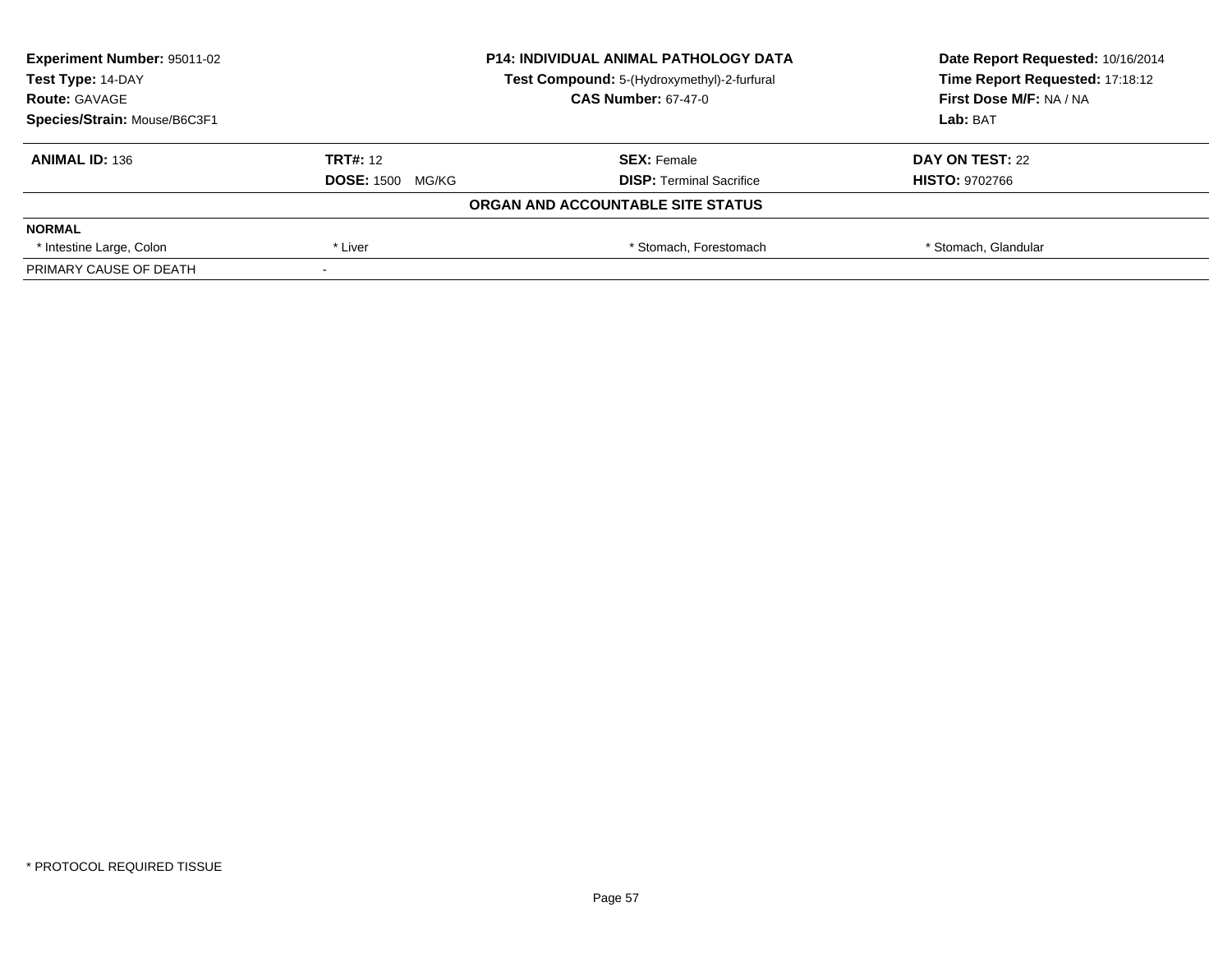| **Experiment Number:** 95011-02 | **P14: INDIVIDUAL ANIMAL PATHOLOGY DATA** | **Date Report Requested:** 10/16/2014 |
|---|---|---|
| **Test Type:** 14-DAY | **Test Compound:** 5-(Hydroxymethyl)-2-furfural | **Time Report Requested:** 17:18:12 |
| **Route:** GAVAGE | **CAS Number:** 67-47-0 | **First Dose M/F:** NA / NA |
| **Species/Strain:** Mouse/B6C3F1 | | **Lab:** BAT |

| **ANIMAL ID:** 136 | **TRT#:** 12 | **SEX:** Female | **DAY ON TEST:** 22 |
|---|---|---|---|
| | **DOSE:** 1500 MG/KG | **DISP:** Terminal Sacrifice | **HISTO:** 9702766 |

**ORGAN AND ACCOUNTABLE SITE STATUS**

| **NORMAL** | | | |
|---|---|---|---|
| * Intestine Large, Colon | * Liver | * Stomach, Forestomach | * Stomach, Glandular |
| PRIMARY CAUSE OF DEATH | - | | |

* PROTOCOL REQUIRED TISSUE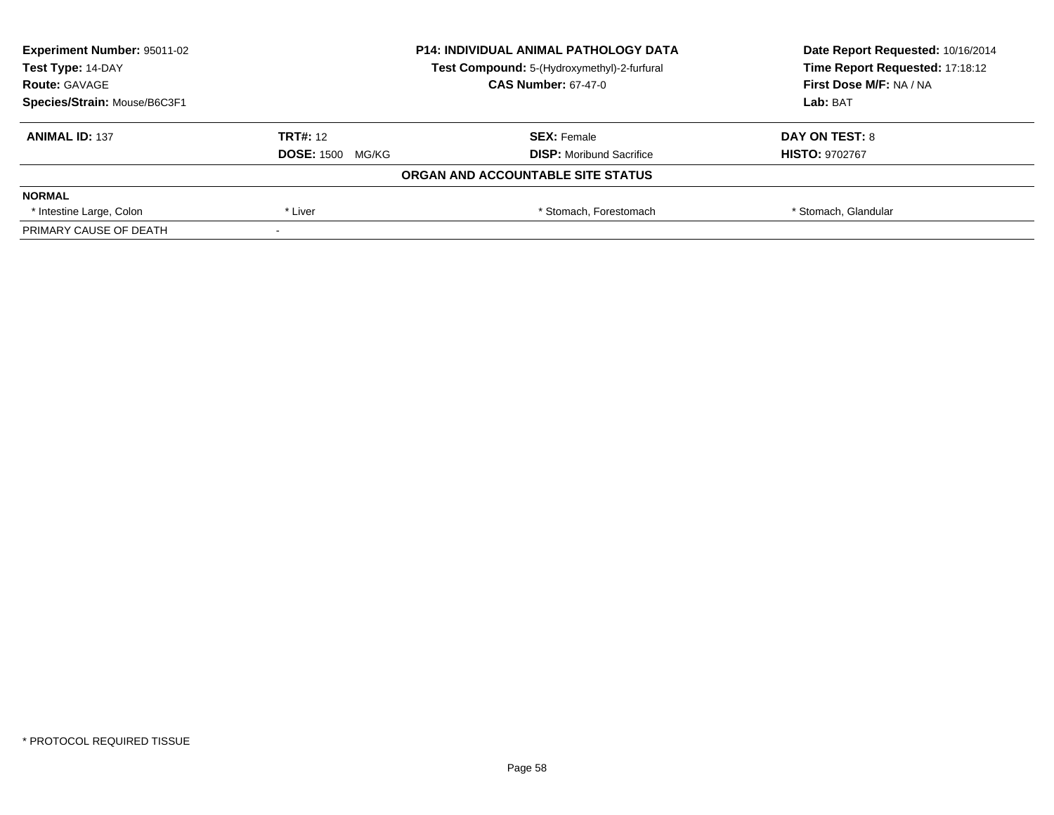| Experiment Number: 95011-02 | P14: INDIVIDUAL ANIMAL PATHOLOGY DATA | Date Report Requested: 10/16/2014 |
|---|---|---|
| Test Type: 14-DAY | Test Compound: 5-(Hydroxymethyl)-2-furfural | Time Report Requested: 17:18:12 |
| Route: GAVAGE | CAS Number: 67-47-0 | First Dose M/F: NA / NA |
| Species/Strain: Mouse/B6C3F1 | | Lab: BAT |

| ANIMAL ID: 137 | TRT#: 12 | SEX: Female | DAY ON TEST: 8 |
|---|---|---|---|
| | DOSE: 1500 MG/KG | DISP: Moribund Sacrifice | HISTO: 9702767 |

**ORGAN AND ACCOUNTABLE SITE STATUS**

| NORMAL | | | |
|---|---|---|---|
| * Intestine Large, Colon | * Liver | * Stomach, Forestomach | * Stomach, Glandular |
| PRIMARY CAUSE OF DEATH | - | | |

* PROTOCOL REQUIRED TISSUE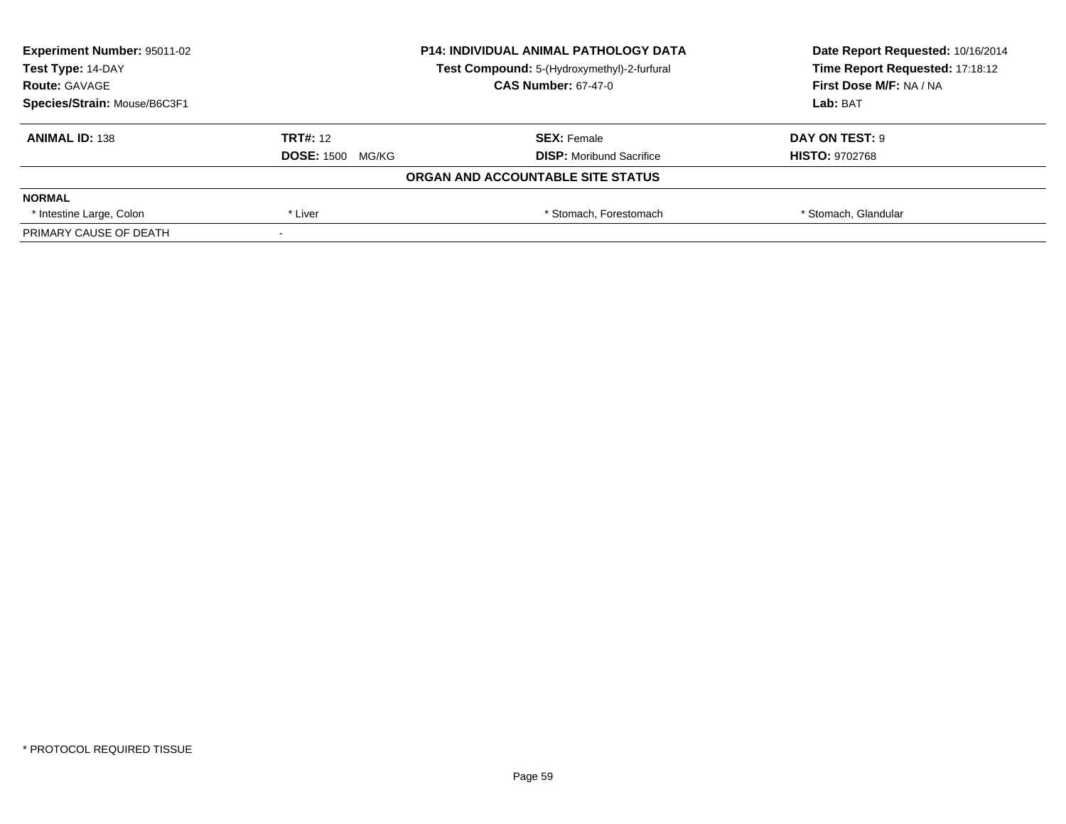| Experiment Number: 95011-02 | P14: INDIVIDUAL ANIMAL PATHOLOGY DATA | Date Report Requested: 10/16/2014 |
|---|---|---|
| Test Type: 14-DAY | Test Compound: 5-(Hydroxymethyl)-2-furfural | Time Report Requested: 17:18:12 |
| Route: GAVAGE | CAS Number: 67-47-0 | First Dose M/F: NA / NA |
| Species/Strain: Mouse/B6C3F1 | | Lab: BAT |

| ANIMAL ID: 138 | TRT#: 12 | SEX: Female | DAY ON TEST: 9 |
|---|---|---|---|
| | DOSE: 1500 MG/KG | DISP: Moribund Sacrifice | HISTO: 9702768 |

**ORGAN AND ACCOUNTABLE SITE STATUS**

| NORMAL | | | |
|---|---|---|---|
| * Intestine Large, Colon | * Liver | * Stomach, Forestomach | * Stomach, Glandular |
| PRIMARY CAUSE OF DEATH | - | | |

* PROTOCOL REQUIRED TISSUE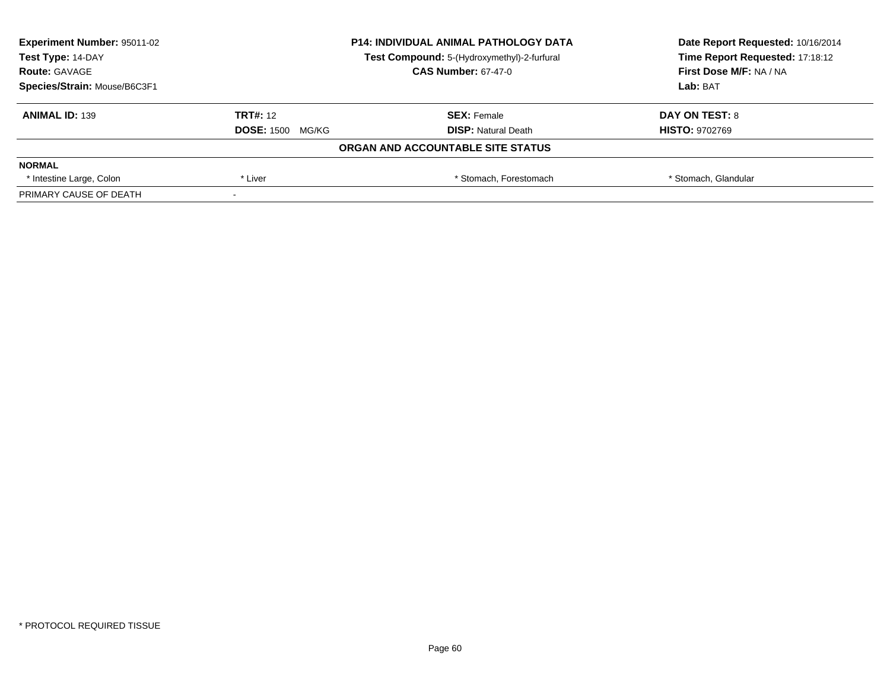| **Experiment Number:** 95011-02 | **P14: INDIVIDUAL ANIMAL PATHOLOGY DATA** | **Date Report Requested:** 10/16/2014 |
|---|---|---|
| **Test Type:** 14-DAY | **Test Compound:** 5-(Hydroxymethyl)-2-furfural | **Time Report Requested:** 17:18:12 |
| **Route:** GAVAGE | **CAS Number:** 67-47-0 | **First Dose M/F:** NA / NA |
| **Species/Strain:** Mouse/B6C3F1 | | **Lab:** BAT |

| **ANIMAL ID:** 139 | **TRT#:** 12 | **SEX:** Female | **DAY ON TEST:** 8 |
|---|---|---|---|
| | **DOSE:** 1500 MG/KG | **DISP:** Natural Death | **HISTO:** 9702769 |

**ORGAN AND ACCOUNTABLE SITE STATUS**

| | | | |
|---|---|---|---|
| **NORMAL** | | | |
| * Intestine Large, Colon | * Liver | * Stomach, Forestomach | * Stomach, Glandular |
| PRIMARY CAUSE OF DEATH | - | | |

* PROTOCOL REQUIRED TISSUE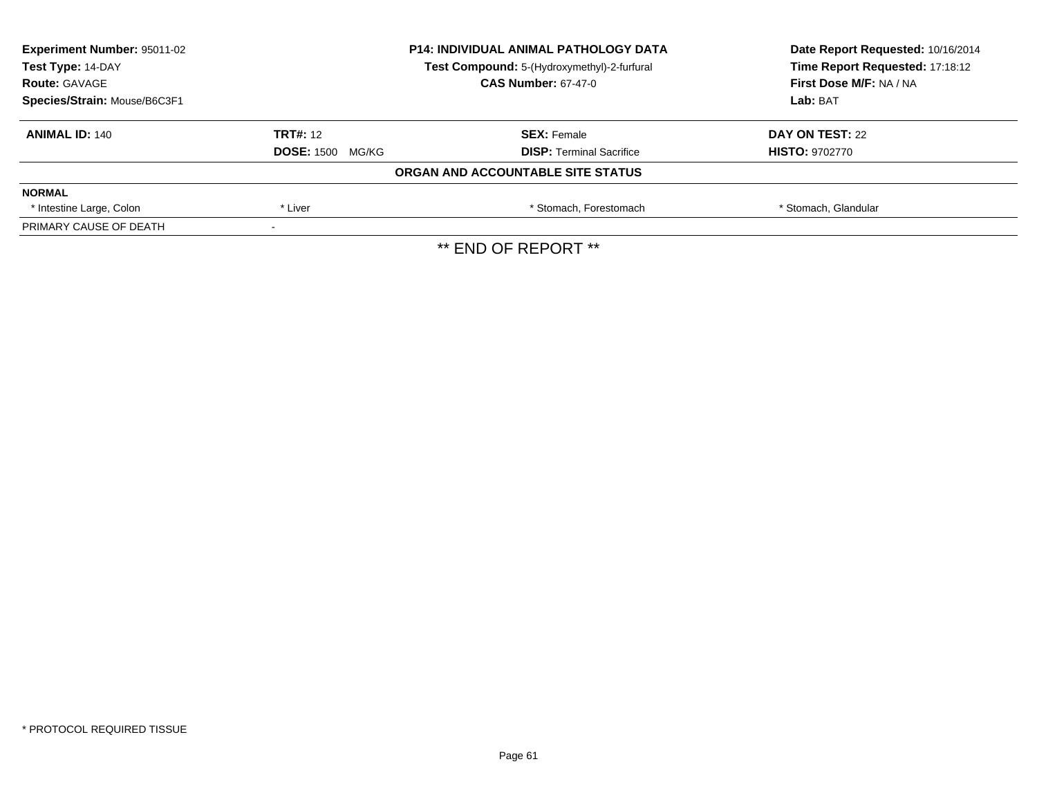| | | | |
|---|---|---|---|
| **Experiment Number:** 95011-02 | | **P14: INDIVIDUAL ANIMAL PATHOLOGY DATA** | **Date Report Requested:** 10/16/2014 |
| **Test Type:** 14-DAY | | **Test Compound:** 5-(Hydroxymethyl)-2-furfural | **Time Report Requested:** 17:18:12 |
| **Route:** GAVAGE | | **CAS Number:** 67-47-0 | **First Dose M/F:** NA / NA |
| **Species/Strain:** Mouse/B6C3F1 | | | **Lab:** BAT |

| | | | |
|---|---|---|---|
| **ANIMAL ID:** 140 | **TRT#:** 12 | **SEX:** Female | **DAY ON TEST:** 22 |
| | **DOSE:** 1500 MG/KG | **DISP:** Terminal Sacrifice | **HISTO:** 9702770 |

**ORGAN AND ACCOUNTABLE SITE STATUS**

| | | | |
|---|---|---|---|
| **NORMAL** | | | |
| * Intestine Large, Colon | * Liver | * Stomach, Forestomach | * Stomach, Glandular |
| PRIMARY CAUSE OF DEATH | - | | |

** END OF REPORT **

* PROTOCOL REQUIRED TISSUE